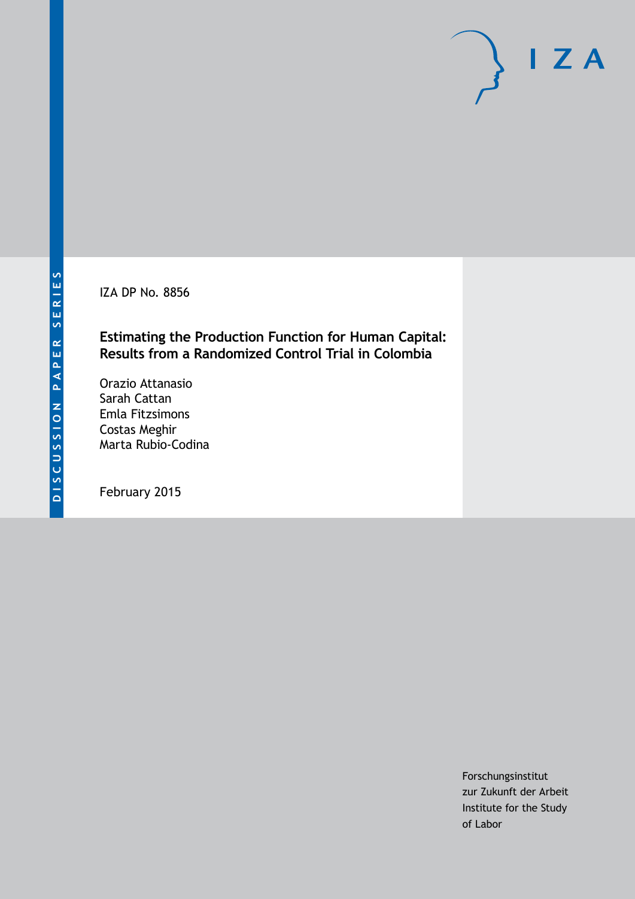DISCUSSION PAPER SERIES

IZA DP No. 8856

# Estimating the Production Function for Human Capital: Results from a Randomized Control Trial in Colombia

Orazio Attanasio
Sarah Cattan
Emla Fitzsimons
Costas Meghir
Marta Rubio-Codina

February 2015

Forschungsinstitut
zur Zukunft der Arbeit
Institute for the Study
of Labor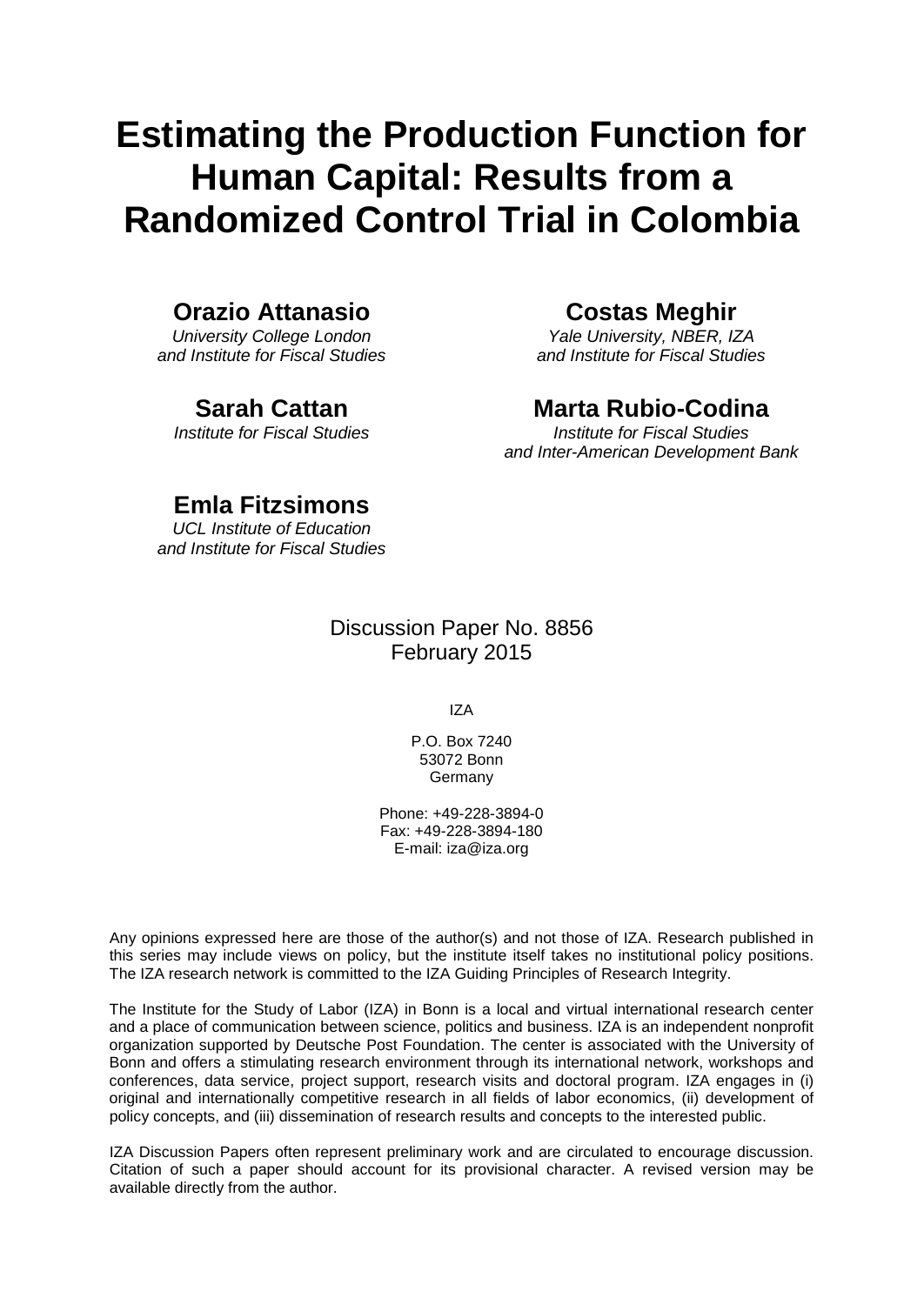# Estimating the Production Function for Human Capital: Results from a Randomized Control Trial in Colombia

**Orazio Attanasio**
*University College London*
*and Institute for Fiscal Studies*

**Costas Meghir**
*Yale University, NBER, IZA*
*and Institute for Fiscal Studies*

**Sarah Cattan**
*Institute for Fiscal Studies*

**Marta Rubio-Codina**
*Institute for Fiscal Studies*
*and Inter-American Development Bank*

**Emla Fitzsimons**
*UCL Institute of Education*
*and Institute for Fiscal Studies*

Discussion Paper No. 8856
February 2015

IZA

P.O. Box 7240
53072 Bonn
Germany

Phone: +49-228-3894-0
Fax: +49-228-3894-180
E-mail: iza@iza.org

Any opinions expressed here are those of the author(s) and not those of IZA. Research published in this series may include views on policy, but the institute itself takes no institutional policy positions. The IZA research network is committed to the IZA Guiding Principles of Research Integrity.

The Institute for the Study of Labor (IZA) in Bonn is a local and virtual international research center and a place of communication between science, politics and business. IZA is an independent nonprofit organization supported by Deutsche Post Foundation. The center is associated with the University of Bonn and offers a stimulating research environment through its international network, workshops and conferences, data service, project support, research visits and doctoral program. IZA engages in (i) original and internationally competitive research in all fields of labor economics, (ii) development of policy concepts, and (iii) dissemination of research results and concepts to the interested public.

IZA Discussion Papers often represent preliminary work and are circulated to encourage discussion. Citation of such a paper should account for its provisional character. A revised version may be available directly from the author.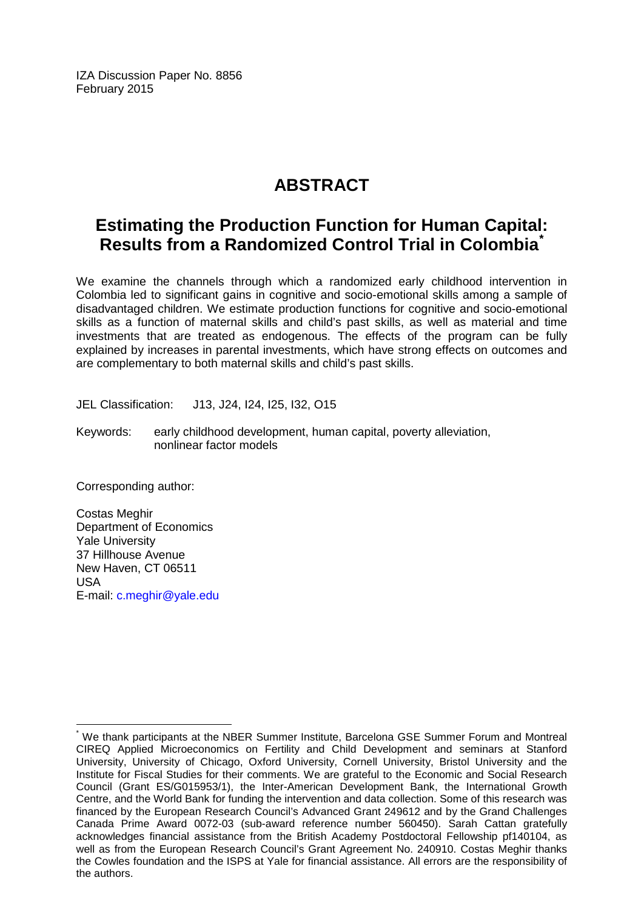IZA Discussion Paper No. 8856
February 2015

# ABSTRACT

## Estimating the Production Function for Human Capital: Results from a Randomized Control Trial in Colombia[*]

We examine the channels through which a randomized early childhood intervention in Colombia led to significant gains in cognitive and socio-emotional skills among a sample of disadvantaged children. We estimate production functions for cognitive and socio-emotional skills as a function of maternal skills and child's past skills, as well as material and time investments that are treated as endogenous. The effects of the program can be fully explained by increases in parental investments, which have strong effects on outcomes and are complementary to both maternal skills and child's past skills.

JEL Classification: J13, J24, I24, I25, I32, O15

Keywords: early childhood development, human capital, poverty alleviation, nonlinear factor models

Corresponding author:

Costas Meghir
Department of Economics
Yale University
37 Hillhouse Avenue
New Haven, CT 06511
USA
E-mail: c.meghir@yale.edu

[*] We thank participants at the NBER Summer Institute, Barcelona GSE Summer Forum and Montreal CIREQ Applied Microeconomics on Fertility and Child Development and seminars at Stanford University, University of Chicago, Oxford University, Cornell University, Bristol University and the Institute for Fiscal Studies for their comments. We are grateful to the Economic and Social Research Council (Grant ES/G015953/1), the Inter-American Development Bank, the International Growth Centre, and the World Bank for funding the intervention and data collection. Some of this research was financed by the European Research Council's Advanced Grant 249612 and by the Grand Challenges Canada Prime Award 0072-03 (sub-award reference number 560450). Sarah Cattan gratefully acknowledges financial assistance from the British Academy Postdoctoral Fellowship pf140104, as well as from the European Research Council's Grant Agreement No. 240910. Costas Meghir thanks the Cowles foundation and the ISPS at Yale for financial assistance. All errors are the responsibility of the authors.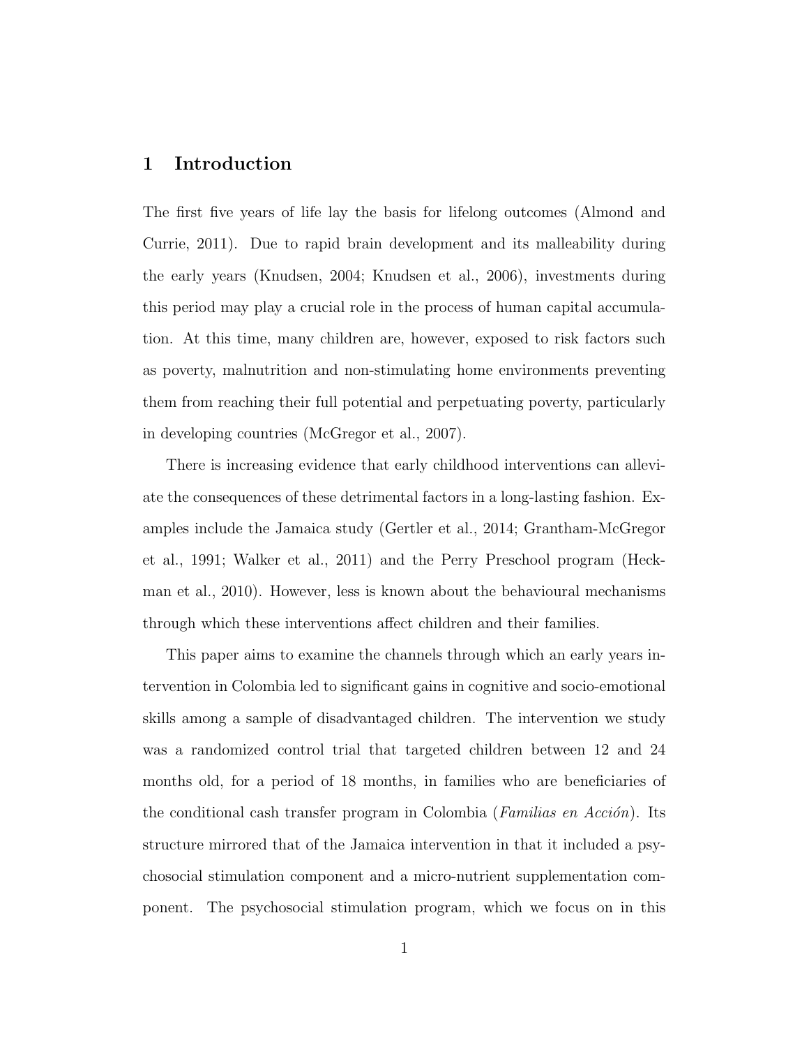## 1 Introduction

The first five years of life lay the basis for lifelong outcomes (Almond and Currie, 2011). Due to rapid brain development and its malleability during the early years (Knudsen, 2004; Knudsen et al., 2006), investments during this period may play a crucial role in the process of human capital accumulation. At this time, many children are, however, exposed to risk factors such as poverty, malnutrition and non-stimulating home environments preventing them from reaching their full potential and perpetuating poverty, particularly in developing countries (McGregor et al., 2007).

There is increasing evidence that early childhood interventions can alleviate the consequences of these detrimental factors in a long-lasting fashion. Examples include the Jamaica study (Gertler et al., 2014; Grantham-McGregor et al., 1991; Walker et al., 2011) and the Perry Preschool program (Heckman et al., 2010). However, less is known about the behavioural mechanisms through which these interventions affect children and their families.

This paper aims to examine the channels through which an early years intervention in Colombia led to significant gains in cognitive and socio-emotional skills among a sample of disadvantaged children. The intervention we study was a randomized control trial that targeted children between 12 and 24 months old, for a period of 18 months, in families who are beneficiaries of the conditional cash transfer program in Colombia (*Familias en Acción*). Its structure mirrored that of the Jamaica intervention in that it included a psychosocial stimulation component and a micro-nutrient supplementation component. The psychosocial stimulation program, which we focus on in this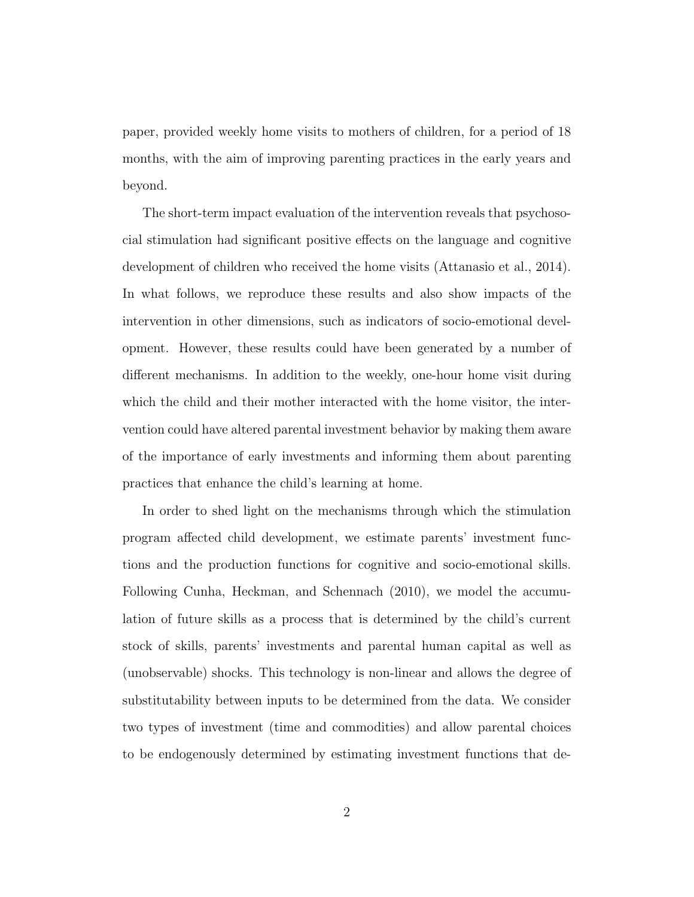paper, provided weekly home visits to mothers of children, for a period of 18 months, with the aim of improving parenting practices in the early years and beyond.

The short-term impact evaluation of the intervention reveals that psychosocial stimulation had significant positive effects on the language and cognitive development of children who received the home visits (Attanasio et al., 2014). In what follows, we reproduce these results and also show impacts of the intervention in other dimensions, such as indicators of socio-emotional development. However, these results could have been generated by a number of different mechanisms. In addition to the weekly, one-hour home visit during which the child and their mother interacted with the home visitor, the intervention could have altered parental investment behavior by making them aware of the importance of early investments and informing them about parenting practices that enhance the child's learning at home.

In order to shed light on the mechanisms through which the stimulation program affected child development, we estimate parents' investment functions and the production functions for cognitive and socio-emotional skills. Following Cunha, Heckman, and Schennach (2010), we model the accumulation of future skills as a process that is determined by the child's current stock of skills, parents' investments and parental human capital as well as (unobservable) shocks. This technology is non-linear and allows the degree of substitutability between inputs to be determined from the data. We consider two types of investment (time and commodities) and allow parental choices to be endogenously determined by estimating investment functions that de-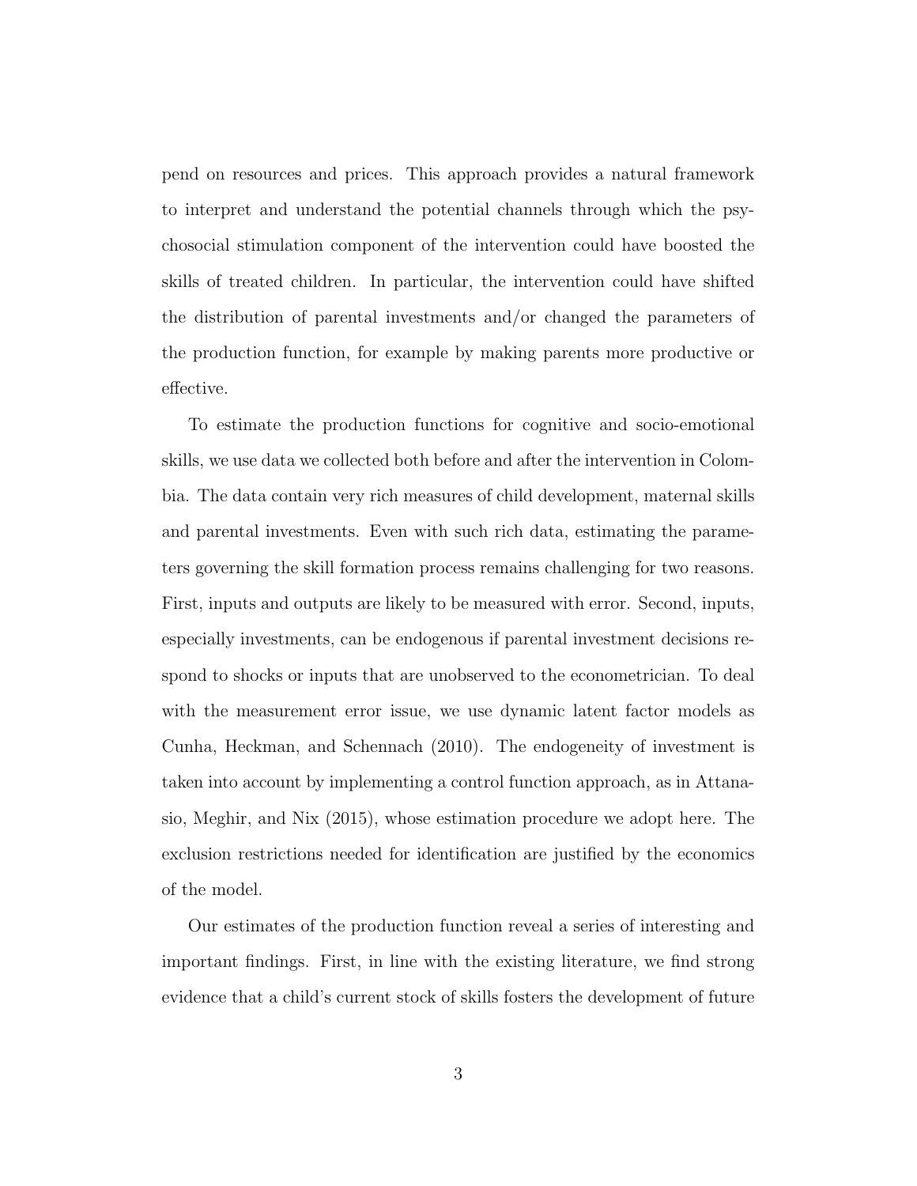pend on resources and prices. This approach provides a natural framework to interpret and understand the potential channels through which the psychosocial stimulation component of the intervention could have boosted the skills of treated children. In particular, the intervention could have shifted the distribution of parental investments and/or changed the parameters of the production function, for example by making parents more productive or effective.

To estimate the production functions for cognitive and socio-emotional skills, we use data we collected both before and after the intervention in Colombia. The data contain very rich measures of child development, maternal skills and parental investments. Even with such rich data, estimating the parameters governing the skill formation process remains challenging for two reasons. First, inputs and outputs are likely to be measured with error. Second, inputs, especially investments, can be endogenous if parental investment decisions respond to shocks or inputs that are unobserved to the econometrician. To deal with the measurement error issue, we use dynamic latent factor models as Cunha, Heckman, and Schennach (2010). The endogeneity of investment is taken into account by implementing a control function approach, as in Attanasio, Meghir, and Nix (2015), whose estimation procedure we adopt here. The exclusion restrictions needed for identification are justified by the economics of the model.

Our estimates of the production function reveal a series of interesting and important findings. First, in line with the existing literature, we find strong evidence that a child's current stock of skills fosters the development of future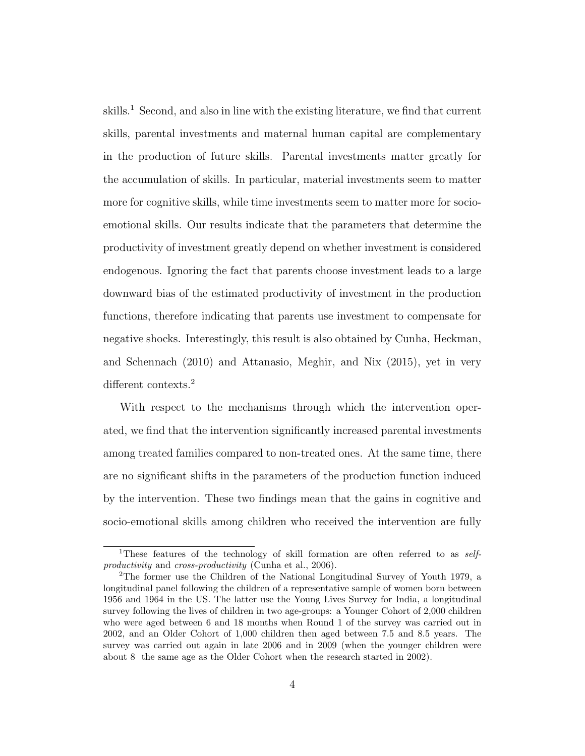skills.[1] Second, and also in line with the existing literature, we find that current skills, parental investments and maternal human capital are complementary in the production of future skills. Parental investments matter greatly for the accumulation of skills. In particular, material investments seem to matter more for cognitive skills, while time investments seem to matter more for socio-emotional skills. Our results indicate that the parameters that determine the productivity of investment greatly depend on whether investment is considered endogenous. Ignoring the fact that parents choose investment leads to a large downward bias of the estimated productivity of investment in the production functions, therefore indicating that parents use investment to compensate for negative shocks. Interestingly, this result is also obtained by Cunha, Heckman, and Schennach (2010) and Attanasio, Meghir, and Nix (2015), yet in very different contexts.[2]

With respect to the mechanisms through which the intervention operated, we find that the intervention significantly increased parental investments among treated families compared to non-treated ones. At the same time, there are no significant shifts in the parameters of the production function induced by the intervention. These two findings mean that the gains in cognitive and socio-emotional skills among children who received the intervention are fully

[1] These features of the technology of skill formation are often referred to as *self-productivity* and *cross-productivity* (Cunha et al., 2006).

[2] The former use the Children of the National Longitudinal Survey of Youth 1979, a longitudinal panel following the children of a representative sample of women born between 1956 and 1964 in the US. The latter use the Young Lives Survey for India, a longitudinal survey following the lives of children in two age-groups: a Younger Cohort of 2,000 children who were aged between 6 and 18 months when Round 1 of the survey was carried out in 2002, and an Older Cohort of 1,000 children then aged between 7.5 and 8.5 years. The survey was carried out again in late 2006 and in 2009 (when the younger children were about 8 the same age as the Older Cohort when the research started in 2002).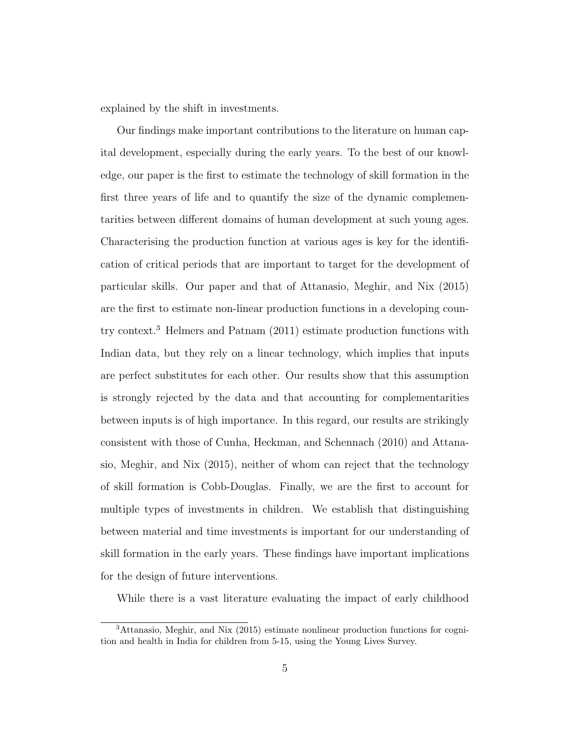explained by the shift in investments.

Our findings make important contributions to the literature on human capital development, especially during the early years. To the best of our knowledge, our paper is the first to estimate the technology of skill formation in the first three years of life and to quantify the size of the dynamic complementarities between different domains of human development at such young ages. Characterising the production function at various ages is key for the identification of critical periods that are important to target for the development of particular skills. Our paper and that of Attanasio, Meghir, and Nix (2015) are the first to estimate non-linear production functions in a developing country context.[3] Helmers and Patnam (2011) estimate production functions with Indian data, but they rely on a linear technology, which implies that inputs are perfect substitutes for each other. Our results show that this assumption is strongly rejected by the data and that accounting for complementarities between inputs is of high importance. In this regard, our results are strikingly consistent with those of Cunha, Heckman, and Schennach (2010) and Attanasio, Meghir, and Nix (2015), neither of whom can reject that the technology of skill formation is Cobb-Douglas. Finally, we are the first to account for multiple types of investments in children. We establish that distinguishing between material and time investments is important for our understanding of skill formation in the early years. These findings have important implications for the design of future interventions.

While there is a vast literature evaluating the impact of early childhood

[3] Attanasio, Meghir, and Nix (2015) estimate nonlinear production functions for cognition and health in India for children from 5-15, using the Young Lives Survey.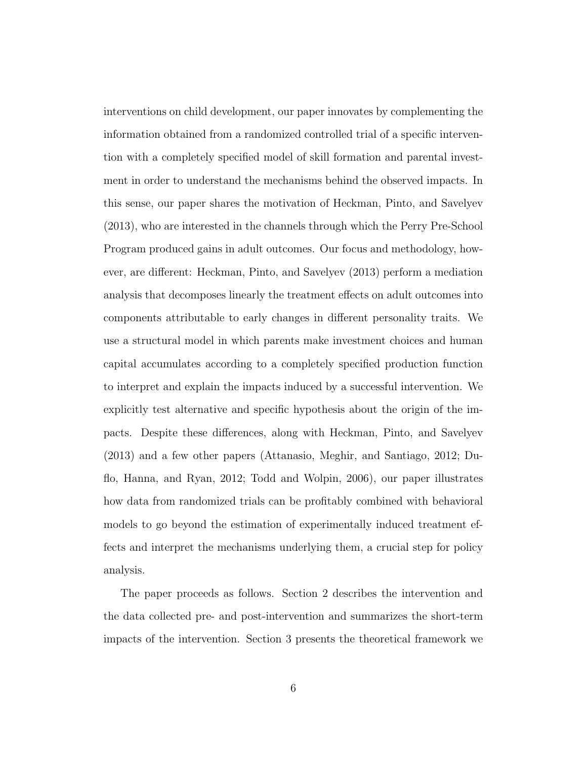interventions on child development, our paper innovates by complementing the information obtained from a randomized controlled trial of a specific intervention with a completely specified model of skill formation and parental investment in order to understand the mechanisms behind the observed impacts. In this sense, our paper shares the motivation of Heckman, Pinto, and Savelyev (2013), who are interested in the channels through which the Perry Pre-School Program produced gains in adult outcomes. Our focus and methodology, however, are different: Heckman, Pinto, and Savelyev (2013) perform a mediation analysis that decomposes linearly the treatment effects on adult outcomes into components attributable to early changes in different personality traits. We use a structural model in which parents make investment choices and human capital accumulates according to a completely specified production function to interpret and explain the impacts induced by a successful intervention. We explicitly test alternative and specific hypothesis about the origin of the impacts. Despite these differences, along with Heckman, Pinto, and Savelyev (2013) and a few other papers (Attanasio, Meghir, and Santiago, 2012; Duflo, Hanna, and Ryan, 2012; Todd and Wolpin, 2006), our paper illustrates how data from randomized trials can be profitably combined with behavioral models to go beyond the estimation of experimentally induced treatment effects and interpret the mechanisms underlying them, a crucial step for policy analysis.

The paper proceeds as follows. Section 2 describes the intervention and the data collected pre- and post-intervention and summarizes the short-term impacts of the intervention. Section 3 presents the theoretical framework we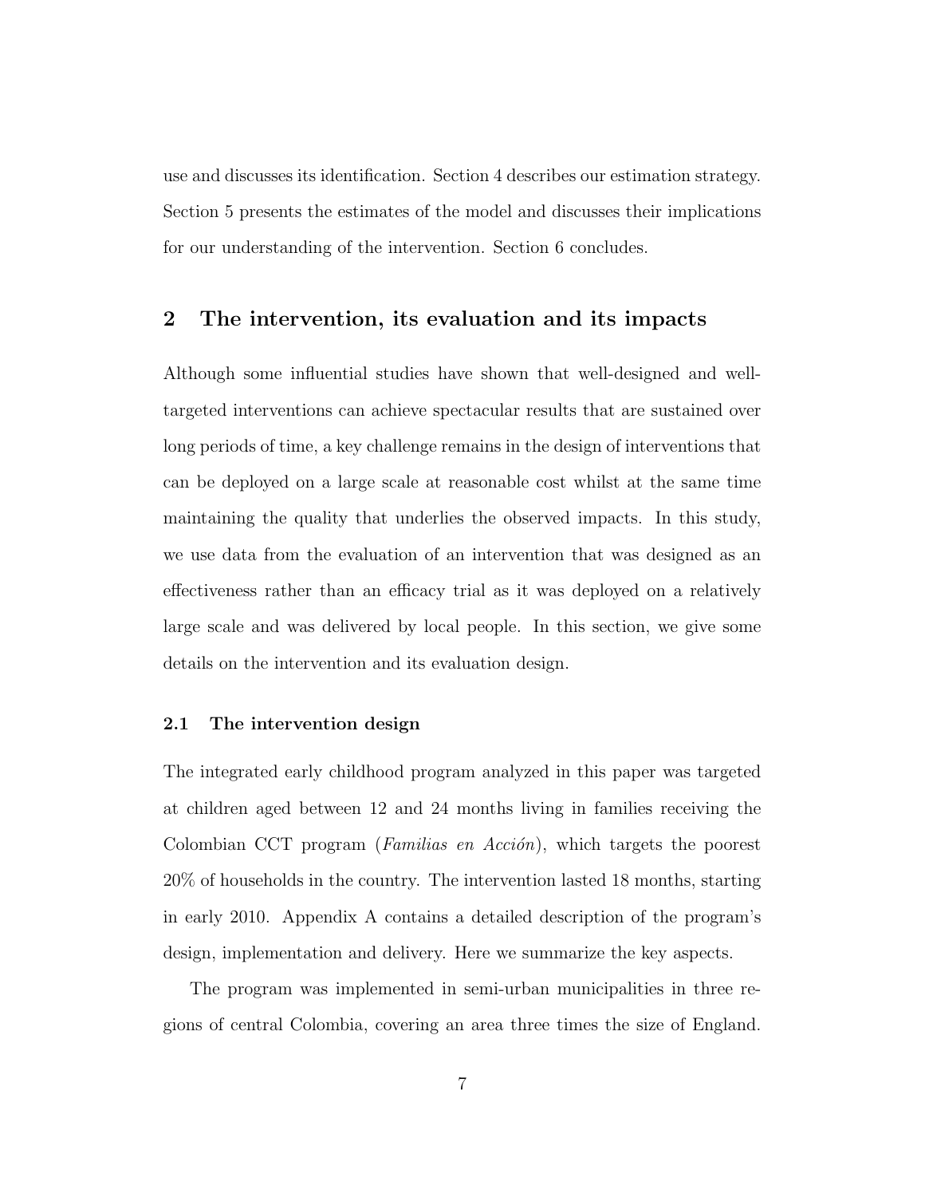use and discusses its identification. Section 4 describes our estimation strategy. Section 5 presents the estimates of the model and discusses their implications for our understanding of the intervention. Section 6 concludes.

## 2 The intervention, its evaluation and its impacts

Although some influential studies have shown that well-designed and well-targeted interventions can achieve spectacular results that are sustained over long periods of time, a key challenge remains in the design of interventions that can be deployed on a large scale at reasonable cost whilst at the same time maintaining the quality that underlies the observed impacts. In this study, we use data from the evaluation of an intervention that was designed as an effectiveness rather than an efficacy trial as it was deployed on a relatively large scale and was delivered by local people. In this section, we give some details on the intervention and its evaluation design.

### 2.1 The intervention design

The integrated early childhood program analyzed in this paper was targeted at children aged between 12 and 24 months living in families receiving the Colombian CCT program (*Familias en Acción*), which targets the poorest 20% of households in the country. The intervention lasted 18 months, starting in early 2010. Appendix A contains a detailed description of the program's design, implementation and delivery. Here we summarize the key aspects.

The program was implemented in semi-urban municipalities in three regions of central Colombia, covering an area three times the size of England.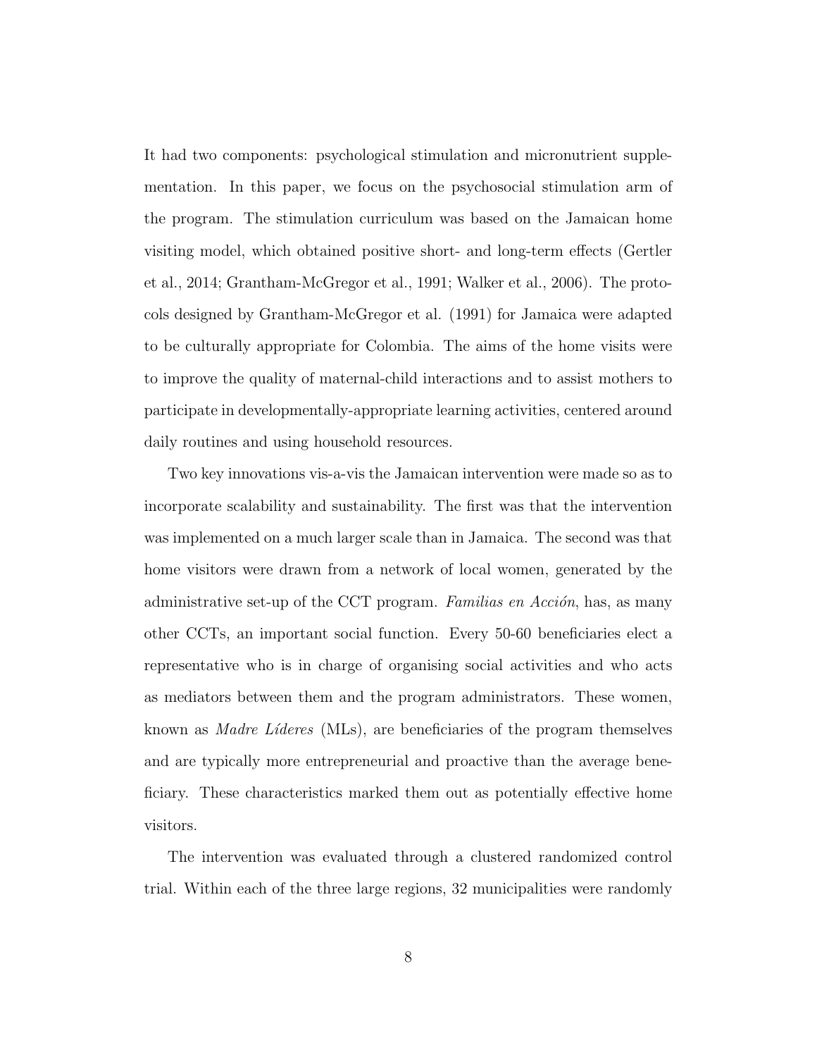It had two components: psychological stimulation and micronutrient supplementation. In this paper, we focus on the psychosocial stimulation arm of the program. The stimulation curriculum was based on the Jamaican home visiting model, which obtained positive short- and long-term effects (Gertler et al., 2014; Grantham-McGregor et al., 1991; Walker et al., 2006). The protocols designed by Grantham-McGregor et al. (1991) for Jamaica were adapted to be culturally appropriate for Colombia. The aims of the home visits were to improve the quality of maternal-child interactions and to assist mothers to participate in developmentally-appropriate learning activities, centered around daily routines and using household resources.

Two key innovations vis-a-vis the Jamaican intervention were made so as to incorporate scalability and sustainability. The first was that the intervention was implemented on a much larger scale than in Jamaica. The second was that home visitors were drawn from a network of local women, generated by the administrative set-up of the CCT program. *Familias en Acción*, has, as many other CCTs, an important social function. Every 50-60 beneficiaries elect a representative who is in charge of organising social activities and who acts as mediators between them and the program administrators. These women, known as *Madre Líderes* (MLs), are beneficiaries of the program themselves and are typically more entrepreneurial and proactive than the average beneficiary. These characteristics marked them out as potentially effective home visitors.

The intervention was evaluated through a clustered randomized control trial. Within each of the three large regions, 32 municipalities were randomly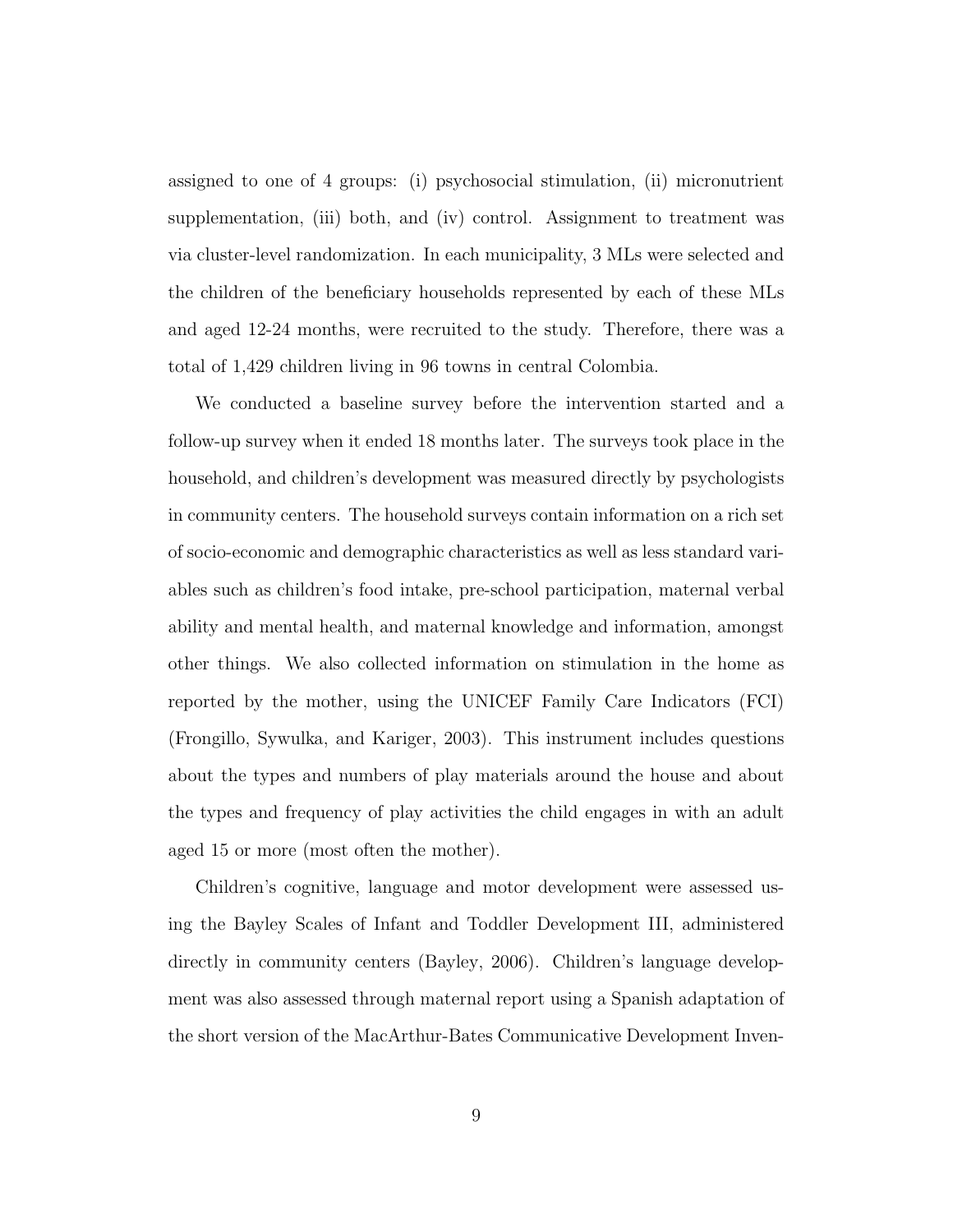assigned to one of 4 groups: (i) psychosocial stimulation, (ii) micronutrient supplementation, (iii) both, and (iv) control. Assignment to treatment was via cluster-level randomization. In each municipality, 3 MLs were selected and the children of the beneficiary households represented by each of these MLs and aged 12-24 months, were recruited to the study. Therefore, there was a total of 1,429 children living in 96 towns in central Colombia.

We conducted a baseline survey before the intervention started and a follow-up survey when it ended 18 months later. The surveys took place in the household, and children's development was measured directly by psychologists in community centers. The household surveys contain information on a rich set of socio-economic and demographic characteristics as well as less standard variables such as children's food intake, pre-school participation, maternal verbal ability and mental health, and maternal knowledge and information, amongst other things. We also collected information on stimulation in the home as reported by the mother, using the UNICEF Family Care Indicators (FCI) (Frongillo, Sywulka, and Kariger, 2003). This instrument includes questions about the types and numbers of play materials around the house and about the types and frequency of play activities the child engages in with an adult aged 15 or more (most often the mother).

Children's cognitive, language and motor development were assessed using the Bayley Scales of Infant and Toddler Development III, administered directly in community centers (Bayley, 2006). Children's language development was also assessed through maternal report using a Spanish adaptation of the short version of the MacArthur-Bates Communicative Development Inven-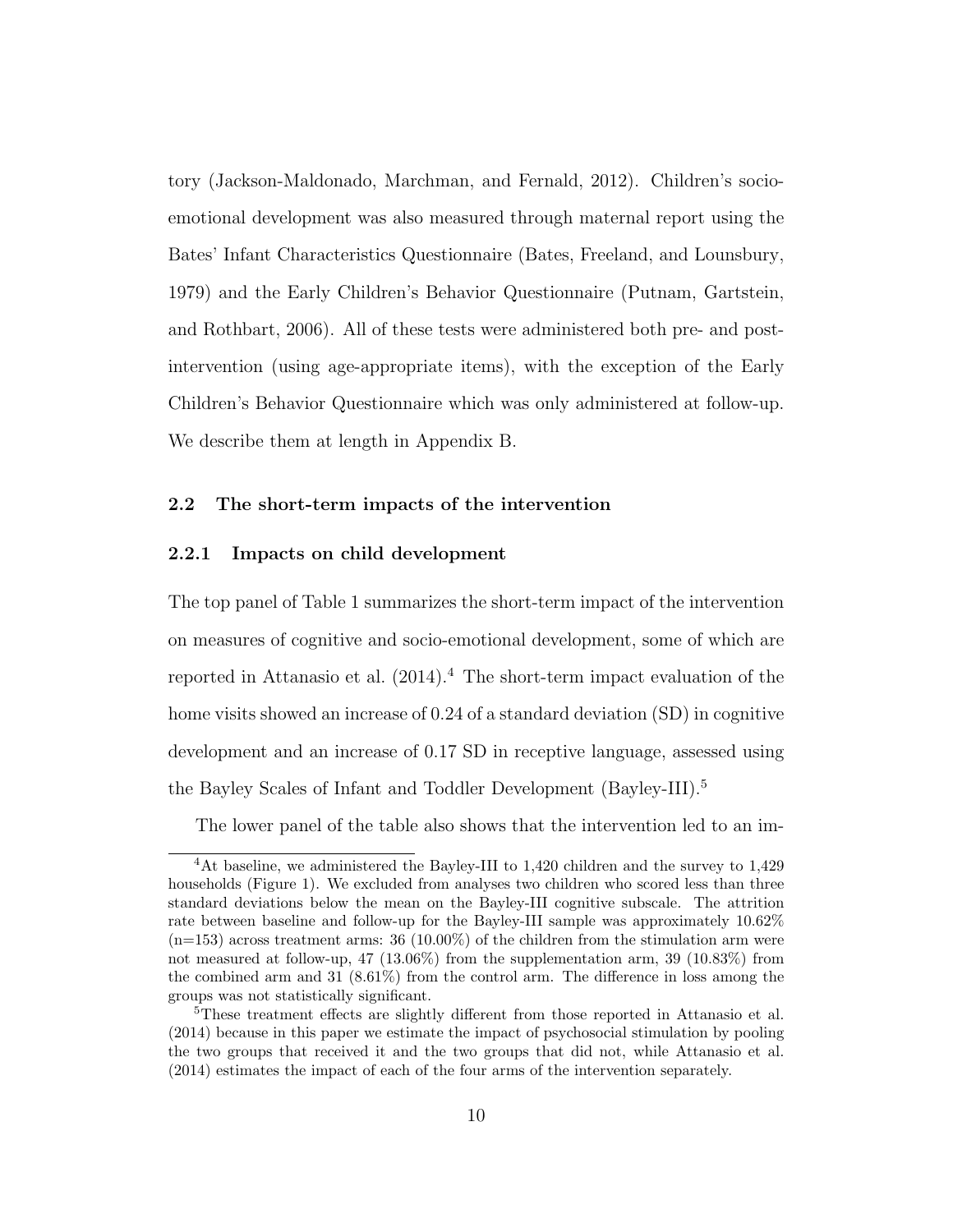tory (Jackson-Maldonado, Marchman, and Fernald, 2012). Children's socio-emotional development was also measured through maternal report using the Bates' Infant Characteristics Questionnaire (Bates, Freeland, and Lounsbury, 1979) and the Early Children's Behavior Questionnaire (Putnam, Gartstein, and Rothbart, 2006). All of these tests were administered both pre- and post-intervention (using age-appropriate items), with the exception of the Early Children's Behavior Questionnaire which was only administered at follow-up. We describe them at length in Appendix B.

### 2.2 The short-term impacts of the intervention

#### 2.2.1 Impacts on child development

The top panel of Table 1 summarizes the short-term impact of the intervention on measures of cognitive and socio-emotional development, some of which are reported in Attanasio et al. (2014).[4] The short-term impact evaluation of the home visits showed an increase of 0.24 of a standard deviation (SD) in cognitive development and an increase of 0.17 SD in receptive language, assessed using the Bayley Scales of Infant and Toddler Development (Bayley-III).[5]

The lower panel of the table also shows that the intervention led to an im-

---

[4]At baseline, we administered the Bayley-III to 1,420 children and the survey to 1,429 households (Figure 1). We excluded from analyses two children who scored less than three standard deviations below the mean on the Bayley-III cognitive subscale. The attrition rate between baseline and follow-up for the Bayley-III sample was approximately 10.62% (n=153) across treatment arms: 36 (10.00%) of the children from the stimulation arm were not measured at follow-up, 47 (13.06%) from the supplementation arm, 39 (10.83%) from the combined arm and 31 (8.61%) from the control arm. The difference in loss among the groups was not statistically significant.

[5]These treatment effects are slightly different from those reported in Attanasio et al. (2014) because in this paper we estimate the impact of psychosocial stimulation by pooling the two groups that received it and the two groups that did not, while Attanasio et al. (2014) estimates the impact of each of the four arms of the intervention separately.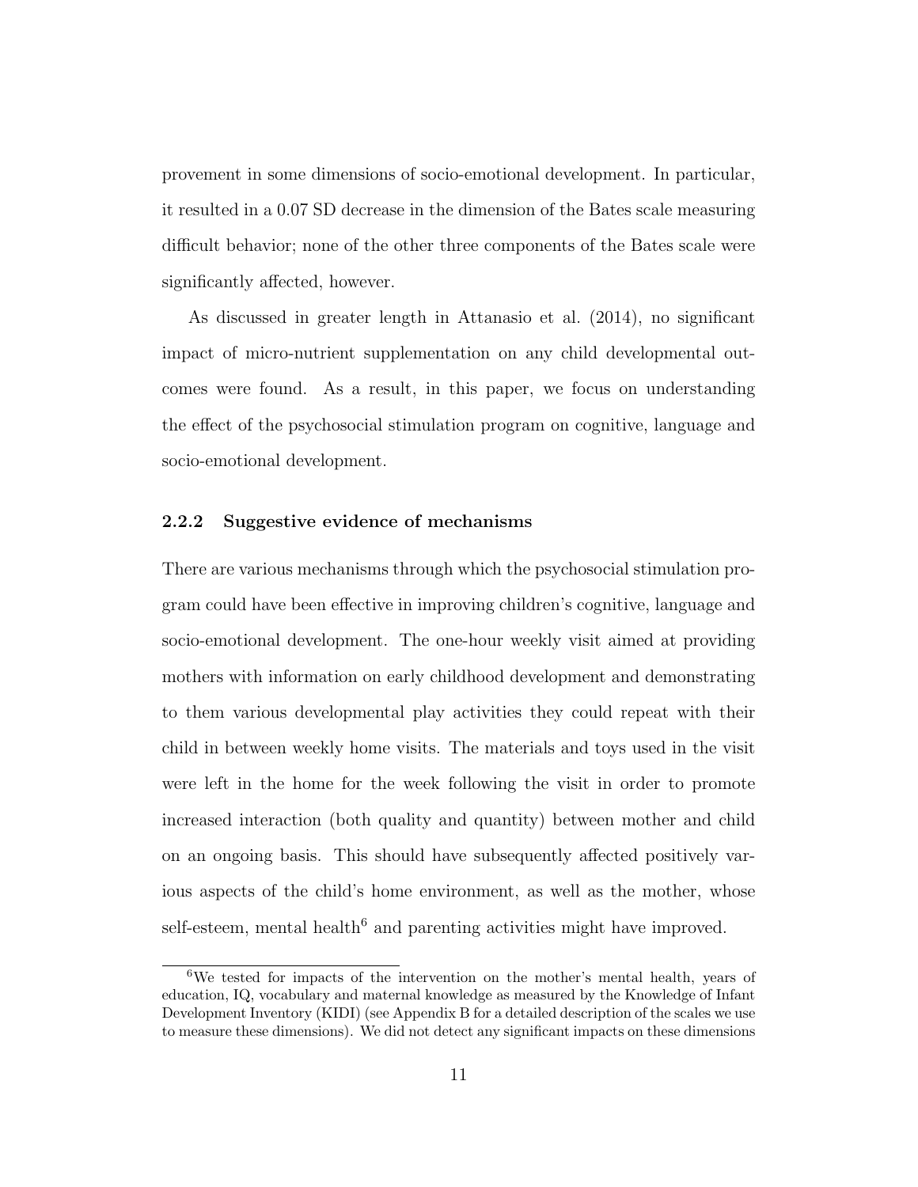provement in some dimensions of socio-emotional development. In particular, it resulted in a 0.07 SD decrease in the dimension of the Bates scale measuring difficult behavior; none of the other three components of the Bates scale were significantly affected, however.

As discussed in greater length in Attanasio et al. (2014), no significant impact of micro-nutrient supplementation on any child developmental outcomes were found. As a result, in this paper, we focus on understanding the effect of the psychosocial stimulation program on cognitive, language and socio-emotional development.

### 2.2.2 Suggestive evidence of mechanisms

There are various mechanisms through which the psychosocial stimulation program could have been effective in improving children's cognitive, language and socio-emotional development. The one-hour weekly visit aimed at providing mothers with information on early childhood development and demonstrating to them various developmental play activities they could repeat with their child in between weekly home visits. The materials and toys used in the visit were left in the home for the week following the visit in order to promote increased interaction (both quality and quantity) between mother and child on an ongoing basis. This should have subsequently affected positively various aspects of the child's home environment, as well as the mother, whose self-esteem, mental health[6] and parenting activities might have improved.

[6]We tested for impacts of the intervention on the mother's mental health, years of education, IQ, vocabulary and maternal knowledge as measured by the Knowledge of Infant Development Inventory (KIDI) (see Appendix B for a detailed description of the scales we use to measure these dimensions). We did not detect any significant impacts on these dimensions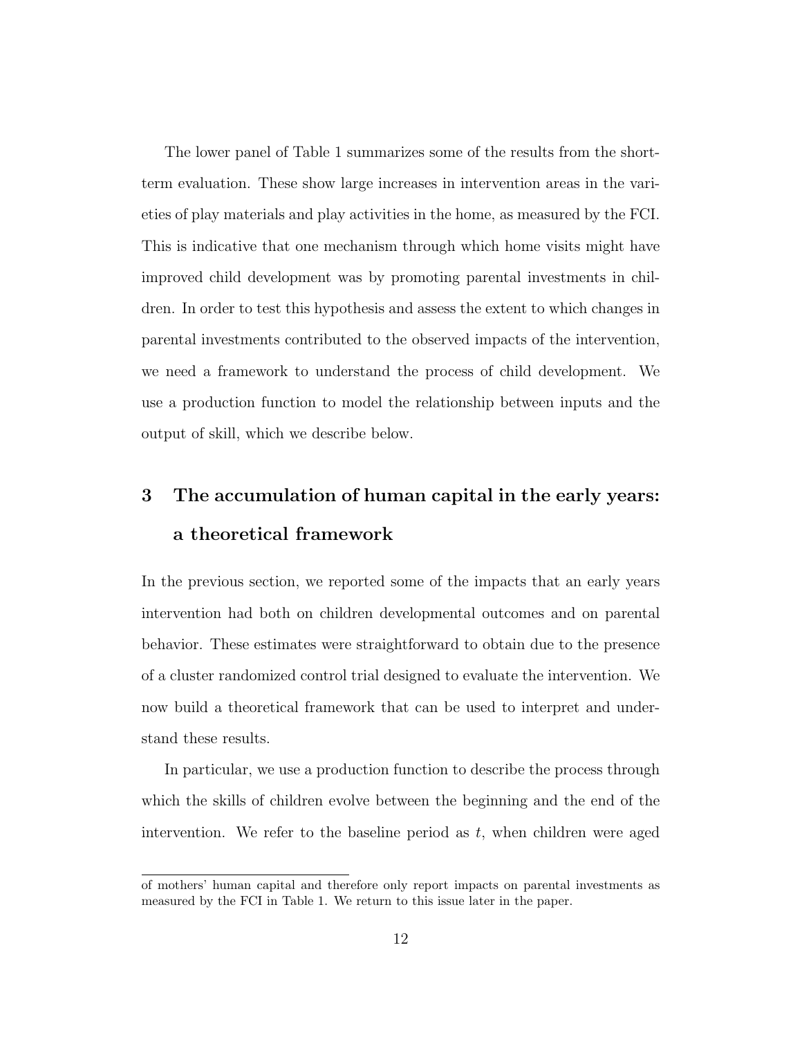The lower panel of Table 1 summarizes some of the results from the short-term evaluation. These show large increases in intervention areas in the varieties of play materials and play activities in the home, as measured by the FCI. This is indicative that one mechanism through which home visits might have improved child development was by promoting parental investments in children. In order to test this hypothesis and assess the extent to which changes in parental investments contributed to the observed impacts of the intervention, we need a framework to understand the process of child development. We use a production function to model the relationship between inputs and the output of skill, which we describe below.

## 3 The accumulation of human capital in the early years: a theoretical framework

In the previous section, we reported some of the impacts that an early years intervention had both on children developmental outcomes and on parental behavior. These estimates were straightforward to obtain due to the presence of a cluster randomized control trial designed to evaluate the intervention. We now build a theoretical framework that can be used to interpret and understand these results.

In particular, we use a production function to describe the process through which the skills of children evolve between the beginning and the end of the intervention. We refer to the baseline period as $t$, when children were aged

of mothers' human capital and therefore only report impacts on parental investments as measured by the FCI in Table 1. We return to this issue later in the paper.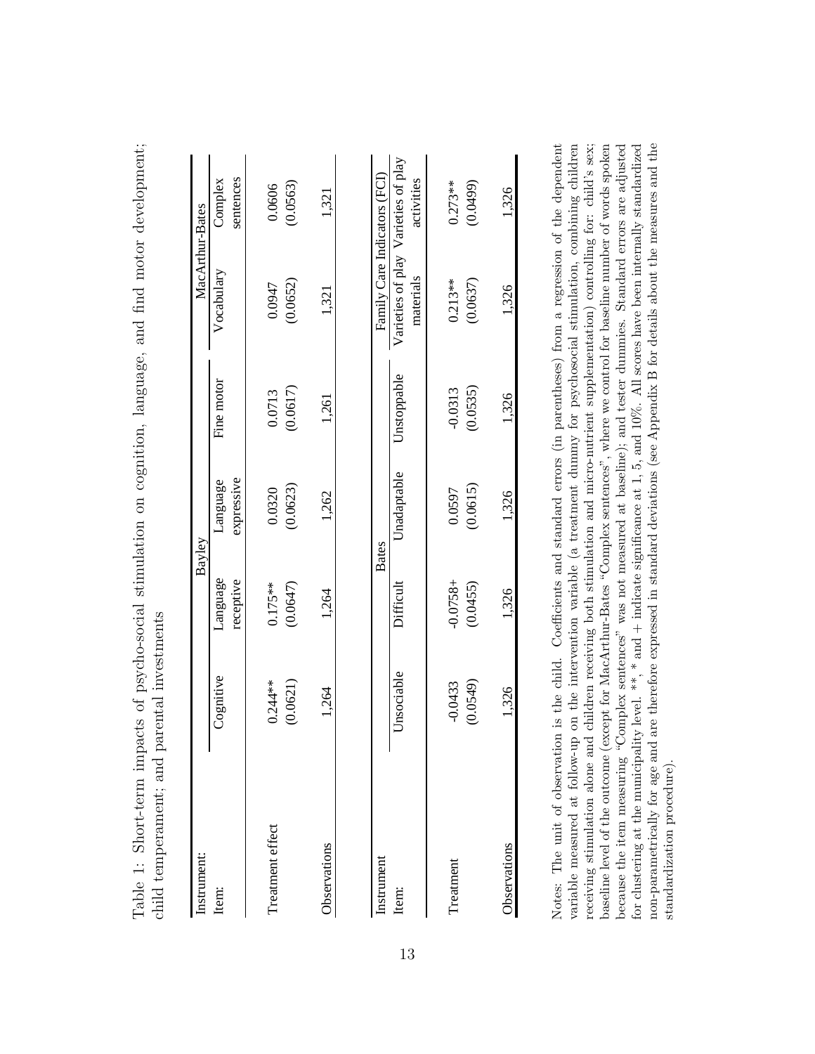Table 1: Short-term impacts of psycho-social stimulation on cognition, language, and find motor development; child temperament; and parental investments

| Instrument: | Bayley | | | | MacArthur-Bates | |
|---|---|---|---|---|---|---|
| Item: | Cognitive | Language receptive | Language expressive | Fine motor | Vocabulary | Complex sentences |
| Treatment effect | 0.244** | 0.175** | 0.0320 | 0.0713 | 0.0947 | 0.0606 |
| | (0.0621) | (0.0647) | (0.0623) | (0.0617) | (0.0652) | (0.0563) |
| Observations | 1,264 | 1,264 | 1,262 | 1,261 | 1,321 | 1,321 |

| Instrument | Bates | | | | Family Care Indicators (FCI) | |
|---|---|---|---|---|---|---|
| Item: | Unsociable | Difficult | Unadaptable | Unstoppable | Varieties of play materials | Varieties of play activities |
| Treatment | -0.0433 | -0.0758+ | 0.0597 | -0.0313 | 0.213** | 0.273** |
| | (0.0549) | (0.0455) | (0.0615) | (0.0535) | (0.0637) | (0.0499) |
| Observations | 1,326 | 1,326 | 1,326 | 1,326 | 1,326 | 1,326 |

Notes: The unit of observation is the child. Coefficients and standard errors (in parentheses) from a regression of the dependent variable measured at follow-up on the intervention variable (a treatment dummy for psychosocial stimulation, combining children receiving stimulation alone and children receiving both stimulation and micro-nutrient supplementation) controlling for: child's sex; baseline level of the outcome (except for MacArthur-Bates "Complex sentences", where we control for baseline number of words spoken because the item measuring "Complex sentences" was not measured at baseline); and tester dummies. Standard errors are adjusted for clustering at the municipality level. **, * and + indicate significance at 1, 5, and 10%. All scores have been internally standardized non-parametrically for age and are therefore expressed in standard deviations (see Appendix B for details about the measures and the standardization procedure).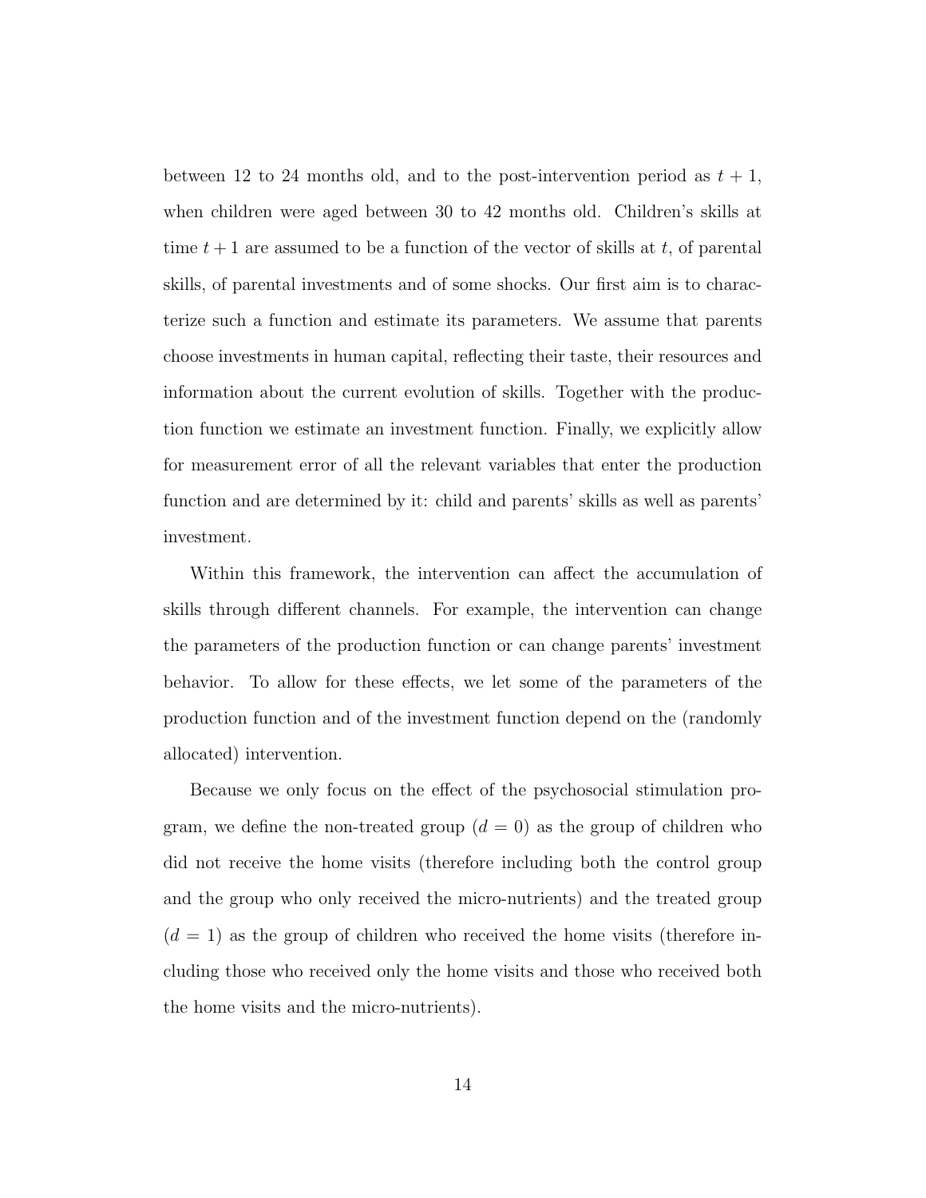between 12 to 24 months old, and to the post-intervention period as $t + 1$, when children were aged between 30 to 42 months old. Children's skills at time $t + 1$ are assumed to be a function of the vector of skills at $t$, of parental skills, of parental investments and of some shocks. Our first aim is to characterize such a function and estimate its parameters. We assume that parents choose investments in human capital, reflecting their taste, their resources and information about the current evolution of skills. Together with the production function we estimate an investment function. Finally, we explicitly allow for measurement error of all the relevant variables that enter the production function and are determined by it: child and parents' skills as well as parents' investment.

Within this framework, the intervention can affect the accumulation of skills through different channels. For example, the intervention can change the parameters of the production function or can change parents' investment behavior. To allow for these effects, we let some of the parameters of the production function and of the investment function depend on the (randomly allocated) intervention.

Because we only focus on the effect of the psychosocial stimulation program, we define the non-treated group ($d = 0$) as the group of children who did not receive the home visits (therefore including both the control group and the group who only received the micro-nutrients) and the treated group ($d = 1$) as the group of children who received the home visits (therefore including those who received only the home visits and those who received both the home visits and the micro-nutrients).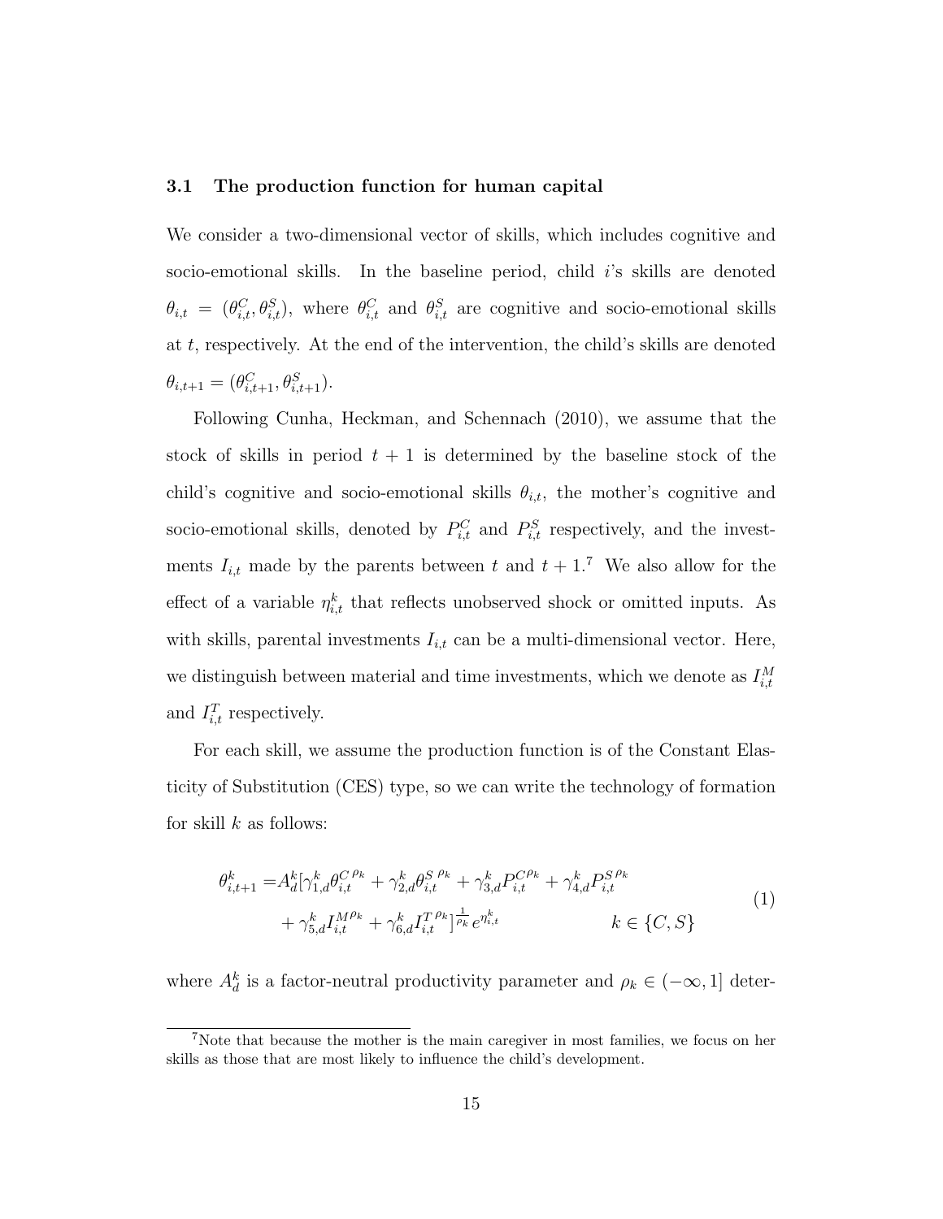### 3.1 The production function for human capital

We consider a two-dimensional vector of skills, which includes cognitive and socio-emotional skills. In the baseline period, child $i$'s skills are denoted $\theta_{i,t} = (\theta^C_{i,t}, \theta^S_{i,t})$, where $\theta^C_{i,t}$ and $\theta^S_{i,t}$ are cognitive and socio-emotional skills at $t$, respectively. At the end of the intervention, the child's skills are denoted $\theta_{i,t+1} = (\theta^C_{i,t+1}, \theta^S_{i,t+1})$.

Following Cunha, Heckman, and Schennach (2010), we assume that the stock of skills in period $t+1$ is determined by the baseline stock of the child's cognitive and socio-emotional skills $\theta_{i,t}$, the mother's cognitive and socio-emotional skills, denoted by $P^C_{i,t}$ and $P^S_{i,t}$ respectively, and the investments $I_{i,t}$ made by the parents between $t$ and $t+1$.[7] We also allow for the effect of a variable $\eta^k_{i,t}$ that reflects unobserved shock or omitted inputs. As with skills, parental investments $I_{i,t}$ can be a multi-dimensional vector. Here, we distinguish between material and time investments, which we denote as $I^M_{i,t}$ and $I^T_{i,t}$ respectively.

For each skill, we assume the production function is of the Constant Elasticity of Substitution (CES) type, so we can write the technology of formation for skill $k$ as follows:

$$
\begin{aligned}
\theta^k_{i,t+1} = & A^k_d[\gamma^k_{1,d}{\theta^C_{i,t}}^{\rho_k} + \gamma^k_{2,d}{\theta^S_{i,t}}^{\rho_k} + \gamma^k_{3,d}{P^C_{i,t}}^{\rho_k} + \gamma^k_{4,d}{P^S_{i,t}}^{\rho_k} \\
& + \gamma^k_{5,d}{I^M_{i,t}}^{\rho_k} + \gamma^k_{6,d}{I^T_{i,t}}^{\rho_k}]^{\frac{1}{\rho_k}} e^{\eta^k_{i,t}} \qquad\qquad k \in \{C, S\}
\end{aligned}
\tag{1}
$$

where $A^k_d$ is a factor-neutral productivity parameter and $\rho_k \in (-\infty, 1]$ deter-

[7] Note that because the mother is the main caregiver in most families, we focus on her skills as those that are most likely to influence the child's development.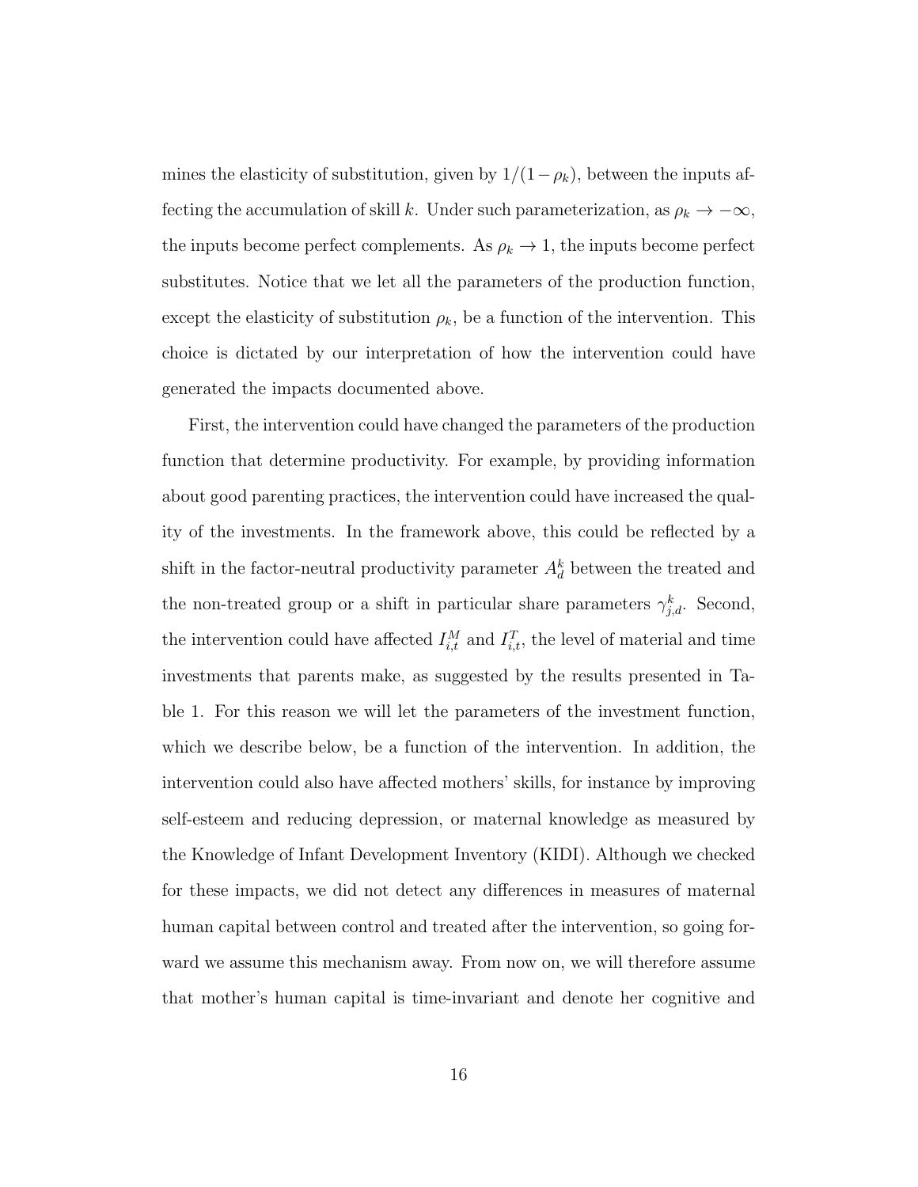mines the elasticity of substitution, given by $1/(1-\rho_k)$, between the inputs affecting the accumulation of skill $k$. Under such parameterization, as $\rho_k \to -\infty$, the inputs become perfect complements. As $\rho_k \to 1$, the inputs become perfect substitutes. Notice that we let all the parameters of the production function, except the elasticity of substitution $\rho_k$, be a function of the intervention. This choice is dictated by our interpretation of how the intervention could have generated the impacts documented above.

First, the intervention could have changed the parameters of the production function that determine productivity. For example, by providing information about good parenting practices, the intervention could have increased the quality of the investments. In the framework above, this could be reflected by a shift in the factor-neutral productivity parameter $A_d^k$ between the treated and the non-treated group or a shift in particular share parameters $\gamma_{j,d}^k$. Second, the intervention could have affected $I_{i,t}^M$ and $I_{i,t}^T$, the level of material and time investments that parents make, as suggested by the results presented in Table 1. For this reason we will let the parameters of the investment function, which we describe below, be a function of the intervention. In addition, the intervention could also have affected mothers' skills, for instance by improving self-esteem and reducing depression, or maternal knowledge as measured by the Knowledge of Infant Development Inventory (KIDI). Although we checked for these impacts, we did not detect any differences in measures of maternal human capital between control and treated after the intervention, so going forward we assume this mechanism away. From now on, we will therefore assume that mother's human capital is time-invariant and denote her cognitive and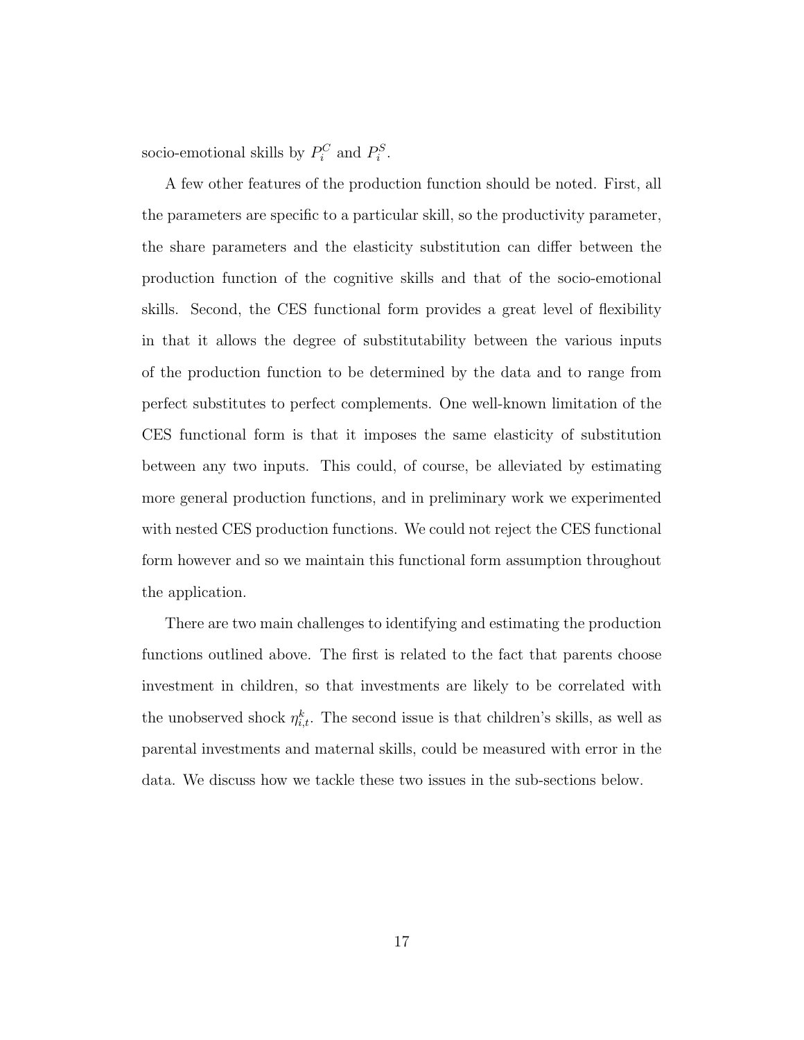socio-emotional skills by $P_i^C$ and $P_i^S$.

A few other features of the production function should be noted. First, all the parameters are specific to a particular skill, so the productivity parameter, the share parameters and the elasticity substitution can differ between the production function of the cognitive skills and that of the socio-emotional skills. Second, the CES functional form provides a great level of flexibility in that it allows the degree of substitutability between the various inputs of the production function to be determined by the data and to range from perfect substitutes to perfect complements. One well-known limitation of the CES functional form is that it imposes the same elasticity of substitution between any two inputs. This could, of course, be alleviated by estimating more general production functions, and in preliminary work we experimented with nested CES production functions. We could not reject the CES functional form however and so we maintain this functional form assumption throughout the application.

There are two main challenges to identifying and estimating the production functions outlined above. The first is related to the fact that parents choose investment in children, so that investments are likely to be correlated with the unobserved shock $\eta_{i,t}^k$. The second issue is that children's skills, as well as parental investments and maternal skills, could be measured with error in the data. We discuss how we tackle these two issues in the sub-sections below.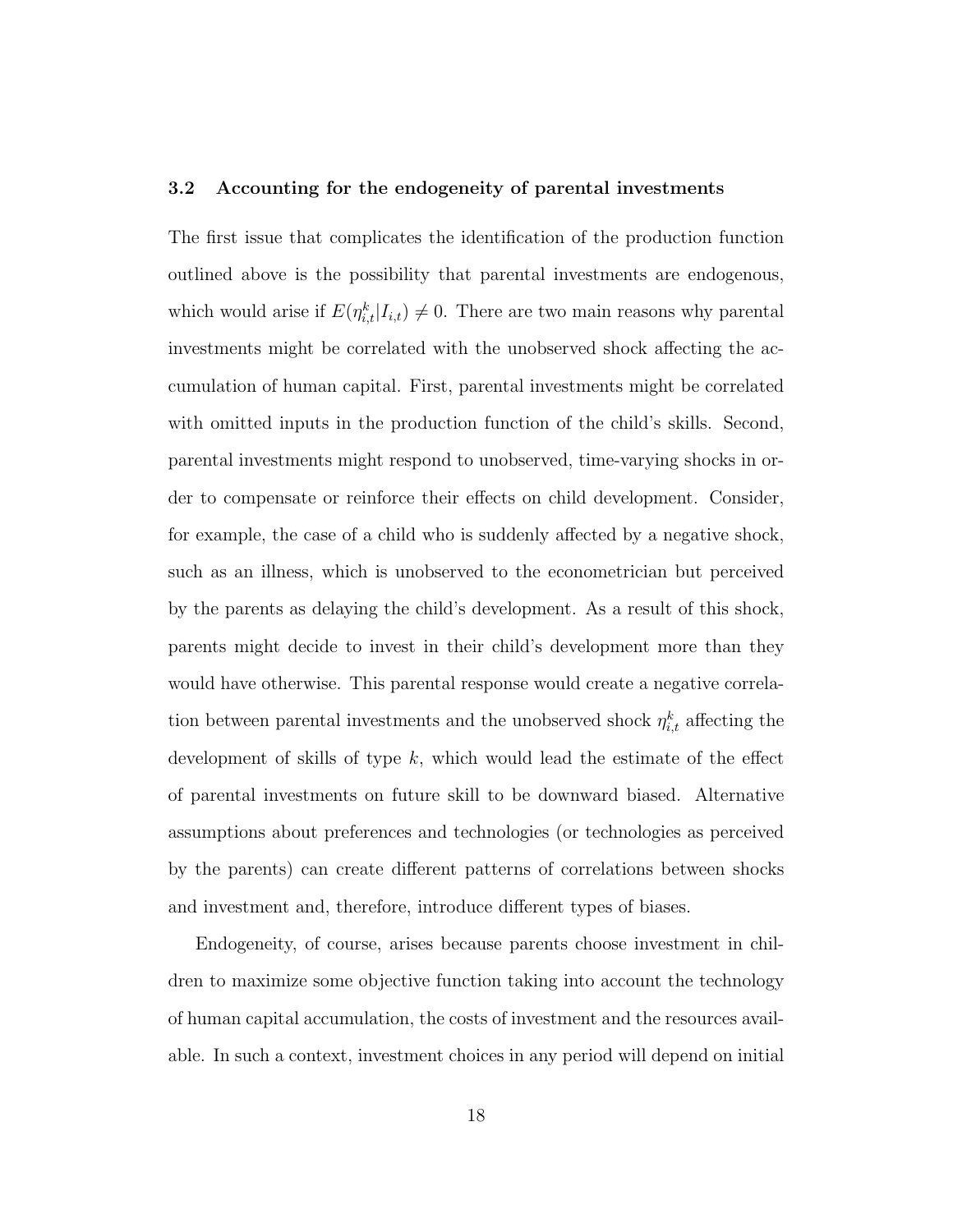### 3.2 Accounting for the endogeneity of parental investments

The first issue that complicates the identification of the production function outlined above is the possibility that parental investments are endogenous, which would arise if $E(\eta_{i,t}^{k}|I_{i,t}) \neq 0$. There are two main reasons why parental investments might be correlated with the unobserved shock affecting the accumulation of human capital. First, parental investments might be correlated with omitted inputs in the production function of the child's skills. Second, parental investments might respond to unobserved, time-varying shocks in order to compensate or reinforce their effects on child development. Consider, for example, the case of a child who is suddenly affected by a negative shock, such as an illness, which is unobserved to the econometrician but perceived by the parents as delaying the child's development. As a result of this shock, parents might decide to invest in their child's development more than they would have otherwise. This parental response would create a negative correlation between parental investments and the unobserved shock $\eta_{i,t}^{k}$ affecting the development of skills of type $k$, which would lead the estimate of the effect of parental investments on future skill to be downward biased. Alternative assumptions about preferences and technologies (or technologies as perceived by the parents) can create different patterns of correlations between shocks and investment and, therefore, introduce different types of biases.

Endogeneity, of course, arises because parents choose investment in children to maximize some objective function taking into account the technology of human capital accumulation, the costs of investment and the resources available. In such a context, investment choices in any period will depend on initial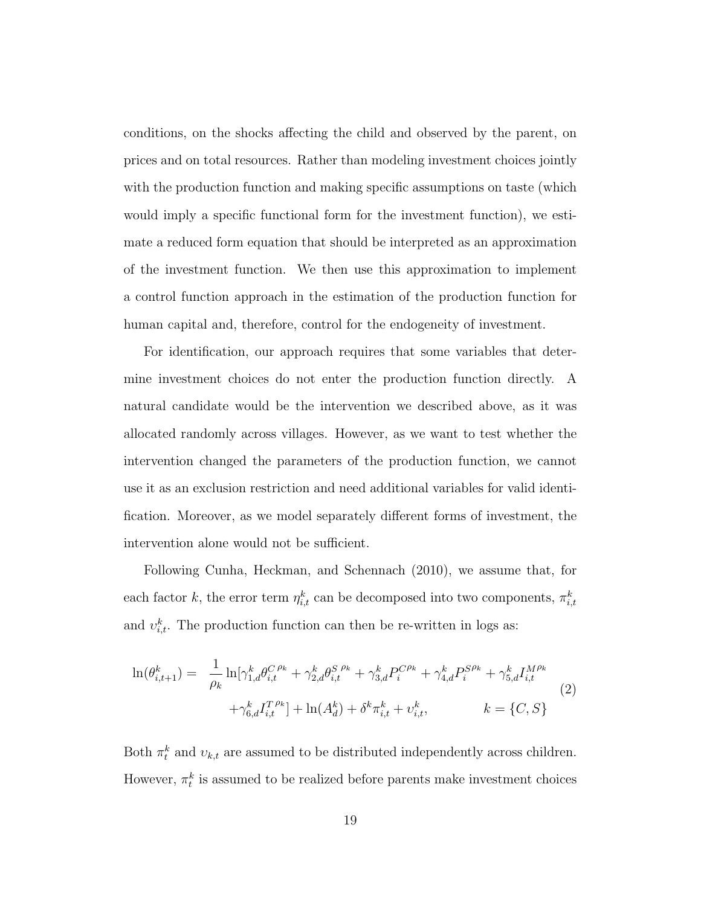conditions, on the shocks affecting the child and observed by the parent, on prices and on total resources. Rather than modeling investment choices jointly with the production function and making specific assumptions on taste (which would imply a specific functional form for the investment function), we estimate a reduced form equation that should be interpreted as an approximation of the investment function. We then use this approximation to implement a control function approach in the estimation of the production function for human capital and, therefore, control for the endogeneity of investment.

For identification, our approach requires that some variables that determine investment choices do not enter the production function directly. A natural candidate would be the intervention we described above, as it was allocated randomly across villages. However, as we want to test whether the intervention changed the parameters of the production function, we cannot use it as an exclusion restriction and need additional variables for valid identification. Moreover, as we model separately different forms of investment, the intervention alone would not be sufficient.

Following Cunha, Heckman, and Schennach (2010), we assume that, for each factor $k$, the error term $\eta^k_{i,t}$ can be decomposed into two components, $\pi^k_{i,t}$ and $\upsilon^k_{i,t}$. The production function can then be re-written in logs as:

$$\ln(\theta^k_{i,t+1}) = \frac{1}{\rho_k}\ln[\gamma^k_{1,d}\theta^{C\,\rho_k}_{i,t} + \gamma^k_{2,d}\theta^{S\,\rho_k}_{i,t} + \gamma^k_{3,d}P^{C\rho_k}_i + \gamma^k_{4,d}P^{S\rho_k}_i + \gamma^k_{5,d}I^{M\rho_k}_{i,t} + \gamma^k_{6,d}I^{T\,\rho_k}_{i,t}] + \ln(A^k_d) + \delta^k\pi^k_{i,t} + \upsilon^k_{i,t}, \qquad k = \{C,S\} \tag{2}$$

Both $\pi^k_t$ and $\upsilon_{k,t}$ are assumed to be distributed independently across children. However, $\pi^k_t$ is assumed to be realized before parents make investment choices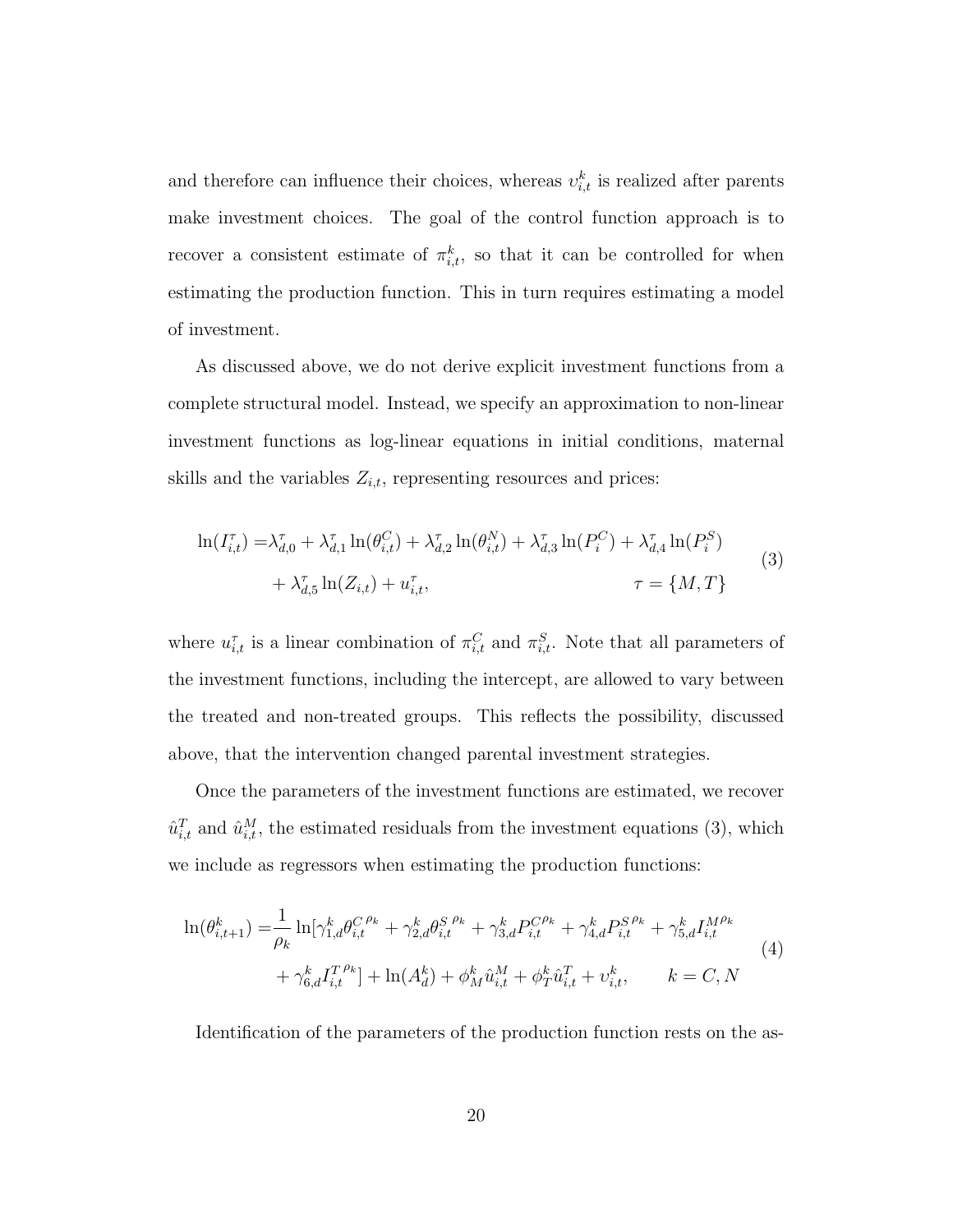and therefore can influence their choices, whereas $\upsilon_{i,t}^{k}$ is realized after parents make investment choices. The goal of the control function approach is to recover a consistent estimate of $\pi_{i,t}^{k}$, so that it can be controlled for when estimating the production function. This in turn requires estimating a model of investment.

As discussed above, we do not derive explicit investment functions from a complete structural model. Instead, we specify an approximation to non-linear investment functions as log-linear equations in initial conditions, maternal skills and the variables $Z_{i,t}$, representing resources and prices:

$$
\begin{aligned}
\ln(I_{i,t}^{\tau}) =& \lambda_{d,0}^{\tau} + \lambda_{d,1}^{\tau}\ln(\theta_{i,t}^{C}) + \lambda_{d,2}^{\tau}\ln(\theta_{i,t}^{N}) + \lambda_{d,3}^{\tau}\ln(P_{i}^{C}) + \lambda_{d,4}^{\tau}\ln(P_{i}^{S}) \\
&+ \lambda_{d,5}^{\tau}\ln(Z_{i,t}) + u_{i,t}^{\tau}, \qquad\qquad \tau = \{M, T\}
\end{aligned}
\tag{3}
$$

where $u_{i,t}^{\tau}$ is a linear combination of $\pi_{i,t}^{C}$ and $\pi_{i,t}^{S}$. Note that all parameters of the investment functions, including the intercept, are allowed to vary between the treated and non-treated groups. This reflects the possibility, discussed above, that the intervention changed parental investment strategies.

Once the parameters of the investment functions are estimated, we recover $\hat{u}_{i,t}^{T}$ and $\hat{u}_{i,t}^{M}$, the estimated residuals from the investment equations (3), which we include as regressors when estimating the production functions:

$$
\begin{aligned}
\ln(\theta_{i,t+1}^{k}) =& \frac{1}{\rho_k}\ln[\gamma_{1,d}^{k}\theta_{i,t}^{C\,\rho_k} + \gamma_{2,d}^{k}\theta_{i,t}^{S\,\rho_k} + \gamma_{3,d}^{k}P_{i,t}^{C\rho_k} + \gamma_{4,d}^{k}P_{i,t}^{S\,\rho_k} + \gamma_{5,d}^{k}I_{i,t}^{M\rho_k} \\
&+ \gamma_{6,d}^{k}I_{i,t}^{T\,\rho_k}] + \ln(A_{d}^{k}) + \phi_{M}^{k}\hat{u}_{i,t}^{M} + \phi_{T}^{k}\hat{u}_{i,t}^{T} + \upsilon_{i,t}^{k}, \qquad k = C, N
\end{aligned}
\tag{4}
$$

Identification of the parameters of the production function rests on the as-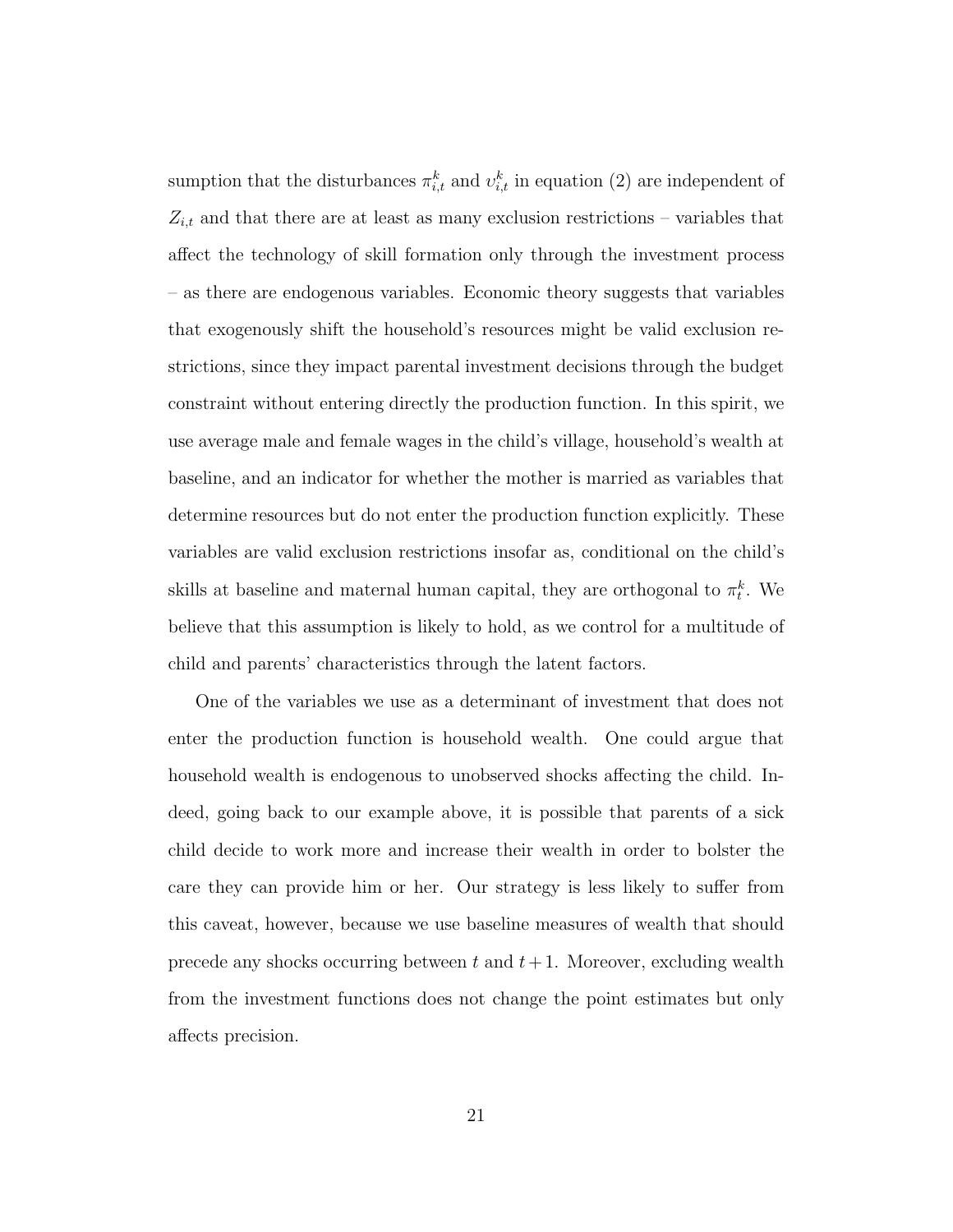sumption that the disturbances $\pi^k_{i,t}$ and $\upsilon^k_{i,t}$ in equation (2) are independent of $Z_{i,t}$ and that there are at least as many exclusion restrictions – variables that affect the technology of skill formation only through the investment process – as there are endogenous variables. Economic theory suggests that variables that exogenously shift the household's resources might be valid exclusion restrictions, since they impact parental investment decisions through the budget constraint without entering directly the production function. In this spirit, we use average male and female wages in the child's village, household's wealth at baseline, and an indicator for whether the mother is married as variables that determine resources but do not enter the production function explicitly. These variables are valid exclusion restrictions insofar as, conditional on the child's skills at baseline and maternal human capital, they are orthogonal to $\pi^k_t$. We believe that this assumption is likely to hold, as we control for a multitude of child and parents' characteristics through the latent factors.

One of the variables we use as a determinant of investment that does not enter the production function is household wealth. One could argue that household wealth is endogenous to unobserved shocks affecting the child. Indeed, going back to our example above, it is possible that parents of a sick child decide to work more and increase their wealth in order to bolster the care they can provide him or her. Our strategy is less likely to suffer from this caveat, however, because we use baseline measures of wealth that should precede any shocks occurring between $t$ and $t+1$. Moreover, excluding wealth from the investment functions does not change the point estimates but only affects precision.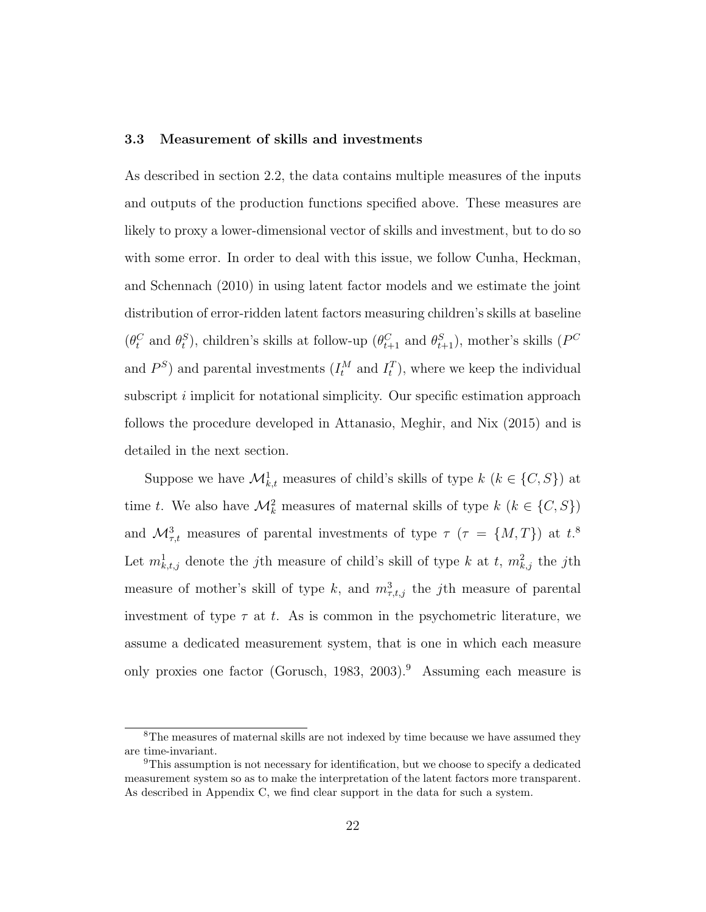### 3.3 Measurement of skills and investments

As described in section 2.2, the data contains multiple measures of the inputs and outputs of the production functions specified above. These measures are likely to proxy a lower-dimensional vector of skills and investment, but to do so with some error. In order to deal with this issue, we follow Cunha, Heckman, and Schennach (2010) in using latent factor models and we estimate the joint distribution of error-ridden latent factors measuring children's skills at baseline ($\theta_t^C$ and $\theta_t^S$), children's skills at follow-up ($\theta_{t+1}^C$ and $\theta_{t+1}^S$), mother's skills ($P^C$ and $P^S$) and parental investments ($I_t^M$ and $I_t^T$), where we keep the individual subscript $i$ implicit for notational simplicity. Our specific estimation approach follows the procedure developed in Attanasio, Meghir, and Nix (2015) and is detailed in the next section.

Suppose we have $\mathcal{M}_{k,t}^1$ measures of child's skills of type $k$ ($k \in \{C, S\}$) at time $t$. We also have $\mathcal{M}_k^2$ measures of maternal skills of type $k$ ($k \in \{C, S\}$) and $\mathcal{M}_{\tau,t}^3$ measures of parental investments of type $\tau$ ($\tau = \{M, T\}$) at $t$.[8] Let $m_{k,t,j}^1$ denote the $j$th measure of child's skill of type $k$ at $t$, $m_{k,j}^2$ the $j$th measure of mother's skill of type $k$, and $m_{\tau,t,j}^3$ the $j$th measure of parental investment of type $\tau$ at $t$. As is common in the psychometric literature, we assume a dedicated measurement system, that is one in which each measure only proxies one factor (Gorusch, 1983, 2003).[9] Assuming each measure is

---

[8] The measures of maternal skills are not indexed by time because we have assumed they are time-invariant.

[9] This assumption is not necessary for identification, but we choose to specify a dedicated measurement system so as to make the interpretation of the latent factors more transparent. As described in Appendix C, we find clear support in the data for such a system.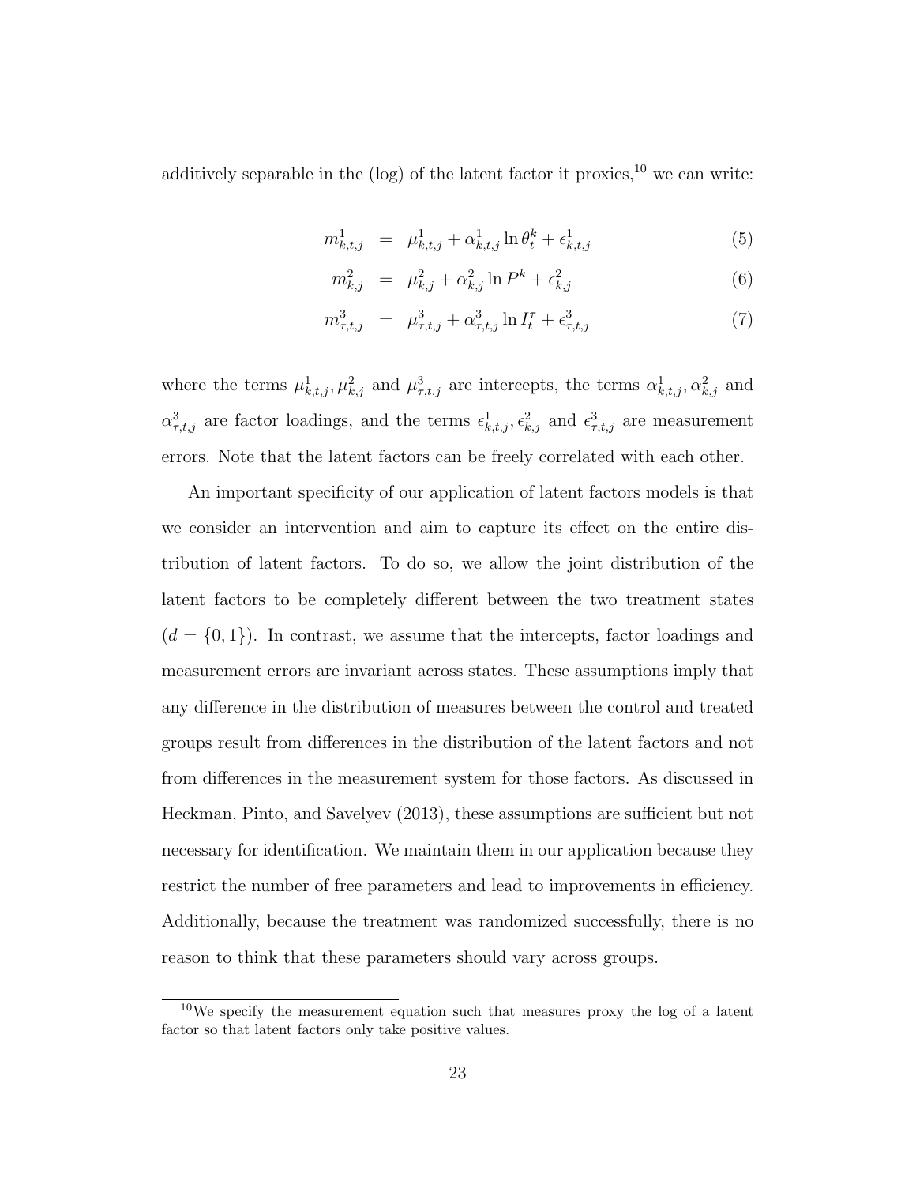additively separable in the (log) of the latent factor it proxies,[10] we can write:

$$m^1_{k,t,j} = \mu^1_{k,t,j} + \alpha^1_{k,t,j} \ln \theta^k_t + \epsilon^1_{k,t,j} \tag{5}$$

$$m^2_{k,j} = \mu^2_{k,j} + \alpha^2_{k,j} \ln P^k + \epsilon^2_{k,j} \tag{6}$$

$$m^3_{\tau,t,j} = \mu^3_{\tau,t,j} + \alpha^3_{\tau,t,j} \ln I^\tau_t + \epsilon^3_{\tau,t,j} \tag{7}$$

where the terms $\mu^1_{k,t,j}, \mu^2_{k,j}$ and $\mu^3_{\tau,t,j}$ are intercepts, the terms $\alpha^1_{k,t,j}, \alpha^2_{k,j}$ and $\alpha^3_{\tau,t,j}$ are factor loadings, and the terms $\epsilon^1_{k,t,j}, \epsilon^2_{k,j}$ and $\epsilon^3_{\tau,t,j}$ are measurement errors. Note that the latent factors can be freely correlated with each other.

An important specificity of our application of latent factors models is that we consider an intervention and aim to capture its effect on the entire distribution of latent factors. To do so, we allow the joint distribution of the latent factors to be completely different between the two treatment states ($d = \{0, 1\}$). In contrast, we assume that the intercepts, factor loadings and measurement errors are invariant across states. These assumptions imply that any difference in the distribution of measures between the control and treated groups result from differences in the distribution of the latent factors and not from differences in the measurement system for those factors. As discussed in Heckman, Pinto, and Savelyev (2013), these assumptions are sufficient but not necessary for identification. We maintain them in our application because they restrict the number of free parameters and lead to improvements in efficiency. Additionally, because the treatment was randomized successfully, there is no reason to think that these parameters should vary across groups.

[10] We specify the measurement equation such that measures proxy the log of a latent factor so that latent factors only take positive values.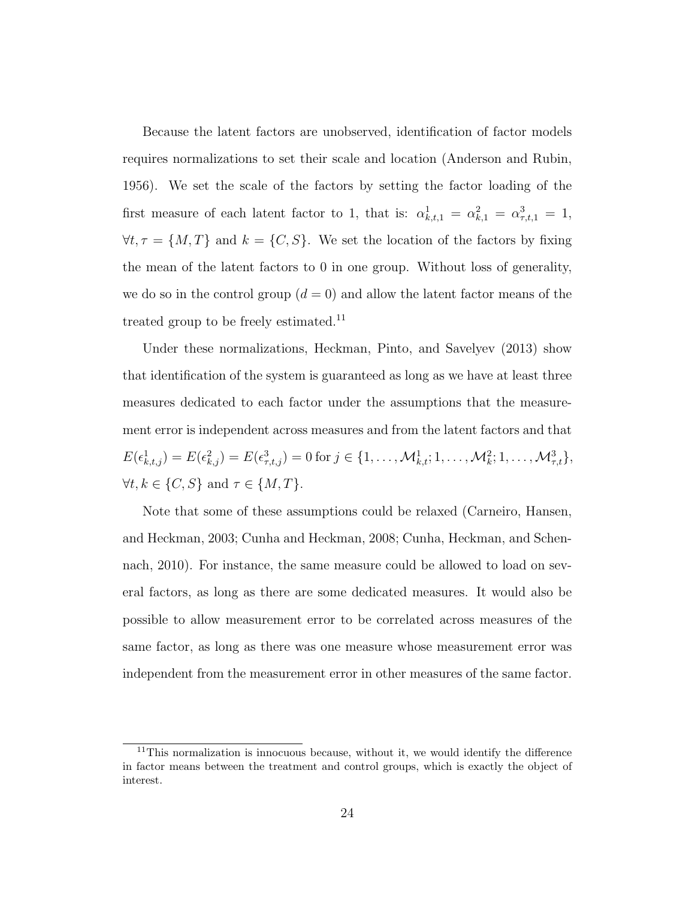Because the latent factors are unobserved, identification of factor models requires normalizations to set their scale and location (Anderson and Rubin, 1956). We set the scale of the factors by setting the factor loading of the first measure of each latent factor to 1, that is: $\alpha^1_{k,t,1} = \alpha^2_{k,1} = \alpha^3_{\tau,t,1} = 1$, $\forall t, \tau = \{M, T\}$ and $k = \{C, S\}$. We set the location of the factors by fixing the mean of the latent factors to 0 in one group. Without loss of generality, we do so in the control group ($d = 0$) and allow the latent factor means of the treated group to be freely estimated.[11]

Under these normalizations, Heckman, Pinto, and Savelyev (2013) show that identification of the system is guaranteed as long as we have at least three measures dedicated to each factor under the assumptions that the measurement error is independent across measures and from the latent factors and that $E(\epsilon^1_{k,t,j}) = E(\epsilon^2_{k,j}) = E(\epsilon^3_{\tau,t,j}) = 0$ for $j \in \{1, \ldots, \mathcal{M}^1_{k,t}; 1, \ldots, \mathcal{M}^2_k; 1, \ldots, \mathcal{M}^3_{\tau,t}\}$, $\forall t, k \in \{C, S\}$ and $\tau \in \{M, T\}$.

Note that some of these assumptions could be relaxed (Carneiro, Hansen, and Heckman, 2003; Cunha and Heckman, 2008; Cunha, Heckman, and Schennach, 2010). For instance, the same measure could be allowed to load on several factors, as long as there are some dedicated measures. It would also be possible to allow measurement error to be correlated across measures of the same factor, as long as there was one measure whose measurement error was independent from the measurement error in other measures of the same factor.

[11] This normalization is innocuous because, without it, we would identify the difference in factor means between the treatment and control groups, which is exactly the object of interest.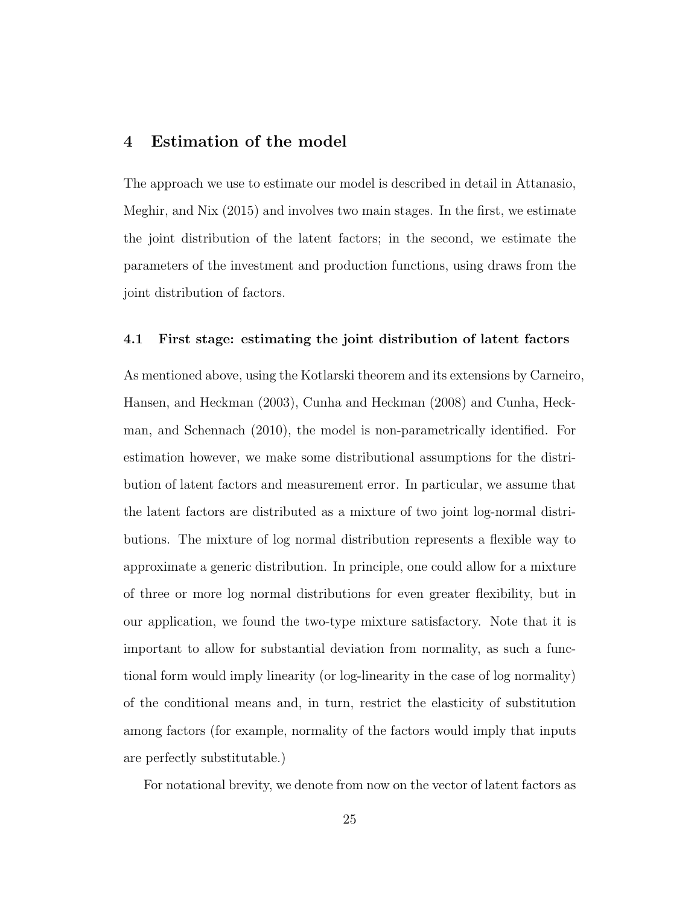## 4 Estimation of the model

The approach we use to estimate our model is described in detail in Attanasio, Meghir, and Nix (2015) and involves two main stages. In the first, we estimate the joint distribution of the latent factors; in the second, we estimate the parameters of the investment and production functions, using draws from the joint distribution of factors.

### 4.1 First stage: estimating the joint distribution of latent factors

As mentioned above, using the Kotlarski theorem and its extensions by Carneiro, Hansen, and Heckman (2003), Cunha and Heckman (2008) and Cunha, Heckman, and Schennach (2010), the model is non-parametrically identified. For estimation however, we make some distributional assumptions for the distribution of latent factors and measurement error. In particular, we assume that the latent factors are distributed as a mixture of two joint log-normal distributions. The mixture of log normal distribution represents a flexible way to approximate a generic distribution. In principle, one could allow for a mixture of three or more log normal distributions for even greater flexibility, but in our application, we found the two-type mixture satisfactory. Note that it is important to allow for substantial deviation from normality, as such a functional form would imply linearity (or log-linearity in the case of log normality) of the conditional means and, in turn, restrict the elasticity of substitution among factors (for example, normality of the factors would imply that inputs are perfectly substitutable.)

For notational brevity, we denote from now on the vector of latent factors as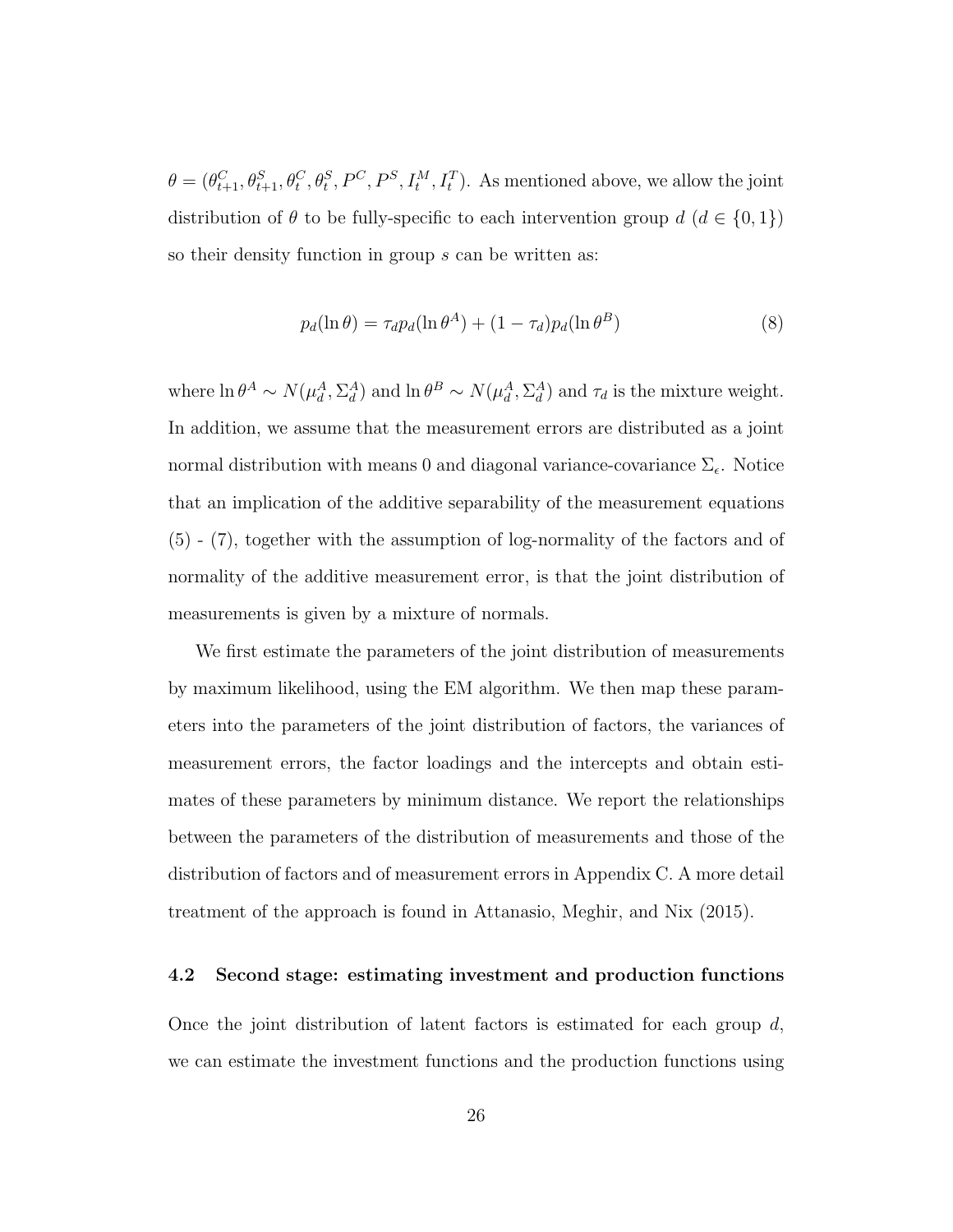$\theta = (\theta^C_{t+1}, \theta^S_{t+1}, \theta^C_t, \theta^S_t, P^C, P^S, I^M_t, I^T_t)$. As mentioned above, we allow the joint distribution of $\theta$ to be fully-specific to each intervention group $d$ ($d \in \{0, 1\}$) so their density function in group $s$ can be written as:

$$p_d(\ln \theta) = \tau_d p_d(\ln \theta^A) + (1 - \tau_d) p_d(\ln \theta^B) \tag{8}$$

where $\ln \theta^A \sim N(\mu^A_d, \Sigma^A_d)$ and $\ln \theta^B \sim N(\mu^A_d, \Sigma^A_d)$ and $\tau_d$ is the mixture weight. In addition, we assume that the measurement errors are distributed as a joint normal distribution with means 0 and diagonal variance-covariance $\Sigma_\epsilon$. Notice that an implication of the additive separability of the measurement equations (5) - (7), together with the assumption of log-normality of the factors and of normality of the additive measurement error, is that the joint distribution of measurements is given by a mixture of normals.

We first estimate the parameters of the joint distribution of measurements by maximum likelihood, using the EM algorithm. We then map these parameters into the parameters of the joint distribution of factors, the variances of measurement errors, the factor loadings and the intercepts and obtain estimates of these parameters by minimum distance. We report the relationships between the parameters of the distribution of measurements and those of the distribution of factors and of measurement errors in Appendix C. A more detail treatment of the approach is found in Attanasio, Meghir, and Nix (2015).

### 4.2 Second stage: estimating investment and production functions

Once the joint distribution of latent factors is estimated for each group $d$, we can estimate the investment functions and the production functions using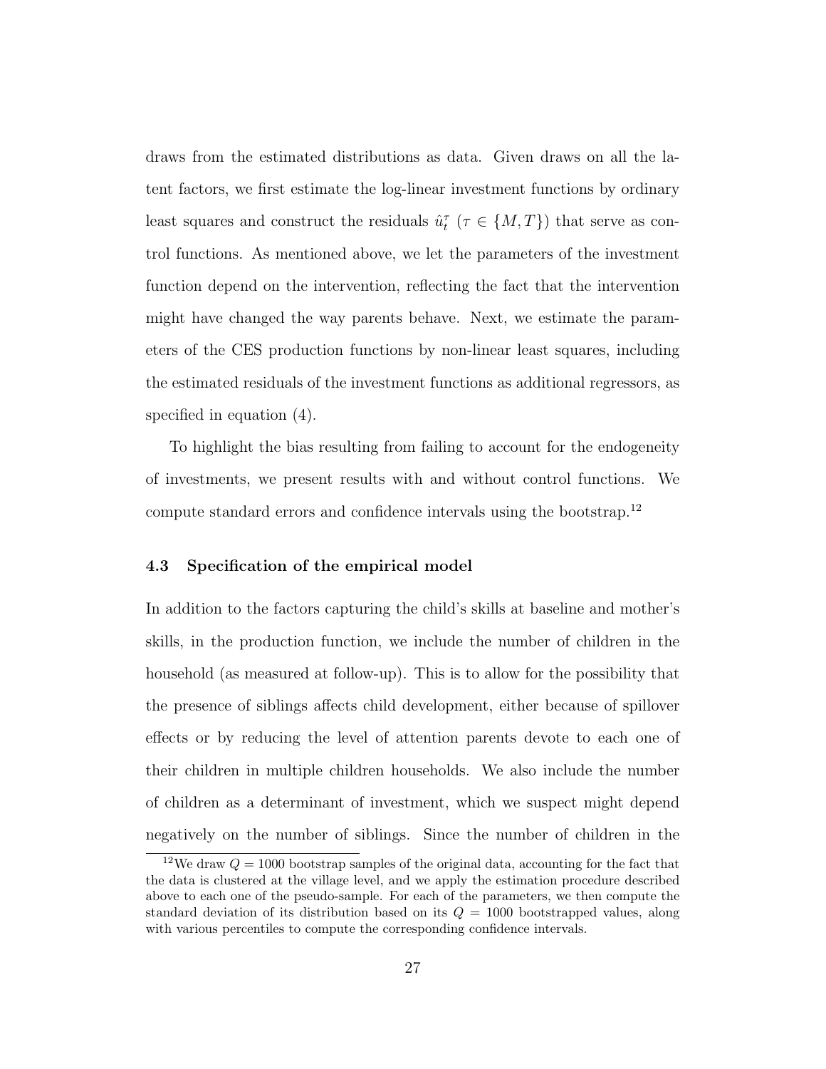draws from the estimated distributions as data. Given draws on all the latent factors, we first estimate the log-linear investment functions by ordinary least squares and construct the residuals $\hat{u}_t^\tau$ ($\tau \in \{M, T\}$) that serve as control functions. As mentioned above, we let the parameters of the investment function depend on the intervention, reflecting the fact that the intervention might have changed the way parents behave. Next, we estimate the parameters of the CES production functions by non-linear least squares, including the estimated residuals of the investment functions as additional regressors, as specified in equation (4).

To highlight the bias resulting from failing to account for the endogeneity of investments, we present results with and without control functions. We compute standard errors and confidence intervals using the bootstrap.[12]

### 4.3 Specification of the empirical model

In addition to the factors capturing the child's skills at baseline and mother's skills, in the production function, we include the number of children in the household (as measured at follow-up). This is to allow for the possibility that the presence of siblings affects child development, either because of spillover effects or by reducing the level of attention parents devote to each one of their children in multiple children households. We also include the number of children as a determinant of investment, which we suspect might depend negatively on the number of siblings. Since the number of children in the

[12] We draw $Q = 1000$ bootstrap samples of the original data, accounting for the fact that the data is clustered at the village level, and we apply the estimation procedure described above to each one of the pseudo-sample. For each of the parameters, we then compute the standard deviation of its distribution based on its $Q = 1000$ bootstrapped values, along with various percentiles to compute the corresponding confidence intervals.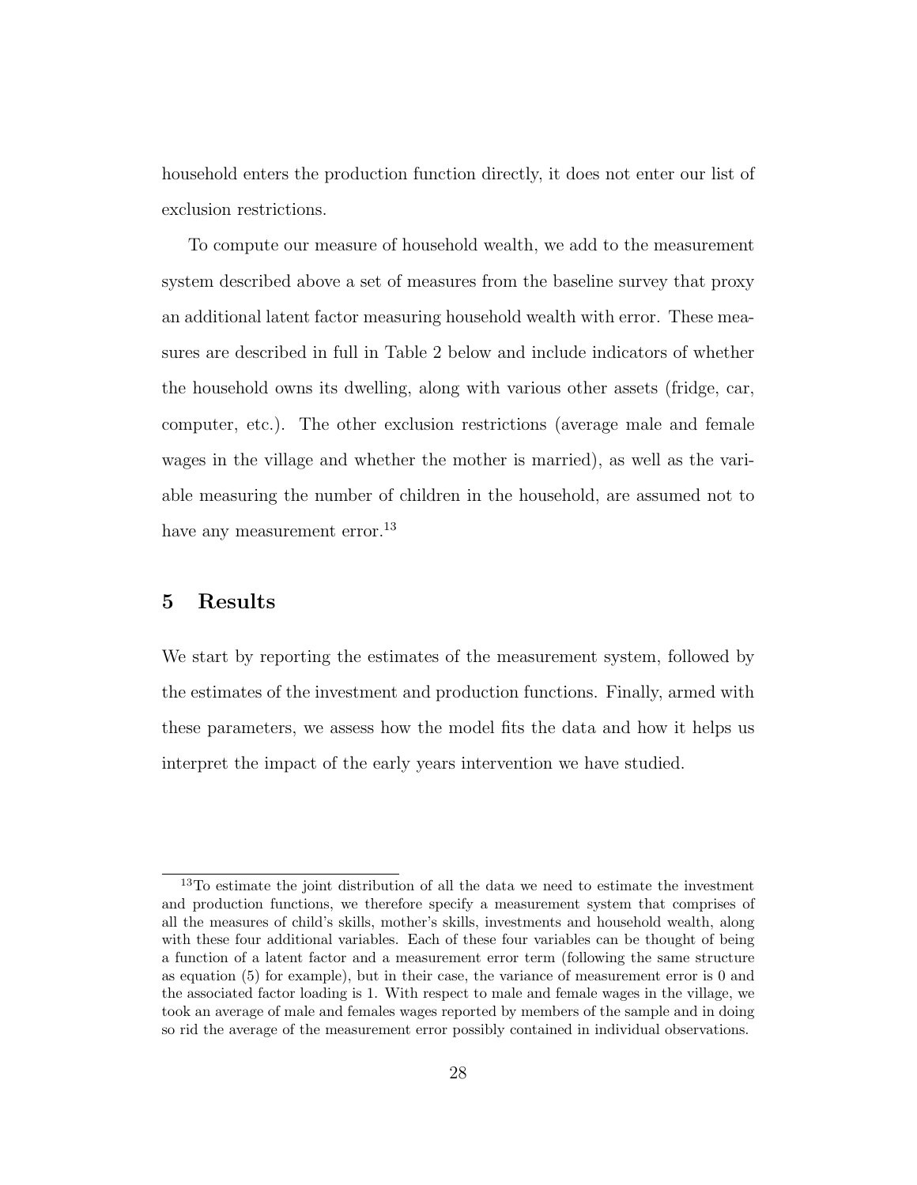household enters the production function directly, it does not enter our list of exclusion restrictions.

To compute our measure of household wealth, we add to the measurement system described above a set of measures from the baseline survey that proxy an additional latent factor measuring household wealth with error. These measures are described in full in Table 2 below and include indicators of whether the household owns its dwelling, along with various other assets (fridge, car, computer, etc.). The other exclusion restrictions (average male and female wages in the village and whether the mother is married), as well as the variable measuring the number of children in the household, are assumed not to have any measurement error.[13]

# 5 Results

We start by reporting the estimates of the measurement system, followed by the estimates of the investment and production functions. Finally, armed with these parameters, we assess how the model fits the data and how it helps us interpret the impact of the early years intervention we have studied.

[13] To estimate the joint distribution of all the data we need to estimate the investment and production functions, we therefore specify a measurement system that comprises of all the measures of child's skills, mother's skills, investments and household wealth, along with these four additional variables. Each of these four variables can be thought of being a function of a latent factor and a measurement error term (following the same structure as equation (5) for example), but in their case, the variance of measurement error is 0 and the associated factor loading is 1. With respect to male and female wages in the village, we took an average of male and females wages reported by members of the sample and in doing so rid the average of the measurement error possibly contained in individual observations.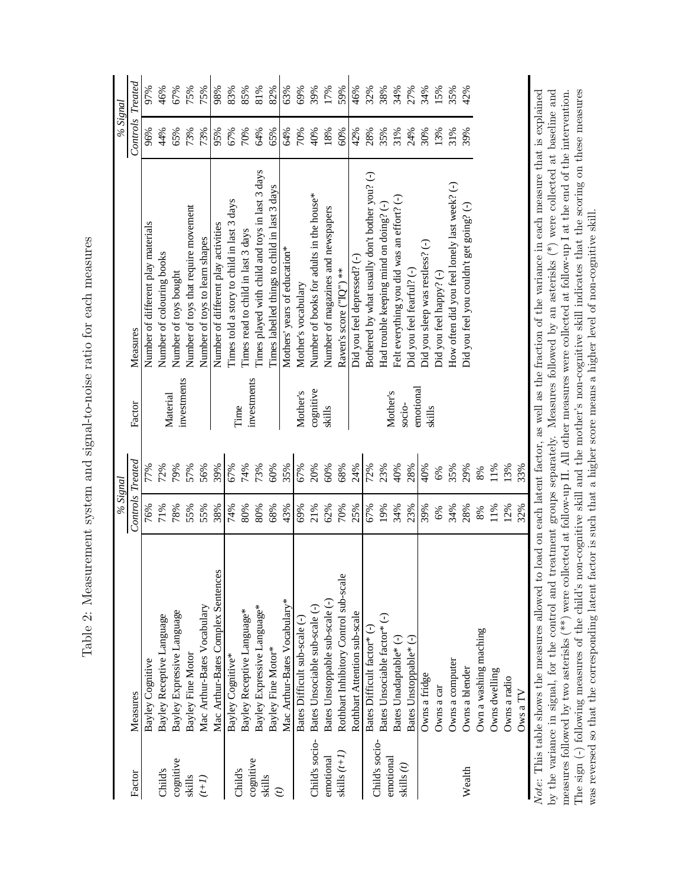# Table 2: Measurement system and signal-to-noise ratio for each measures

| Factor | Measures | % Signal Controls | % Signal Treated |
|---|---|---|---|
| Child's cognitive skills $(t+1)$ | Bayley Cognitive | 76% | 77% |
| | Bayley Receptive Language | 71% | 72% |
| | Bayley Expressive Language | 78% | 79% |
| | Bayley Fine Motor | 55% | 57% |
| | Mac Arthur-Bates Vocabulary | 55% | 56% |
| | Mac Arthur-Bates Complex Sentences | 38% | 39% |
| Child's cognitive skills $(t)$ | Bayley Cognitive* | 74% | 67% |
| | Bayley Receptive Language* | 80% | 74% |
| | Bayley Expressive Language* | 80% | 73% |
| | Bayley Fine Motor* | 68% | 60% |
| | Mac Arthur-Bates Vocabulary* | 43% | 35% |
| Child's socio-emotional skills $(t+1)$ | Bates Difficult sub-scale (-) | 69% | 67% |
| | Bates Unsociable sub-scale (-) | 21% | 20% |
| | Bates Unstoppable sub-scale (-) | 62% | 60% |
| | Rothbart Inhibitory Control sub-scale | 70% | 68% |
| | Rothbart Attention sub-scale | 25% | 24% |
| Child's socio-emotional skills $(t)$ | Bates Difficult factor* (-) | 67% | 72% |
| | Bates Unsociable factor* (-) | 19% | 23% |
| | Bates Unadaptable* (-) | 34% | 40% |
| | Bates Unstoppable* (-) | 23% | 28% |
| Wealth | Owns a fridge | 39% | 40% |
| | Owns a car | 6% | 6% |
| | Owns a computer | 34% | 35% |
| | Owns a blender | 28% | 29% |
| | Own a washing maching | 8% | 8% |
| | Owns dwelling | 11% | 11% |
| | Owns a radio | 12% | 13% |
| | Ows a TV | 32% | 33% |

| Factor | Measures | % Signal Controls | % Signal Treated |
|---|---|---|---|
| Material investments | Number of different play materials | 96% | 97% |
| | Number of colouring books | 44% | 46% |
| | Number of toys bought | 65% | 67% |
| | Number of toys that require movement | 73% | 75% |
| | Number of toys to learn shapes | 73% | 75% |
| Time investments | Number of different play activities | 95% | 98% |
| | Times told a story to child in last 3 days | 67% | 83% |
| | Times read to child in last 3 days | 70% | 85% |
| | Times played with child and toys in last 3 days | 64% | 81% |
| | Times labelled things to child in last 3 days | 65% | 82% |
| Mother's cognitive skills | Mothers' years of education* | 64% | 63% |
| | Mother's vocabulary | 70% | 69% |
| | Number of books for adults in the house* | 40% | 39% |
| | Number of magazines and newspapers | 18% | 17% |
| | Raven's score ("IQ") ** | 60% | 59% |
| Mother's socio-emotional skills | Did you feel depressed? (-) | 42% | 46% |
| | Bothered by what usually don't bother you? (-) | 28% | 32% |
| | Had trouble keeping mind on doing? (-) | 35% | 38% |
| | Felt everything you did was an effort? (-) | 31% | 34% |
| | Did you feel fearful? (-) | 24% | 27% |
| | Did you sleep was restless? (-) | 30% | 34% |
| | Did you feel happy? (-) | 13% | 15% |
| | How often did you feel lonely last week? (-) | 31% | 35% |
| | Did you feel you couldn't get going? (-) | 39% | 42% |

*Note*: This table shows the measures allowed to load on each latent factor, as well as the fraction of the variance in each measure that is explained by the variance in signal, for the control and treatment groups separately. Measures followed by an asterisks (*) were collected at baseline and measures followed by two asterisks (**) were collected at follow-up II. All other measures were collected at follow-up I at the end of the intervention. The sign (-) following measures of the child's non-cognitive skill and the mother's non-cognitive skill indicates that the scoring on these measures was reversed so that the corresponding latent factor is such that a higher score means a higher level of non-cognitive skill.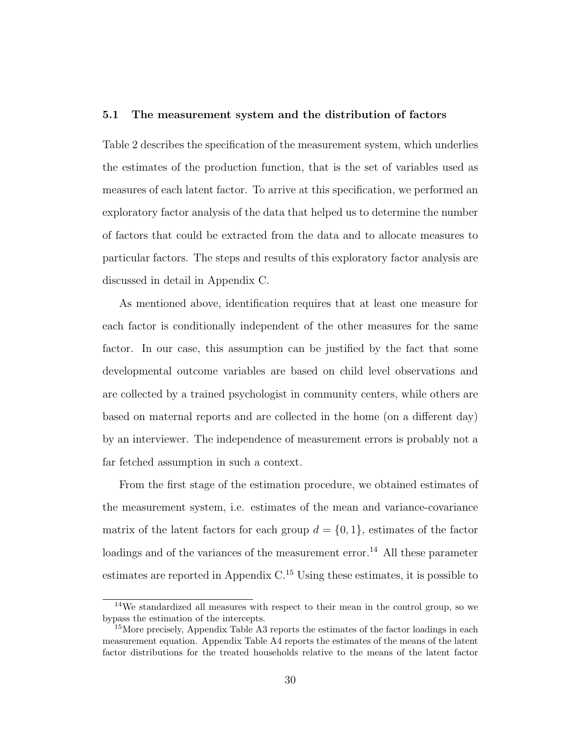### 5.1 The measurement system and the distribution of factors

Table 2 describes the specification of the measurement system, which underlies the estimates of the production function, that is the set of variables used as measures of each latent factor. To arrive at this specification, we performed an exploratory factor analysis of the data that helped us to determine the number of factors that could be extracted from the data and to allocate measures to particular factors. The steps and results of this exploratory factor analysis are discussed in detail in Appendix C.

As mentioned above, identification requires that at least one measure for each factor is conditionally independent of the other measures for the same factor. In our case, this assumption can be justified by the fact that some developmental outcome variables are based on child level observations and are collected by a trained psychologist in community centers, while others are based on maternal reports and are collected in the home (on a different day) by an interviewer. The independence of measurement errors is probably not a far fetched assumption in such a context.

From the first stage of the estimation procedure, we obtained estimates of the measurement system, i.e. estimates of the mean and variance-covariance matrix of the latent factors for each group $d = \{0, 1\}$, estimates of the factor loadings and of the variances of the measurement error.[14] All these parameter estimates are reported in Appendix C.[15] Using these estimates, it is possible to

[14] We standardized all measures with respect to their mean in the control group, so we bypass the estimation of the intercepts.

[15] More precisely, Appendix Table A3 reports the estimates of the factor loadings in each measurement equation. Appendix Table A4 reports the estimates of the means of the latent factor distributions for the treated households relative to the means of the latent factor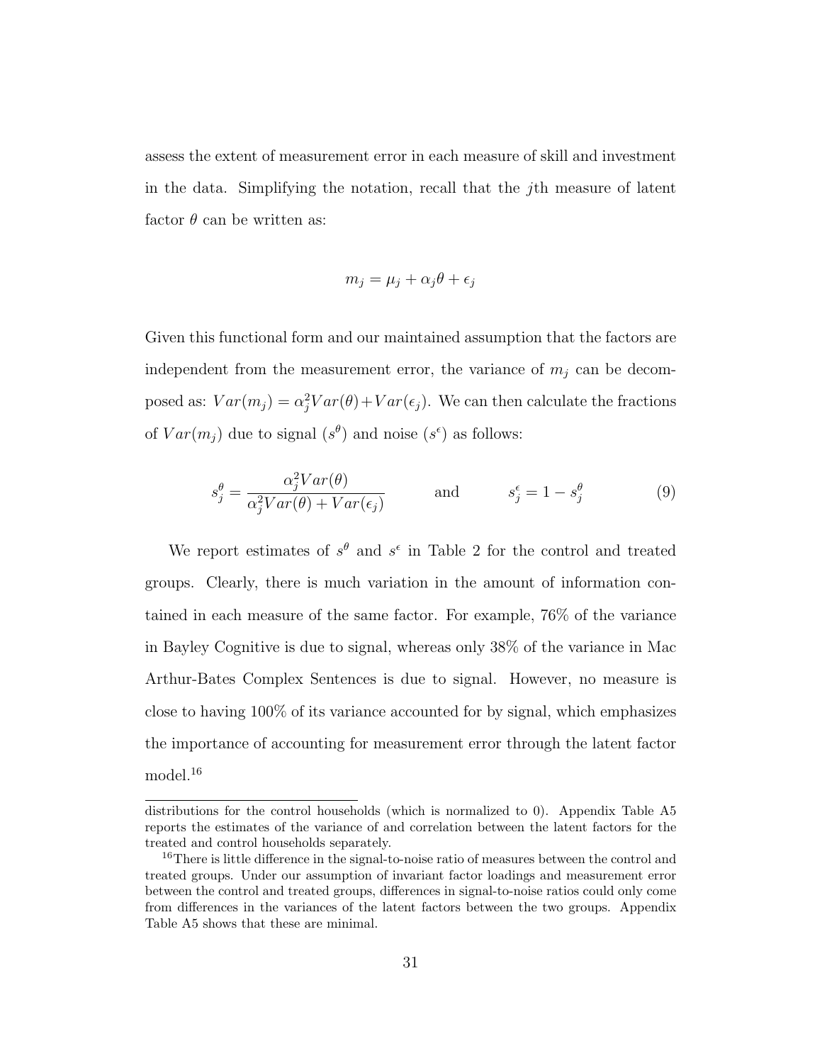assess the extent of measurement error in each measure of skill and investment in the data. Simplifying the notation, recall that the $j$th measure of latent factor $\theta$ can be written as:

$$m_j = \mu_j + \alpha_j \theta + \epsilon_j$$

Given this functional form and our maintained assumption that the factors are independent from the measurement error, the variance of $m_j$ can be decomposed as: $Var(m_j) = \alpha_j^2 Var(\theta) + Var(\epsilon_j)$. We can then calculate the fractions of $Var(m_j)$ due to signal ($s^\theta$) and noise ($s^\epsilon$) as follows:

$$s_j^\theta = \frac{\alpha_j^2 Var(\theta)}{\alpha_j^2 Var(\theta) + Var(\epsilon_j)} \qquad \text{and} \qquad s_j^\epsilon = 1 - s_j^\theta \tag{9}$$

We report estimates of $s^\theta$ and $s^\epsilon$ in Table 2 for the control and treated groups. Clearly, there is much variation in the amount of information contained in each measure of the same factor. For example, 76% of the variance in Bayley Cognitive is due to signal, whereas only 38% of the variance in Mac Arthur-Bates Complex Sentences is due to signal. However, no measure is close to having 100% of its variance accounted for by signal, which emphasizes the importance of accounting for measurement error through the latent factor model.[16]

---

distributions for the control households (which is normalized to 0). Appendix Table A5 reports the estimates of the variance of and correlation between the latent factors for the treated and control households separately.

[16] There is little difference in the signal-to-noise ratio of measures between the control and treated groups. Under our assumption of invariant factor loadings and measurement error between the control and treated groups, differences in signal-to-noise ratios could only come from differences in the variances of the latent factors between the two groups. Appendix Table A5 shows that these are minimal.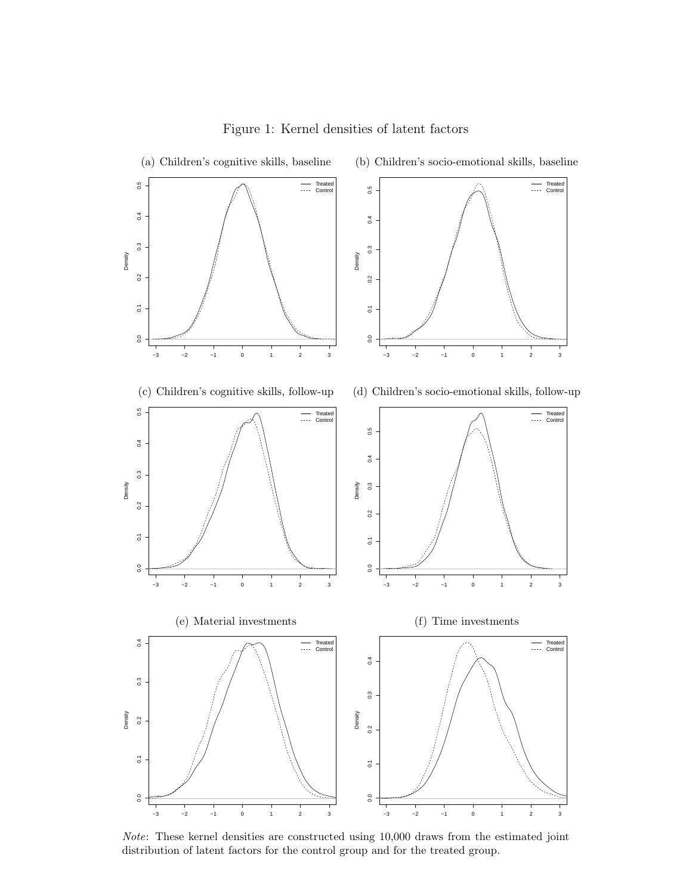Figure 1: Kernel densities of latent factors

(a) Children's cognitive skills, baseline

(b) Children's socio-emotional skills, baseline

(c) Children's cognitive skills, follow-up

(d) Children's socio-emotional skills, follow-up

(e) Material investments

(f) Time investments

*Note*: These kernel densities are constructed using 10,000 draws from the estimated joint distribution of latent factors for the control group and for the treated group.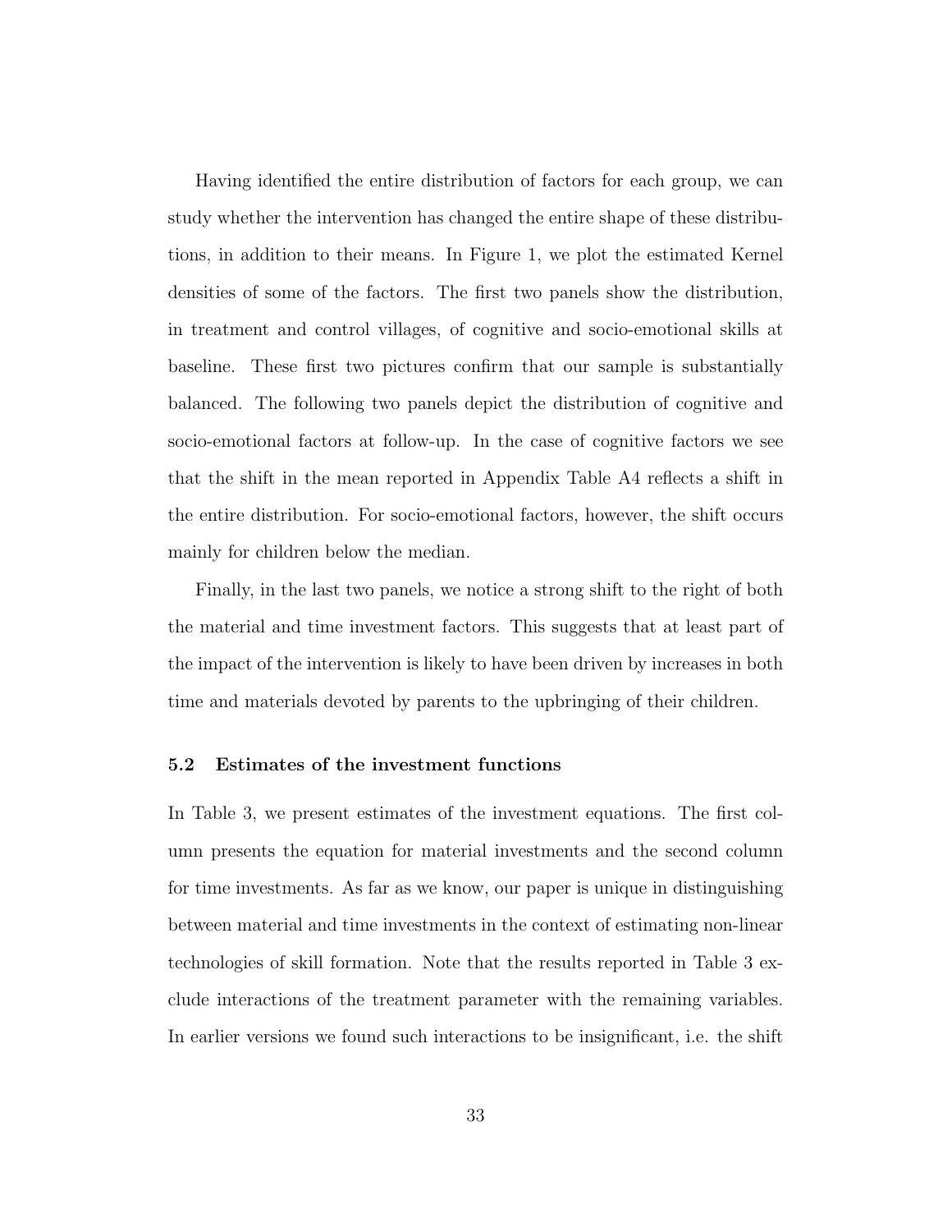Having identified the entire distribution of factors for each group, we can study whether the intervention has changed the entire shape of these distributions, in addition to their means. In Figure 1, we plot the estimated Kernel densities of some of the factors. The first two panels show the distribution, in treatment and control villages, of cognitive and socio-emotional skills at baseline. These first two pictures confirm that our sample is substantially balanced. The following two panels depict the distribution of cognitive and socio-emotional factors at follow-up. In the case of cognitive factors we see that the shift in the mean reported in Appendix Table A4 reflects a shift in the entire distribution. For socio-emotional factors, however, the shift occurs mainly for children below the median.

Finally, in the last two panels, we notice a strong shift to the right of both the material and time investment factors. This suggests that at least part of the impact of the intervention is likely to have been driven by increases in both time and materials devoted by parents to the upbringing of their children.

### 5.2 Estimates of the investment functions

In Table 3, we present estimates of the investment equations. The first column presents the equation for material investments and the second column for time investments. As far as we know, our paper is unique in distinguishing between material and time investments in the context of estimating non-linear technologies of skill formation. Note that the results reported in Table 3 exclude interactions of the treatment parameter with the remaining variables. In earlier versions we found such interactions to be insignificant, i.e. the shift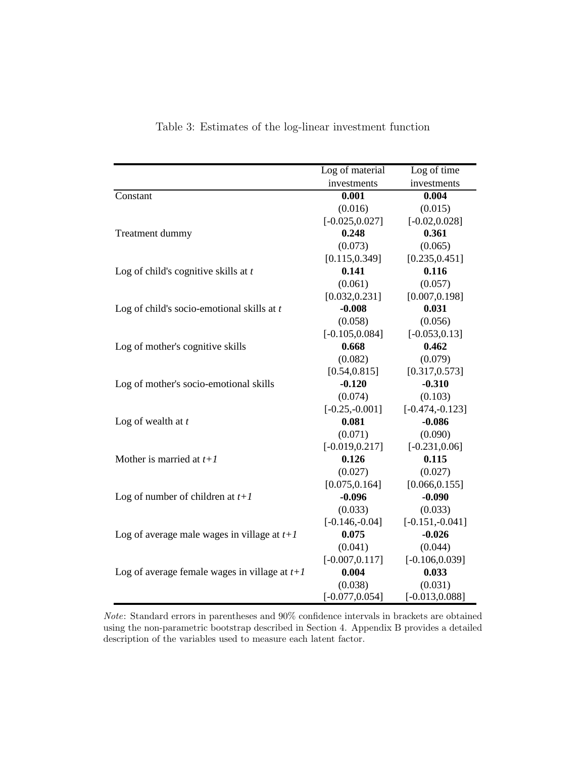Table 3: Estimates of the log-linear investment function

| | Log of material investments | Log of time investments |
|---|---|---|
| Constant | **0.001** | **0.004** |
| | (0.016) | (0.015) |
| | [-0.025,0.027] | [-0.02,0.028] |
| Treatment dummy | **0.248** | **0.361** |
| | (0.073) | (0.065) |
| | [0.115,0.349] | [0.235,0.451] |
| Log of child's cognitive skills at *t* | **0.141** | **0.116** |
| | (0.061) | (0.057) |
| | [0.032,0.231] | [0.007,0.198] |
| Log of child's socio-emotional skills at *t* | **-0.008** | **0.031** |
| | (0.058) | (0.056) |
| | [-0.105,0.084] | [-0.053,0.13] |
| Log of mother's cognitive skills | **0.668** | **0.462** |
| | (0.082) | (0.079) |
| | [0.54,0.815] | [0.317,0.573] |
| Log of mother's socio-emotional skills | **-0.120** | **-0.310** |
| | (0.074) | (0.103) |
| | [-0.25,-0.001] | [-0.474,-0.123] |
| Log of wealth at *t* | **0.081** | **-0.086** |
| | (0.071) | (0.090) |
| | [-0.019,0.217] | [-0.231,0.06] |
| Mother is married at *t+1* | **0.126** | **0.115** |
| | (0.027) | (0.027) |
| | [0.075,0.164] | [0.066,0.155] |
| Log of number of children at *t+1* | **-0.096** | **-0.090** |
| | (0.033) | (0.033) |
| | [-0.146,-0.04] | [-0.151,-0.041] |
| Log of average male wages in village at *t+1* | **0.075** | **-0.026** |
| | (0.041) | (0.044) |
| | [-0.007,0.117] | [-0.106,0.039] |
| Log of average female wages in village at *t+1* | **0.004** | **0.033** |
| | (0.038) | (0.031) |
| | [-0.077,0.054] | [-0.013,0.088] |

*Note*: Standard errors in parentheses and 90% confidence intervals in brackets are obtained using the non-parametric bootstrap described in Section 4. Appendix B provides a detailed description of the variables used to measure each latent factor.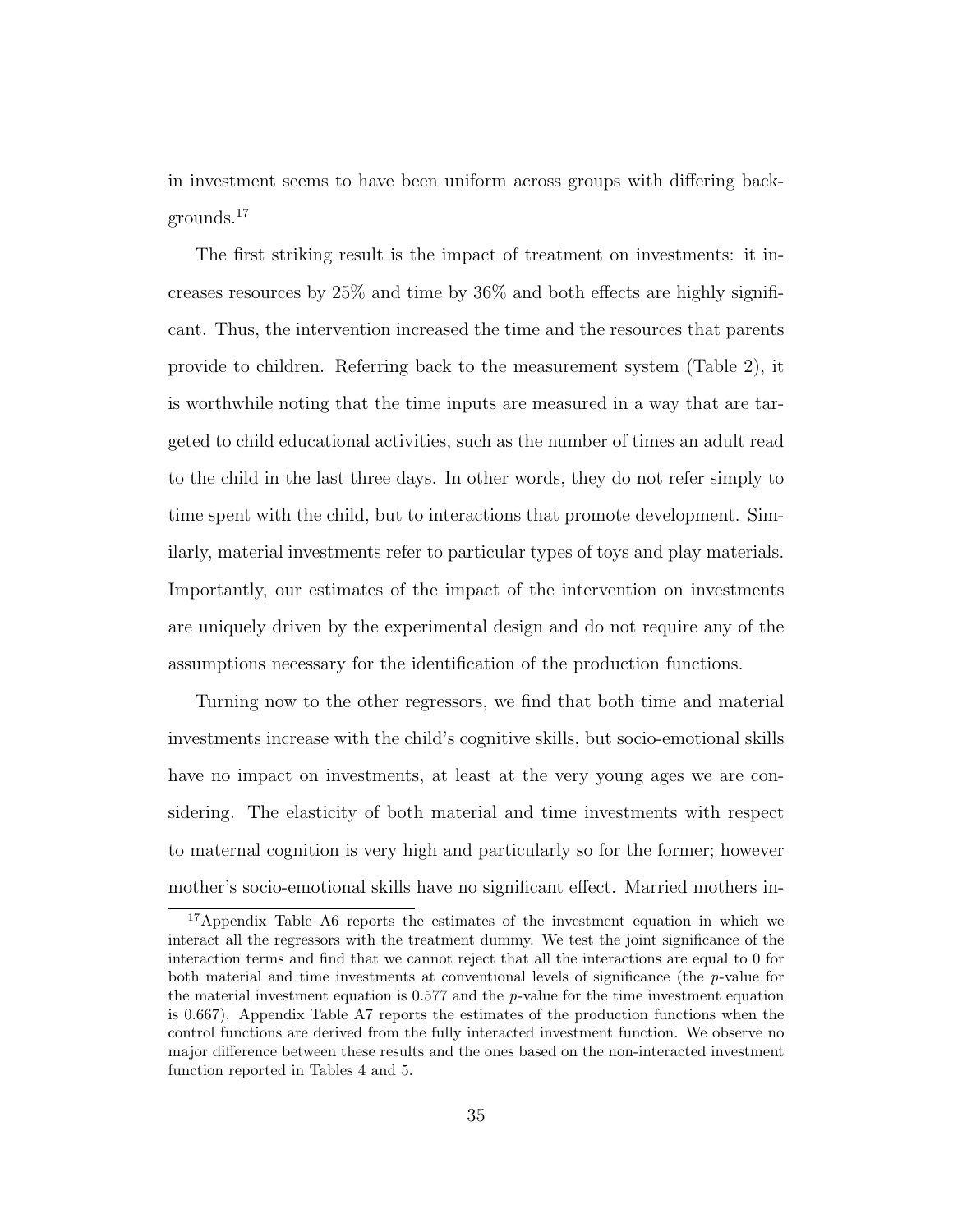in investment seems to have been uniform across groups with differing backgrounds.[17]

The first striking result is the impact of treatment on investments: it increases resources by 25% and time by 36% and both effects are highly significant. Thus, the intervention increased the time and the resources that parents provide to children. Referring back to the measurement system (Table 2), it is worthwhile noting that the time inputs are measured in a way that are targeted to child educational activities, such as the number of times an adult read to the child in the last three days. In other words, they do not refer simply to time spent with the child, but to interactions that promote development. Similarly, material investments refer to particular types of toys and play materials. Importantly, our estimates of the impact of the intervention on investments are uniquely driven by the experimental design and do not require any of the assumptions necessary for the identification of the production functions.

Turning now to the other regressors, we find that both time and material investments increase with the child's cognitive skills, but socio-emotional skills have no impact on investments, at least at the very young ages we are considering. The elasticity of both material and time investments with respect to maternal cognition is very high and particularly so for the former; however mother's socio-emotional skills have no significant effect. Married mothers in-

[17]Appendix Table A6 reports the estimates of the investment equation in which we interact all the regressors with the treatment dummy. We test the joint significance of the interaction terms and find that we cannot reject that all the interactions are equal to 0 for both material and time investments at conventional levels of significance (the $p$-value for the material investment equation is 0.577 and the $p$-value for the time investment equation is 0.667). Appendix Table A7 reports the estimates of the production functions when the control functions are derived from the fully interacted investment function. We observe no major difference between these results and the ones based on the non-interacted investment function reported in Tables 4 and 5.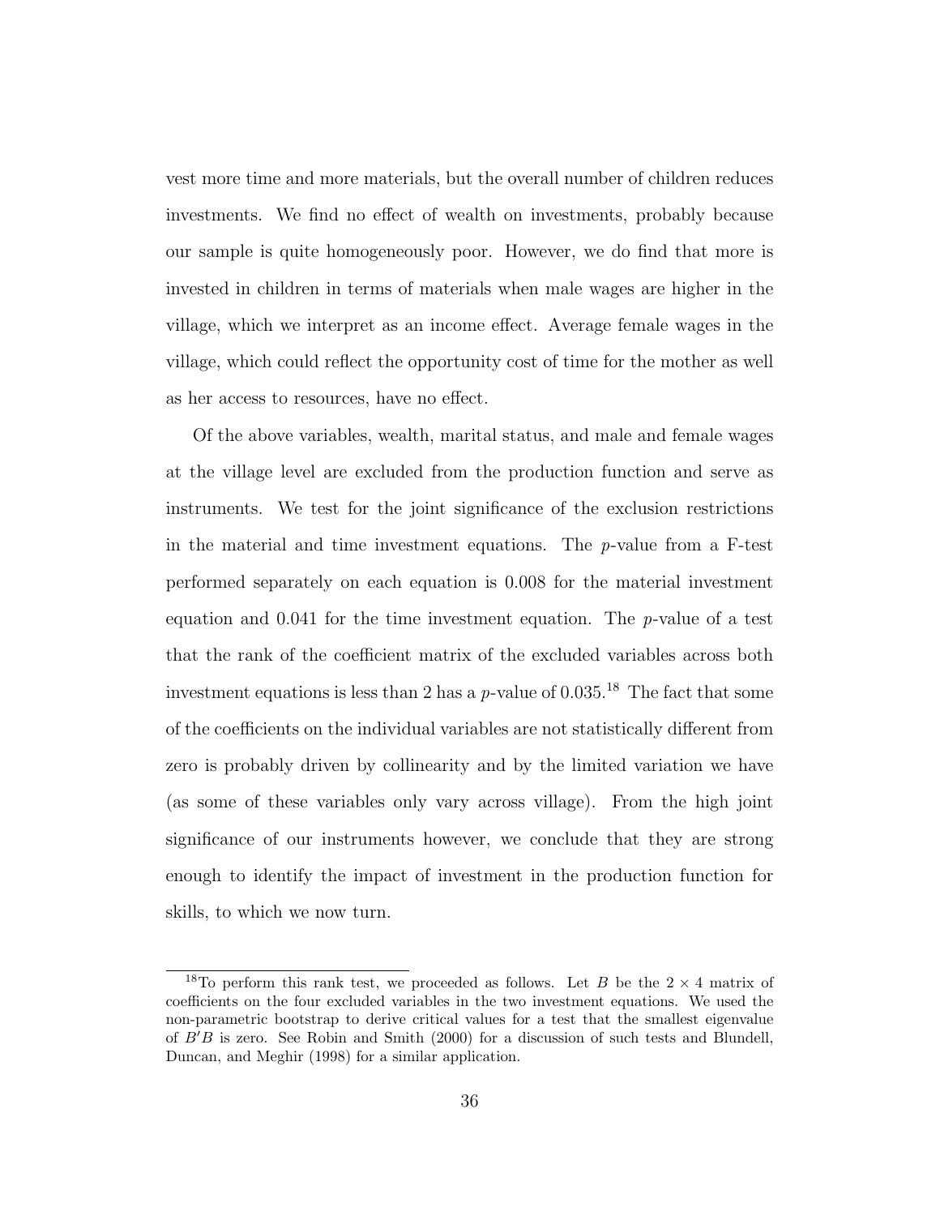vest more time and more materials, but the overall number of children reduces investments. We find no effect of wealth on investments, probably because our sample is quite homogeneously poor. However, we do find that more is invested in children in terms of materials when male wages are higher in the village, which we interpret as an income effect. Average female wages in the village, which could reflect the opportunity cost of time for the mother as well as her access to resources, have no effect.

Of the above variables, wealth, marital status, and male and female wages at the village level are excluded from the production function and serve as instruments. We test for the joint significance of the exclusion restrictions in the material and time investment equations. The $p$-value from a F-test performed separately on each equation is 0.008 for the material investment equation and 0.041 for the time investment equation. The $p$-value of a test that the rank of the coefficient matrix of the excluded variables across both investment equations is less than 2 has a $p$-value of 0.035.[18] The fact that some of the coefficients on the individual variables are not statistically different from zero is probably driven by collinearity and by the limited variation we have (as some of these variables only vary across village). From the high joint significance of our instruments however, we conclude that they are strong enough to identify the impact of investment in the production function for skills, to which we now turn.

[18] To perform this rank test, we proceeded as follows. Let $B$ be the $2 \times 4$ matrix of coefficients on the four excluded variables in the two investment equations. We used the non-parametric bootstrap to derive critical values for a test that the smallest eigenvalue of $B'B$ is zero. See Robin and Smith (2000) for a discussion of such tests and Blundell, Duncan, and Meghir (1998) for a similar application.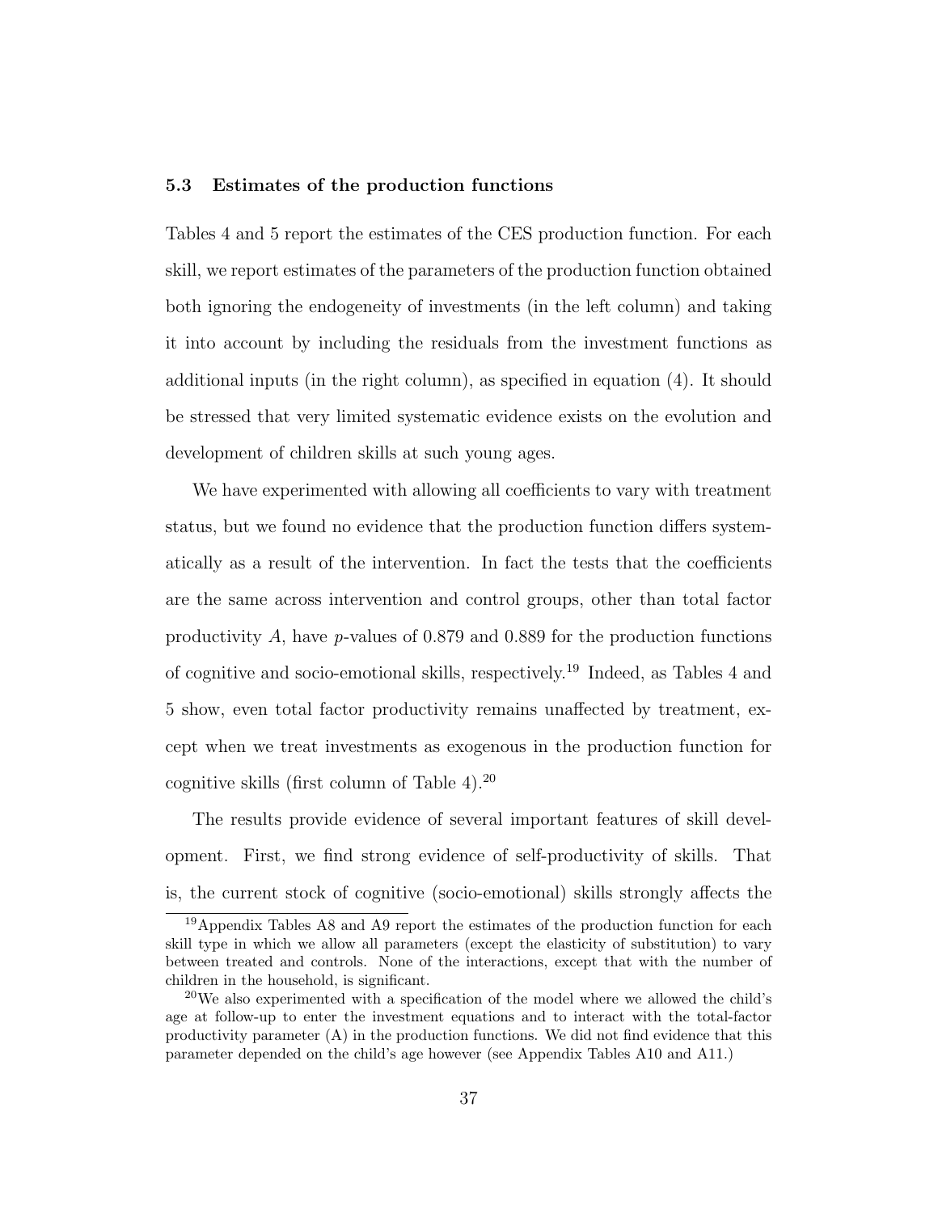### 5.3 Estimates of the production functions

Tables 4 and 5 report the estimates of the CES production function. For each skill, we report estimates of the parameters of the production function obtained both ignoring the endogeneity of investments (in the left column) and taking it into account by including the residuals from the investment functions as additional inputs (in the right column), as specified in equation (4). It should be stressed that very limited systematic evidence exists on the evolution and development of children skills at such young ages.

We have experimented with allowing all coefficients to vary with treatment status, but we found no evidence that the production function differs systematically as a result of the intervention. In fact the tests that the coefficients are the same across intervention and control groups, other than total factor productivity $A$, have $p$-values of 0.879 and 0.889 for the production functions of cognitive and socio-emotional skills, respectively.[19] Indeed, as Tables 4 and 5 show, even total factor productivity remains unaffected by treatment, except when we treat investments as exogenous in the production function for cognitive skills (first column of Table 4).[20]

The results provide evidence of several important features of skill development. First, we find strong evidence of self-productivity of skills. That is, the current stock of cognitive (socio-emotional) skills strongly affects the

[19] Appendix Tables A8 and A9 report the estimates of the production function for each skill type in which we allow all parameters (except the elasticity of substitution) to vary between treated and controls. None of the interactions, except that with the number of children in the household, is significant.

[20] We also experimented with a specification of the model where we allowed the child's age at follow-up to enter the investment equations and to interact with the total-factor productivity parameter (A) in the production functions. We did not find evidence that this parameter depended on the child's age however (see Appendix Tables A10 and A11.)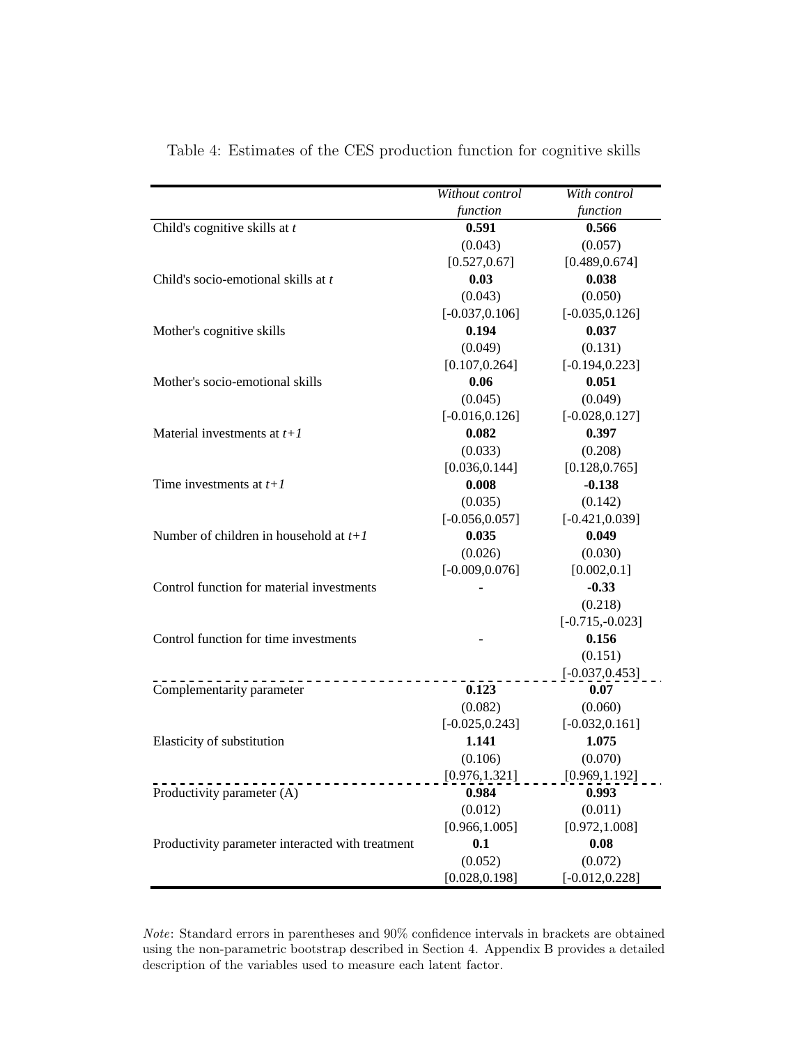Table 4: Estimates of the CES production function for cognitive skills

| | *Without control function* | *With control function* |
|---|---|---|
| Child's cognitive skills at *t* | **0.591** | **0.566** |
| | (0.043) | (0.057) |
| | [0.527,0.67] | [0.489,0.674] |
| Child's socio-emotional skills at *t* | **0.03** | **0.038** |
| | (0.043) | (0.050) |
| | [-0.037,0.106] | [-0.035,0.126] |
| Mother's cognitive skills | **0.194** | **0.037** |
| | (0.049) | (0.131) |
| | [0.107,0.264] | [-0.194,0.223] |
| Mother's socio-emotional skills | **0.06** | **0.051** |
| | (0.045) | (0.049) |
| | [-0.016,0.126] | [-0.028,0.127] |
| Material investments at *t+1* | **0.082** | **0.397** |
| | (0.033) | (0.208) |
| | [0.036,0.144] | [0.128,0.765] |
| Time investments at *t+1* | **0.008** | **-0.138** |
| | (0.035) | (0.142) |
| | [-0.056,0.057] | [-0.421,0.039] |
| Number of children in household at *t+1* | **0.035** | **0.049** |
| | (0.026) | (0.030) |
| | [-0.009,0.076] | [0.002,0.1] |
| Control function for material investments | **-** | **-0.33** |
| | | (0.218) |
| | | [-0.715,-0.023] |
| Control function for time investments | **-** | **0.156** |
| | | (0.151) |
| | | [-0.037,0.453] |
| Complementarity parameter | **0.123** | **0.07** |
| | (0.082) | (0.060) |
| | [-0.025,0.243] | [-0.032,0.161] |
| Elasticity of substitution | **1.141** | **1.075** |
| | (0.106) | (0.070) |
| | [0.976,1.321] | [0.969,1.192] |
| Productivity parameter (A) | **0.984** | **0.993** |
| | (0.012) | (0.011) |
| | [0.966,1.005] | [0.972,1.008] |
| Productivity parameter interacted with treatment | **0.1** | **0.08** |
| | (0.052) | (0.072) |
| | [0.028,0.198] | [-0.012,0.228] |

*Note*: Standard errors in parentheses and 90% confidence intervals in brackets are obtained using the non-parametric bootstrap described in Section 4. Appendix B provides a detailed description of the variables used to measure each latent factor.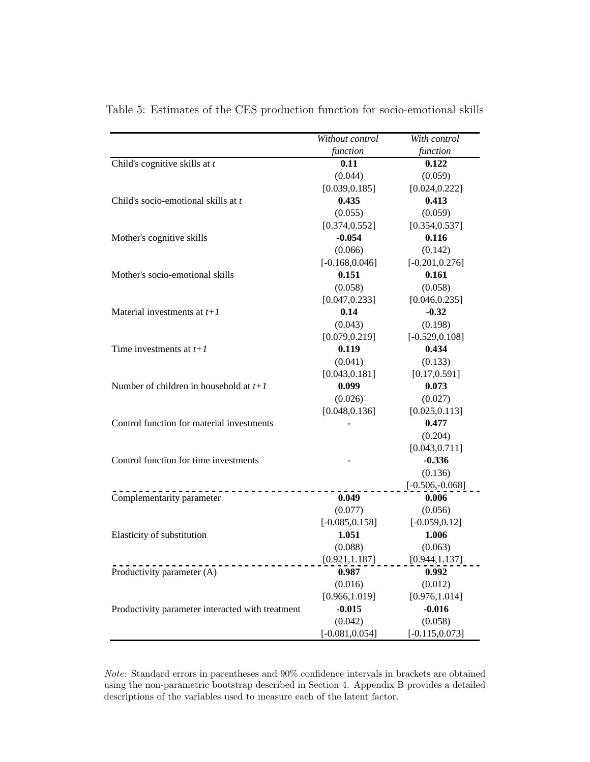Table 5: Estimates of the CES production function for socio-emotional skills

| | *Without control function* | *With control function* |
|---|---|---|
| Child's cognitive skills at *t* | **0.11** | **0.122** |
| | (0.044) | (0.059) |
| | [0.039,0.185] | [0.024,0.222] |
| Child's socio-emotional skills at *t* | **0.435** | **0.413** |
| | (0.055) | (0.059) |
| | [0.374,0.552] | [0.354,0.537] |
| Mother's cognitive skills | **-0.054** | **0.116** |
| | (0.066) | (0.142) |
| | [-0.168,0.046] | [-0.201,0.276] |
| Mother's socio-emotional skills | **0.151** | **0.161** |
| | (0.058) | (0.058) |
| | [0.047,0.233] | [0.046,0.235] |
| Material investments at *t+1* | **0.14** | **-0.32** |
| | (0.043) | (0.198) |
| | [0.079,0.219] | [-0.529,0.108] |
| Time investments at *t+1* | **0.119** | **0.434** |
| | (0.041) | (0.133) |
| | [0.043,0.181] | [0.17,0.591] |
| Number of children in household at *t+1* | **0.099** | **0.073** |
| | (0.026) | (0.027) |
| | [0.048,0.136] | [0.025,0.113] |
| Control function for material investments | - | **0.477** |
| | | (0.204) |
| | | [0.043,0.711] |
| Control function for time investments | - | **-0.336** |
| | | (0.136) |
| | | [-0.506,-0.068] |
| Complementarity parameter | **0.049** | **0.006** |
| | (0.077) | (0.056) |
| | [-0.085,0.158] | [-0.059,0.12] |
| Elasticity of substitution | **1.051** | **1.006** |
| | (0.088) | (0.063) |
| | [0.921,1.187] | [0.944,1.137] |
| Productivity parameter (A) | **0.987** | **0.992** |
| | (0.016) | (0.012) |
| | [0.966,1.019] | [0.976,1.014] |
| Productivity parameter interacted with treatment | **-0.015** | **-0.016** |
| | (0.042) | (0.058) |
| | [-0.081,0.054] | [-0.115,0.073] |

*Note*: Standard errors in parentheses and 90% confidence intervals in brackets are obtained using the non-parametric bootstrap described in Section 4. Appendix B provides a detailed descriptions of the variables used to measure each of the latent factor.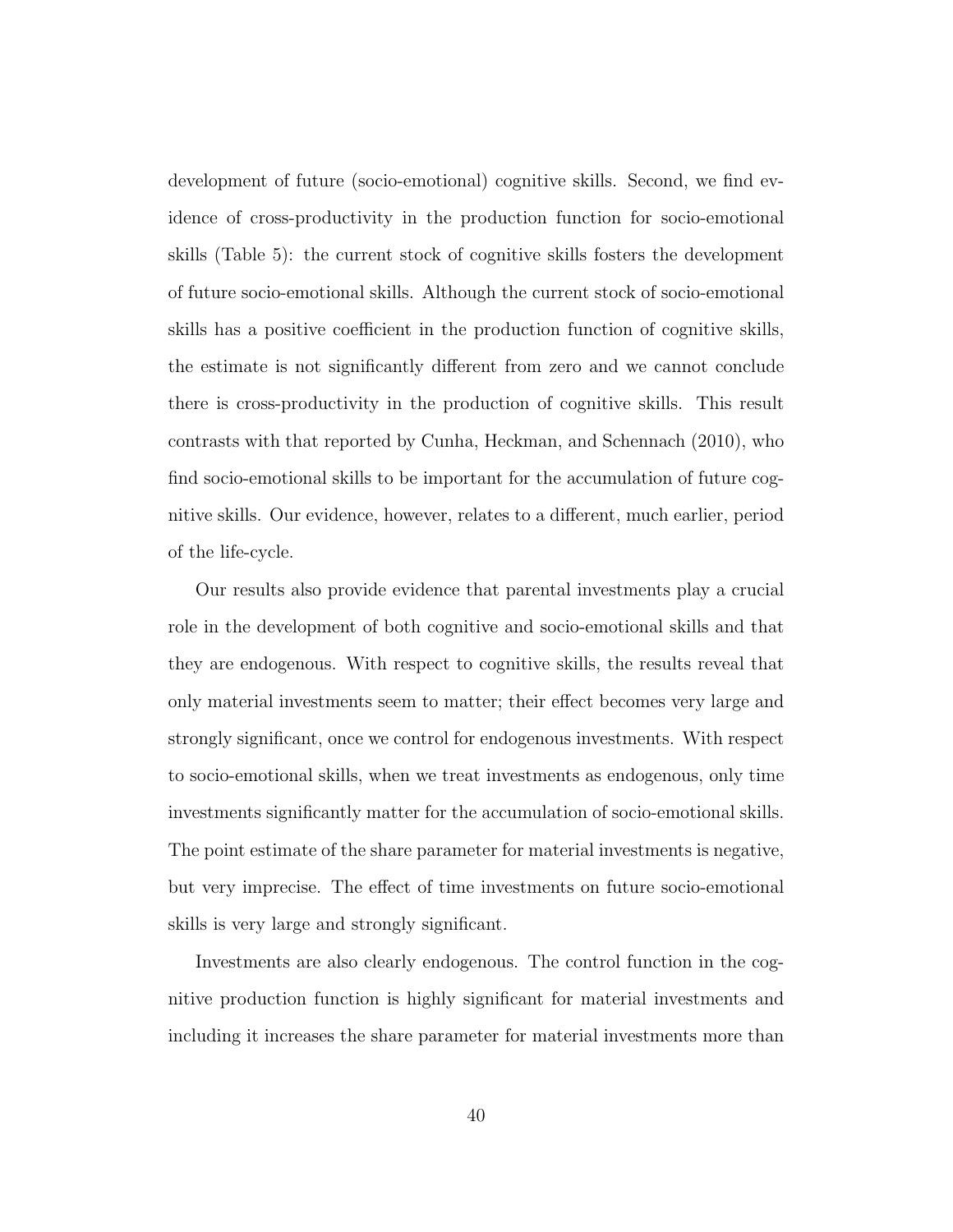development of future (socio-emotional) cognitive skills. Second, we find evidence of cross-productivity in the production function for socio-emotional skills (Table 5): the current stock of cognitive skills fosters the development of future socio-emotional skills. Although the current stock of socio-emotional skills has a positive coefficient in the production function of cognitive skills, the estimate is not significantly different from zero and we cannot conclude there is cross-productivity in the production of cognitive skills. This result contrasts with that reported by Cunha, Heckman, and Schennach (2010), who find socio-emotional skills to be important for the accumulation of future cognitive skills. Our evidence, however, relates to a different, much earlier, period of the life-cycle.

Our results also provide evidence that parental investments play a crucial role in the development of both cognitive and socio-emotional skills and that they are endogenous. With respect to cognitive skills, the results reveal that only material investments seem to matter; their effect becomes very large and strongly significant, once we control for endogenous investments. With respect to socio-emotional skills, when we treat investments as endogenous, only time investments significantly matter for the accumulation of socio-emotional skills. The point estimate of the share parameter for material investments is negative, but very imprecise. The effect of time investments on future socio-emotional skills is very large and strongly significant.

Investments are also clearly endogenous. The control function in the cognitive production function is highly significant for material investments and including it increases the share parameter for material investments more than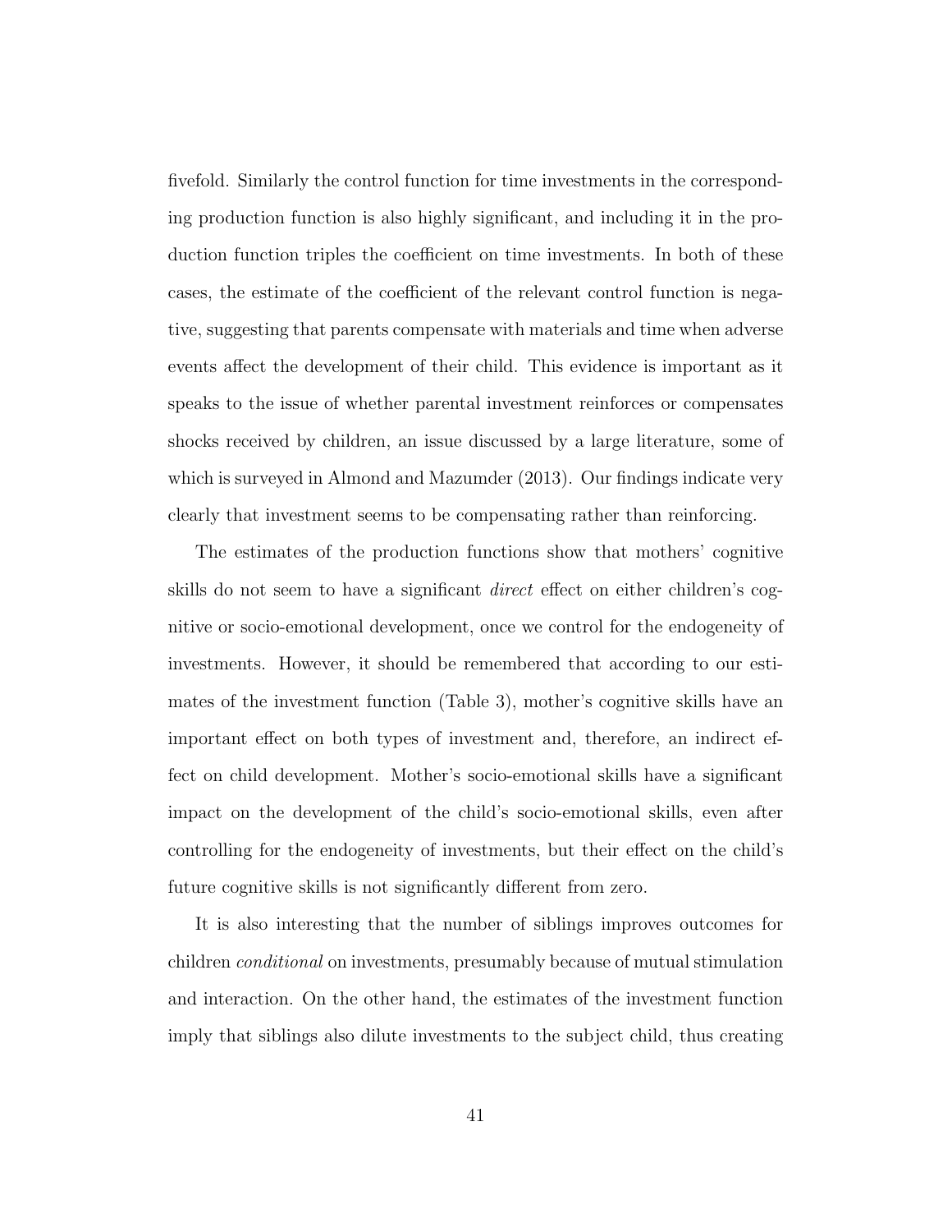fivefold. Similarly the control function for time investments in the corresponding production function is also highly significant, and including it in the production function triples the coefficient on time investments. In both of these cases, the estimate of the coefficient of the relevant control function is negative, suggesting that parents compensate with materials and time when adverse events affect the development of their child. This evidence is important as it speaks to the issue of whether parental investment reinforces or compensates shocks received by children, an issue discussed by a large literature, some of which is surveyed in Almond and Mazumder (2013). Our findings indicate very clearly that investment seems to be compensating rather than reinforcing.

The estimates of the production functions show that mothers' cognitive skills do not seem to have a significant *direct* effect on either children's cognitive or socio-emotional development, once we control for the endogeneity of investments. However, it should be remembered that according to our estimates of the investment function (Table 3), mother's cognitive skills have an important effect on both types of investment and, therefore, an indirect effect on child development. Mother's socio-emotional skills have a significant impact on the development of the child's socio-emotional skills, even after controlling for the endogeneity of investments, but their effect on the child's future cognitive skills is not significantly different from zero.

It is also interesting that the number of siblings improves outcomes for children *conditional* on investments, presumably because of mutual stimulation and interaction. On the other hand, the estimates of the investment function imply that siblings also dilute investments to the subject child, thus creating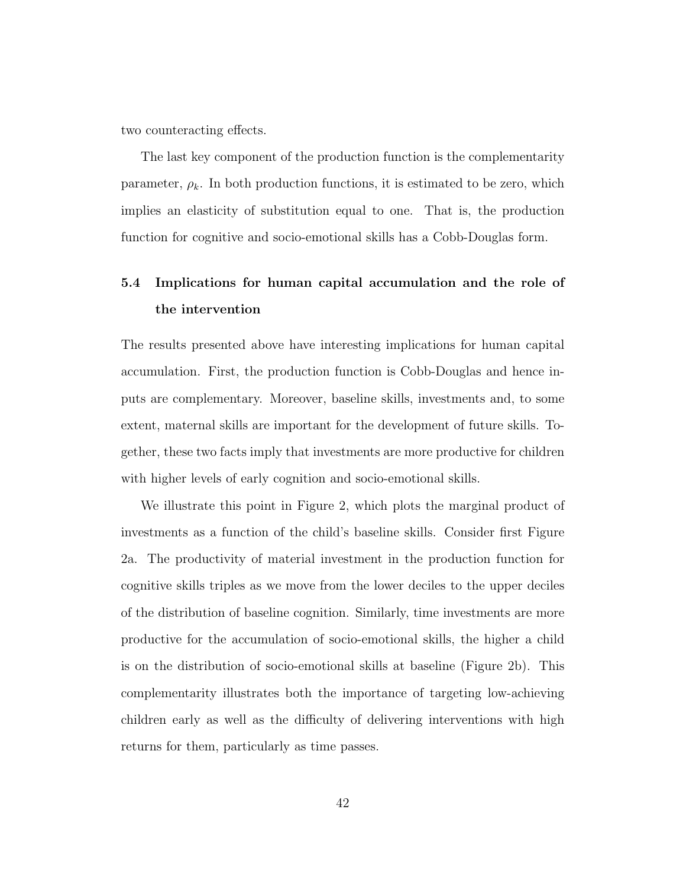two counteracting effects.

The last key component of the production function is the complementarity parameter, $\rho_k$. In both production functions, it is estimated to be zero, which implies an elasticity of substitution equal to one. That is, the production function for cognitive and socio-emotional skills has a Cobb-Douglas form.

### 5.4 Implications for human capital accumulation and the role of the intervention

The results presented above have interesting implications for human capital accumulation. First, the production function is Cobb-Douglas and hence inputs are complementary. Moreover, baseline skills, investments and, to some extent, maternal skills are important for the development of future skills. Together, these two facts imply that investments are more productive for children with higher levels of early cognition and socio-emotional skills.

We illustrate this point in Figure 2, which plots the marginal product of investments as a function of the child's baseline skills. Consider first Figure 2a. The productivity of material investment in the production function for cognitive skills triples as we move from the lower deciles to the upper deciles of the distribution of baseline cognition. Similarly, time investments are more productive for the accumulation of socio-emotional skills, the higher a child is on the distribution of socio-emotional skills at baseline (Figure 2b). This complementarity illustrates both the importance of targeting low-achieving children early as well as the difficulty of delivering interventions with high returns for them, particularly as time passes.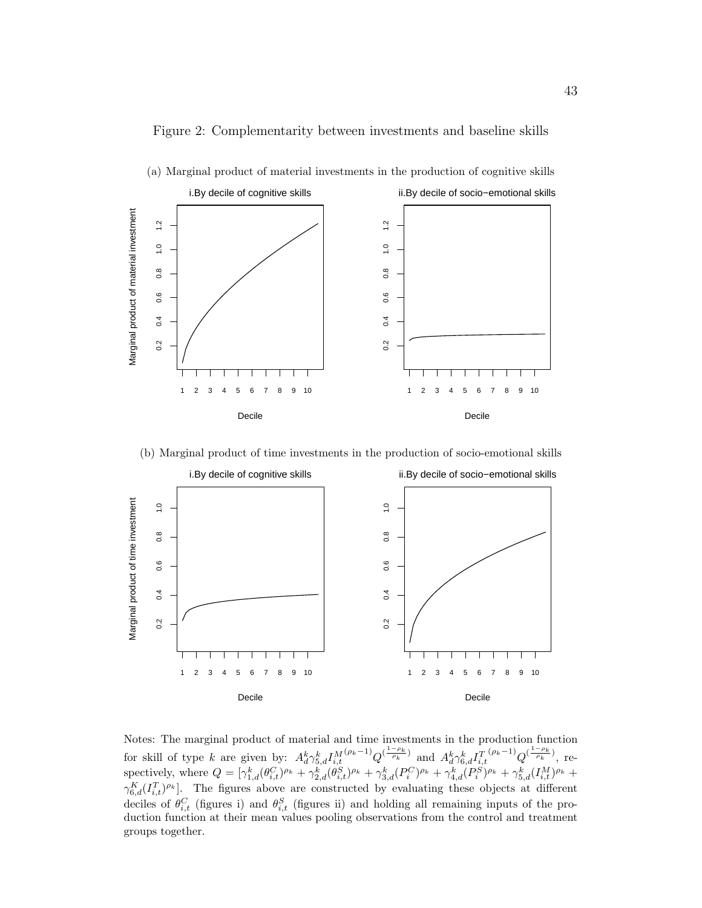Figure 2: Complementarity between investments and baseline skills

(a) Marginal product of material investments in the production of cognitive skills

(b) Marginal product of time investments in the production of socio-emotional skills

Notes: The marginal product of material and time investments in the production function for skill of type $k$ are given by: $A_d^k \gamma_{5,d}^k I_{i,t}^{M\,(\rho_k - 1)} Q^{(\frac{1-\rho_k}{\rho_k})}$ and $A_d^k \gamma_{6,d}^k I_{i,t}^{T\,(\rho_k - 1)} Q^{(\frac{1-\rho_k}{\rho_k})}$, respectively, where $Q = [\gamma_{1,d}^k (\theta_{i,t}^C)^{\rho_k} + \gamma_{2,d}^k (\theta_{i,t}^S)^{\rho_k} + \gamma_{3,d}^k (P_i^C)^{\rho_k} + \gamma_{4,d}^k (P_i^S)^{\rho_k} + \gamma_{5,d}^k (I_{i,t}^M)^{\rho_k} + \gamma_{6,d}^K (I_{i,t}^T)^{\rho_k}]$. The figures above are constructed by evaluating these objects at different deciles of $\theta_{i,t}^C$ (figures i) and $\theta_{i,t}^S$ (figures ii) and holding all remaining inputs of the production function at their mean values pooling observations from the control and treatment groups together.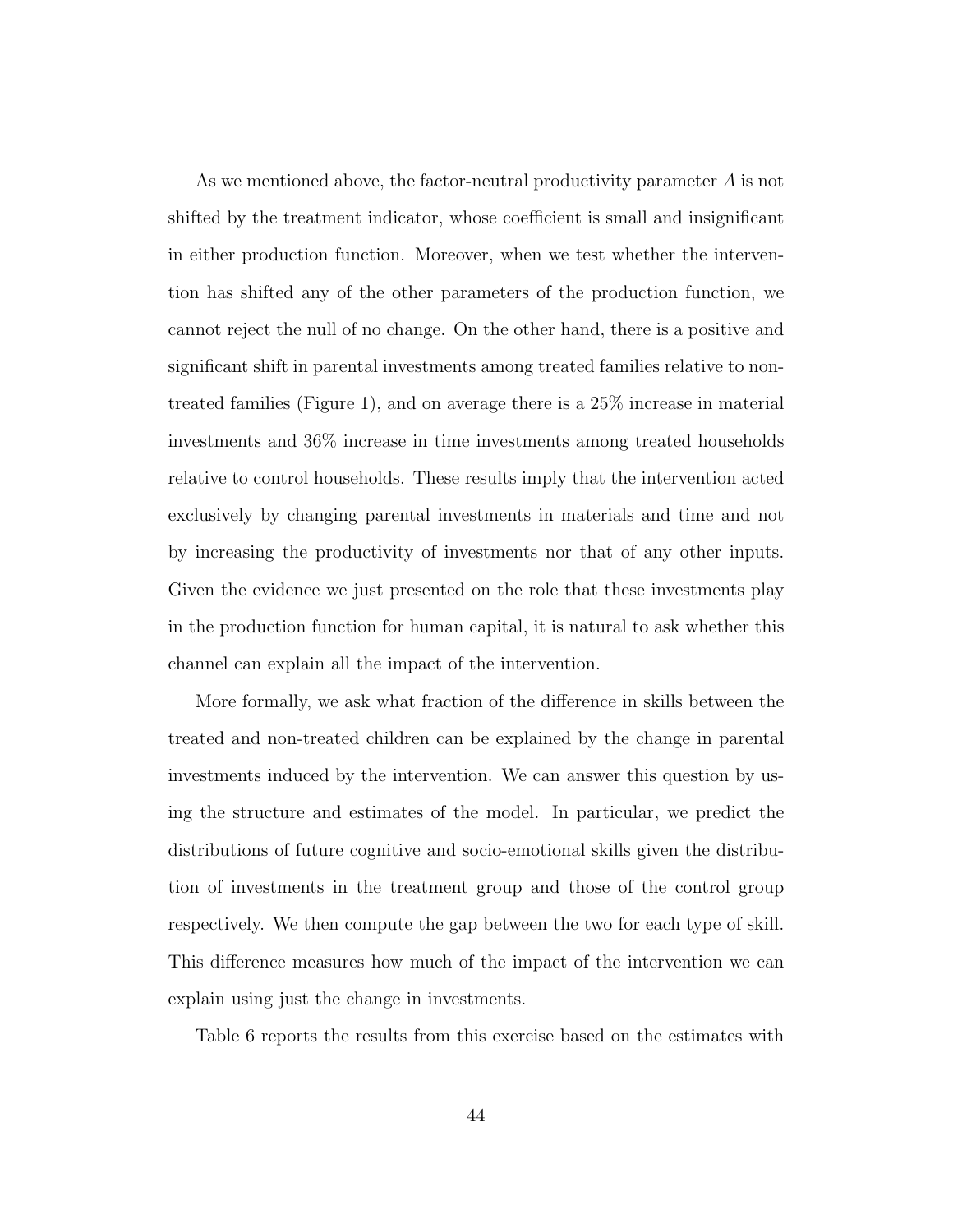As we mentioned above, the factor-neutral productivity parameter $A$ is not shifted by the treatment indicator, whose coefficient is small and insignificant in either production function. Moreover, when we test whether the intervention has shifted any of the other parameters of the production function, we cannot reject the null of no change. On the other hand, there is a positive and significant shift in parental investments among treated families relative to non-treated families (Figure 1), and on average there is a 25% increase in material investments and 36% increase in time investments among treated households relative to control households. These results imply that the intervention acted exclusively by changing parental investments in materials and time and not by increasing the productivity of investments nor that of any other inputs. Given the evidence we just presented on the role that these investments play in the production function for human capital, it is natural to ask whether this channel can explain all the impact of the intervention.

More formally, we ask what fraction of the difference in skills between the treated and non-treated children can be explained by the change in parental investments induced by the intervention. We can answer this question by using the structure and estimates of the model. In particular, we predict the distributions of future cognitive and socio-emotional skills given the distribution of investments in the treatment group and those of the control group respectively. We then compute the gap between the two for each type of skill. This difference measures how much of the impact of the intervention we can explain using just the change in investments.

Table 6 reports the results from this exercise based on the estimates with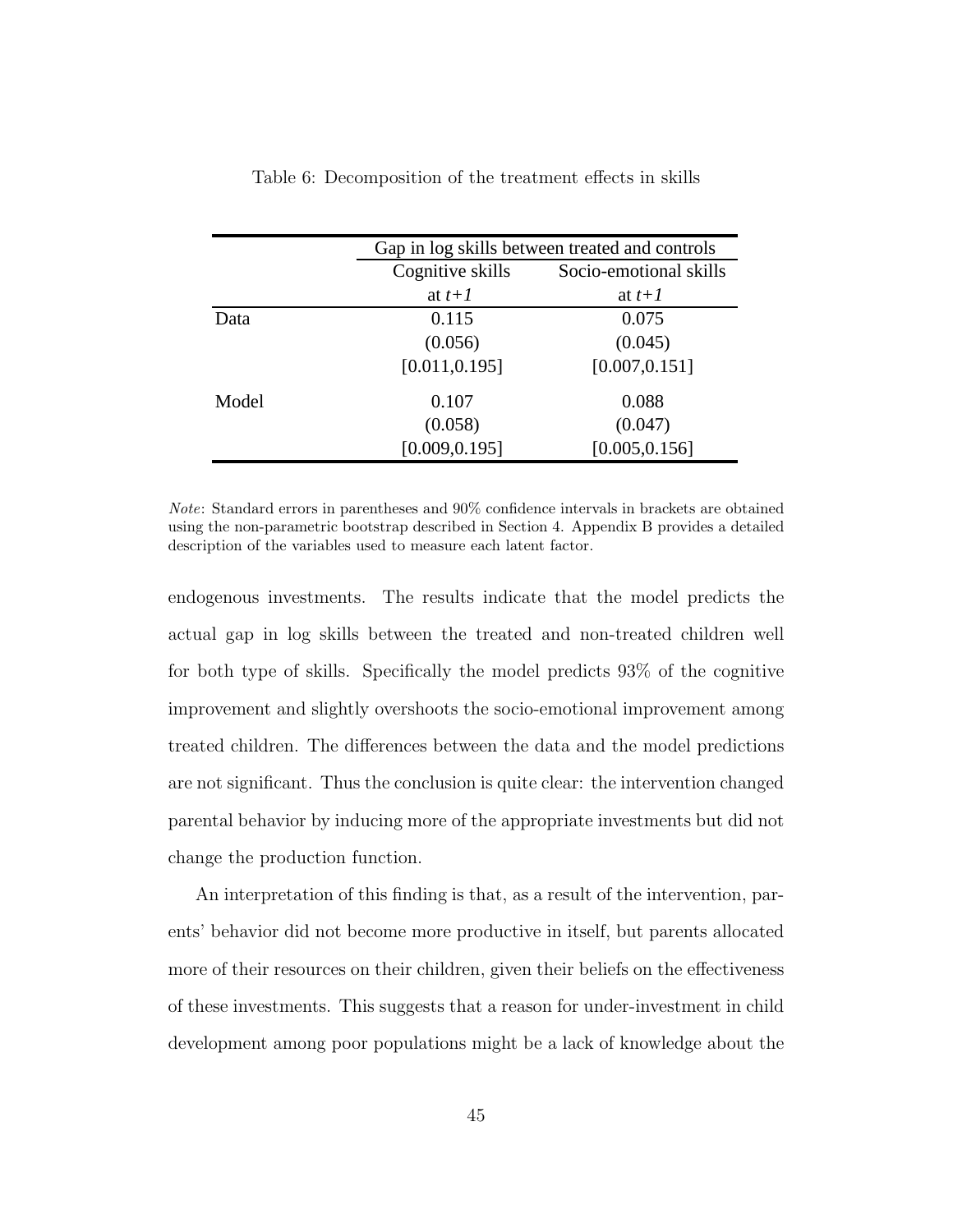Table 6: Decomposition of the treatment effects in skills

| | Gap in log skills between treated and controls | |
|---|---|---|
| | Cognitive skills at $t+1$ | Socio-emotional skills at $t+1$ |
| Data | 0.115 | 0.075 |
| | (0.056) | (0.045) |
| | [0.011,0.195] | [0.007,0.151] |
| Model | 0.107 | 0.088 |
| | (0.058) | (0.047) |
| | [0.009,0.195] | [0.005,0.156] |

*Note*: Standard errors in parentheses and 90% confidence intervals in brackets are obtained using the non-parametric bootstrap described in Section 4. Appendix B provides a detailed description of the variables used to measure each latent factor.

endogenous investments. The results indicate that the model predicts the actual gap in log skills between the treated and non-treated children well for both type of skills. Specifically the model predicts 93% of the cognitive improvement and slightly overshoots the socio-emotional improvement among treated children. The differences between the data and the model predictions are not significant. Thus the conclusion is quite clear: the intervention changed parental behavior by inducing more of the appropriate investments but did not change the production function.

An interpretation of this finding is that, as a result of the intervention, parents' behavior did not become more productive in itself, but parents allocated more of their resources on their children, given their beliefs on the effectiveness of these investments. This suggests that a reason for under-investment in child development among poor populations might be a lack of knowledge about the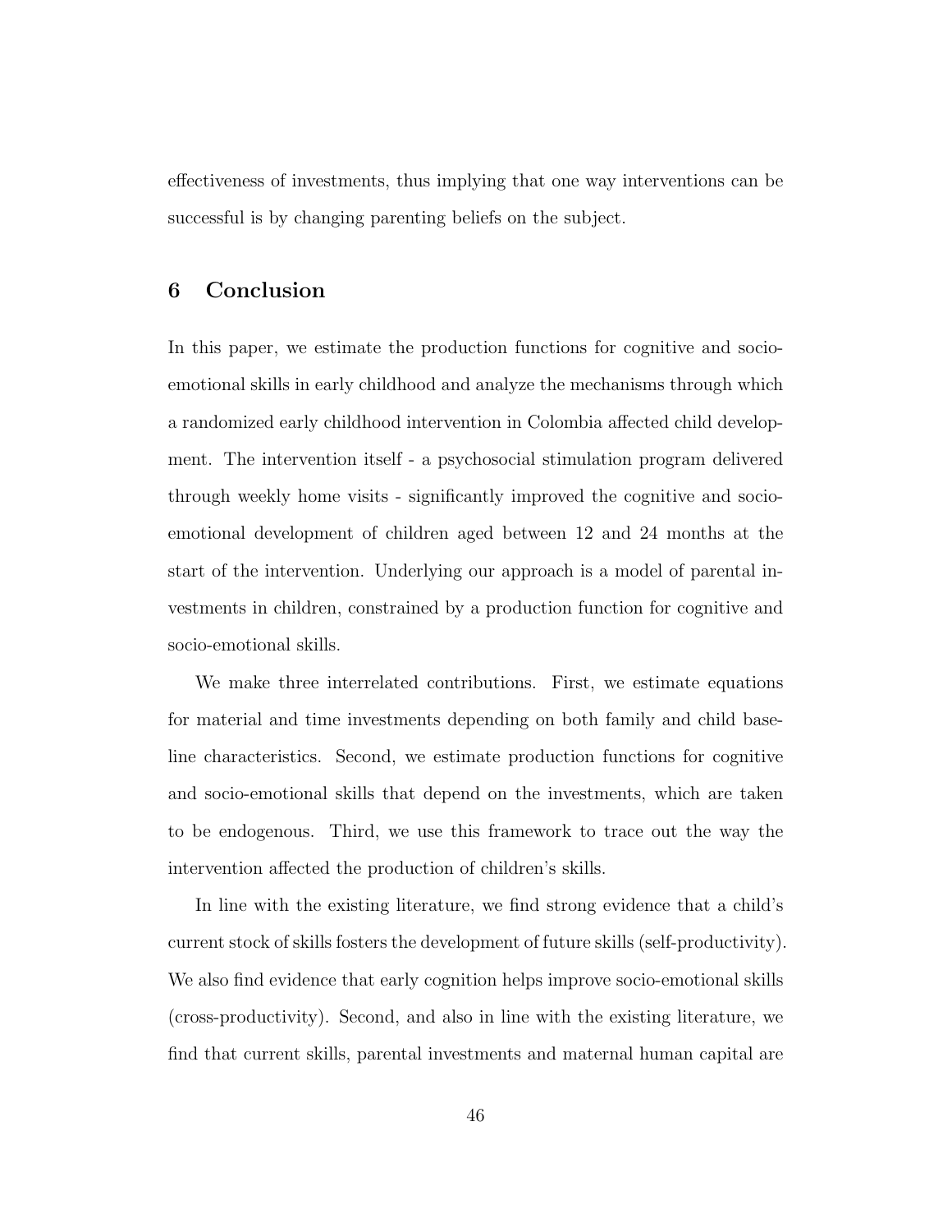effectiveness of investments, thus implying that one way interventions can be successful is by changing parenting beliefs on the subject.

## 6 Conclusion

In this paper, we estimate the production functions for cognitive and socio-emotional skills in early childhood and analyze the mechanisms through which a randomized early childhood intervention in Colombia affected child development. The intervention itself - a psychosocial stimulation program delivered through weekly home visits - significantly improved the cognitive and socio-emotional development of children aged between 12 and 24 months at the start of the intervention. Underlying our approach is a model of parental investments in children, constrained by a production function for cognitive and socio-emotional skills.

We make three interrelated contributions. First, we estimate equations for material and time investments depending on both family and child baseline characteristics. Second, we estimate production functions for cognitive and socio-emotional skills that depend on the investments, which are taken to be endogenous. Third, we use this framework to trace out the way the intervention affected the production of children's skills.

In line with the existing literature, we find strong evidence that a child's current stock of skills fosters the development of future skills (self-productivity). We also find evidence that early cognition helps improve socio-emotional skills (cross-productivity). Second, and also in line with the existing literature, we find that current skills, parental investments and maternal human capital are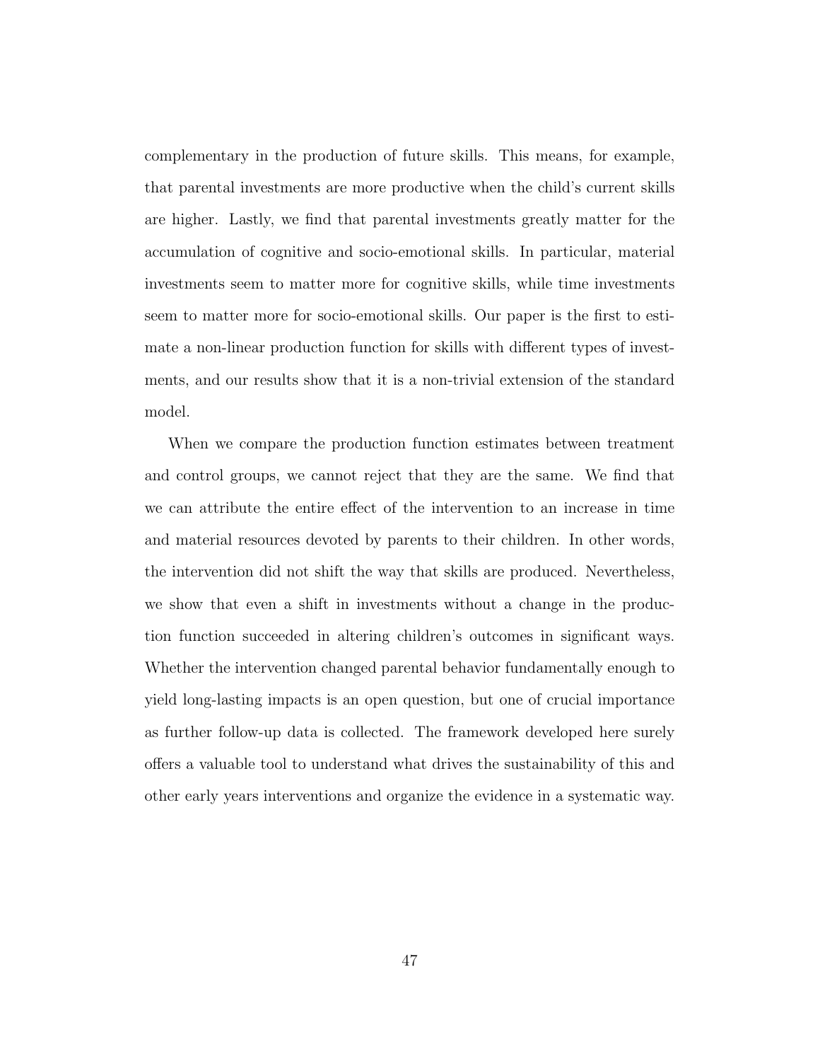complementary in the production of future skills. This means, for example, that parental investments are more productive when the child's current skills are higher. Lastly, we find that parental investments greatly matter for the accumulation of cognitive and socio-emotional skills. In particular, material investments seem to matter more for cognitive skills, while time investments seem to matter more for socio-emotional skills. Our paper is the first to estimate a non-linear production function for skills with different types of investments, and our results show that it is a non-trivial extension of the standard model.

When we compare the production function estimates between treatment and control groups, we cannot reject that they are the same. We find that we can attribute the entire effect of the intervention to an increase in time and material resources devoted by parents to their children. In other words, the intervention did not shift the way that skills are produced. Nevertheless, we show that even a shift in investments without a change in the production function succeeded in altering children's outcomes in significant ways. Whether the intervention changed parental behavior fundamentally enough to yield long-lasting impacts is an open question, but one of crucial importance as further follow-up data is collected. The framework developed here surely offers a valuable tool to understand what drives the sustainability of this and other early years interventions and organize the evidence in a systematic way.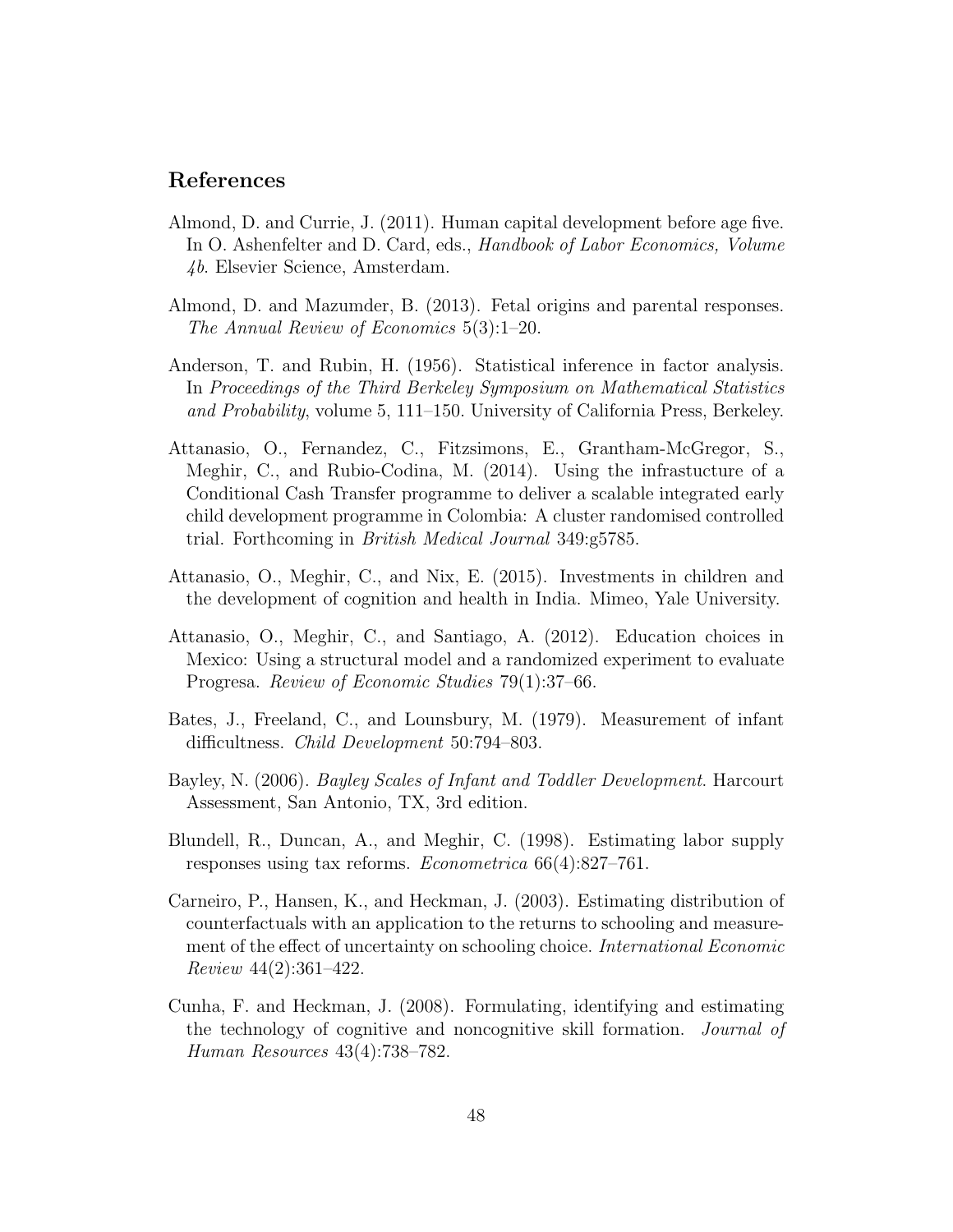## References

Almond, D. and Currie, J. (2011). Human capital development before age five. In O. Ashenfelter and D. Card, eds., *Handbook of Labor Economics, Volume 4b*. Elsevier Science, Amsterdam.

Almond, D. and Mazumder, B. (2013). Fetal origins and parental responses. *The Annual Review of Economics* 5(3):1–20.

Anderson, T. and Rubin, H. (1956). Statistical inference in factor analysis. In *Proceedings of the Third Berkeley Symposium on Mathematical Statistics and Probability*, volume 5, 111–150. University of California Press, Berkeley.

Attanasio, O., Fernandez, C., Fitzsimons, E., Grantham-McGregor, S., Meghir, C., and Rubio-Codina, M. (2014). Using the infrastucture of a Conditional Cash Transfer programme to deliver a scalable integrated early child development programme in Colombia: A cluster randomised controlled trial. Forthcoming in *British Medical Journal* 349:g5785.

Attanasio, O., Meghir, C., and Nix, E. (2015). Investments in children and the development of cognition and health in India. Mimeo, Yale University.

Attanasio, O., Meghir, C., and Santiago, A. (2012). Education choices in Mexico: Using a structural model and a randomized experiment to evaluate Progresa. *Review of Economic Studies* 79(1):37–66.

Bates, J., Freeland, C., and Lounsbury, M. (1979). Measurement of infant difficultness. *Child Development* 50:794–803.

Bayley, N. (2006). *Bayley Scales of Infant and Toddler Development*. Harcourt Assessment, San Antonio, TX, 3rd edition.

Blundell, R., Duncan, A., and Meghir, C. (1998). Estimating labor supply responses using tax reforms. *Econometrica* 66(4):827–761.

Carneiro, P., Hansen, K., and Heckman, J. (2003). Estimating distribution of counterfactuals with an application to the returns to schooling and measurement of the effect of uncertainty on schooling choice. *International Economic Review* 44(2):361–422.

Cunha, F. and Heckman, J. (2008). Formulating, identifying and estimating the technology of cognitive and noncognitive skill formation. *Journal of Human Resources* 43(4):738–782.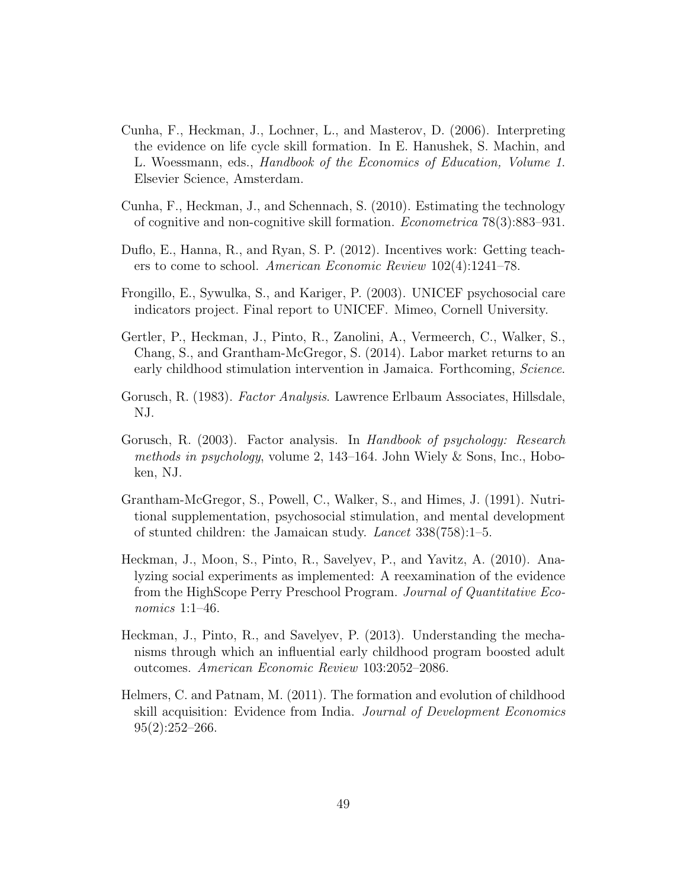Cunha, F., Heckman, J., Lochner, L., and Masterov, D. (2006). Interpreting the evidence on life cycle skill formation. In E. Hanushek, S. Machin, and L. Woessmann, eds., *Handbook of the Economics of Education, Volume 1.* Elsevier Science, Amsterdam.

Cunha, F., Heckman, J., and Schennach, S. (2010). Estimating the technology of cognitive and non-cognitive skill formation. *Econometrica* 78(3):883–931.

Duflo, E., Hanna, R., and Ryan, S. P. (2012). Incentives work: Getting teachers to come to school. *American Economic Review* 102(4):1241–78.

Frongillo, E., Sywulka, S., and Kariger, P. (2003). UNICEF psychosocial care indicators project. Final report to UNICEF. Mimeo, Cornell University.

Gertler, P., Heckman, J., Pinto, R., Zanolini, A., Vermeerch, C., Walker, S., Chang, S., and Grantham-McGregor, S. (2014). Labor market returns to an early childhood stimulation intervention in Jamaica. Forthcoming, *Science*.

Gorusch, R. (1983). *Factor Analysis*. Lawrence Erlbaum Associates, Hillsdale, NJ.

Gorusch, R. (2003). Factor analysis. In *Handbook of psychology: Research methods in psychology*, volume 2, 143–164. John Wiely & Sons, Inc., Hoboken, NJ.

Grantham-McGregor, S., Powell, C., Walker, S., and Himes, J. (1991). Nutritional supplementation, psychosocial stimulation, and mental development of stunted children: the Jamaican study. *Lancet* 338(758):1–5.

Heckman, J., Moon, S., Pinto, R., Savelyev, P., and Yavitz, A. (2010). Analyzing social experiments as implemented: A reexamination of the evidence from the HighScope Perry Preschool Program. *Journal of Quantitative Economics* 1:1–46.

Heckman, J., Pinto, R., and Savelyev, P. (2013). Understanding the mechanisms through which an influential early childhood program boosted adult outcomes. *American Economic Review* 103:2052–2086.

Helmers, C. and Patnam, M. (2011). The formation and evolution of childhood skill acquisition: Evidence from India. *Journal of Development Economics* 95(2):252–266.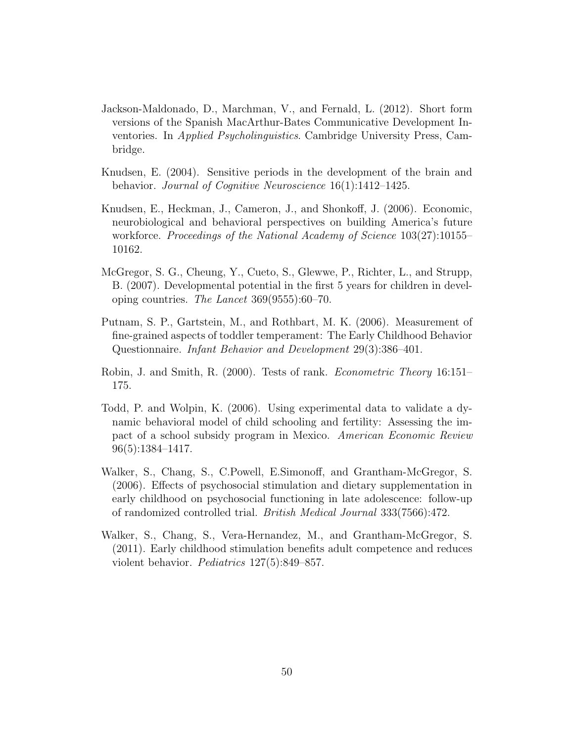Jackson-Maldonado, D., Marchman, V., and Fernald, L. (2012). Short form versions of the Spanish MacArthur-Bates Communicative Development Inventories. In *Applied Psycholinguistics*. Cambridge University Press, Cambridge.

Knudsen, E. (2004). Sensitive periods in the development of the brain and behavior. *Journal of Cognitive Neuroscience* 16(1):1412–1425.

Knudsen, E., Heckman, J., Cameron, J., and Shonkoff, J. (2006). Economic, neurobiological and behavioral perspectives on building America's future workforce. *Proceedings of the National Academy of Science* 103(27):10155–10162.

McGregor, S. G., Cheung, Y., Cueto, S., Glewwe, P., Richter, L., and Strupp, B. (2007). Developmental potential in the first 5 years for children in developing countries. *The Lancet* 369(9555):60–70.

Putnam, S. P., Gartstein, M., and Rothbart, M. K. (2006). Measurement of fine-grained aspects of toddler temperament: The Early Childhood Behavior Questionnaire. *Infant Behavior and Development* 29(3):386–401.

Robin, J. and Smith, R. (2000). Tests of rank. *Econometric Theory* 16:151–175.

Todd, P. and Wolpin, K. (2006). Using experimental data to validate a dynamic behavioral model of child schooling and fertility: Assessing the impact of a school subsidy program in Mexico. *American Economic Review* 96(5):1384–1417.

Walker, S., Chang, S., C.Powell, E.Simonoff, and Grantham-McGregor, S. (2006). Effects of psychosocial stimulation and dietary supplementation in early childhood on psychosocial functioning in late adolescence: follow-up of randomized controlled trial. *British Medical Journal* 333(7566):472.

Walker, S., Chang, S., Vera-Hernandez, M., and Grantham-McGregor, S. (2011). Early childhood stimulation benefits adult competence and reduces violent behavior. *Pediatrics* 127(5):849–857.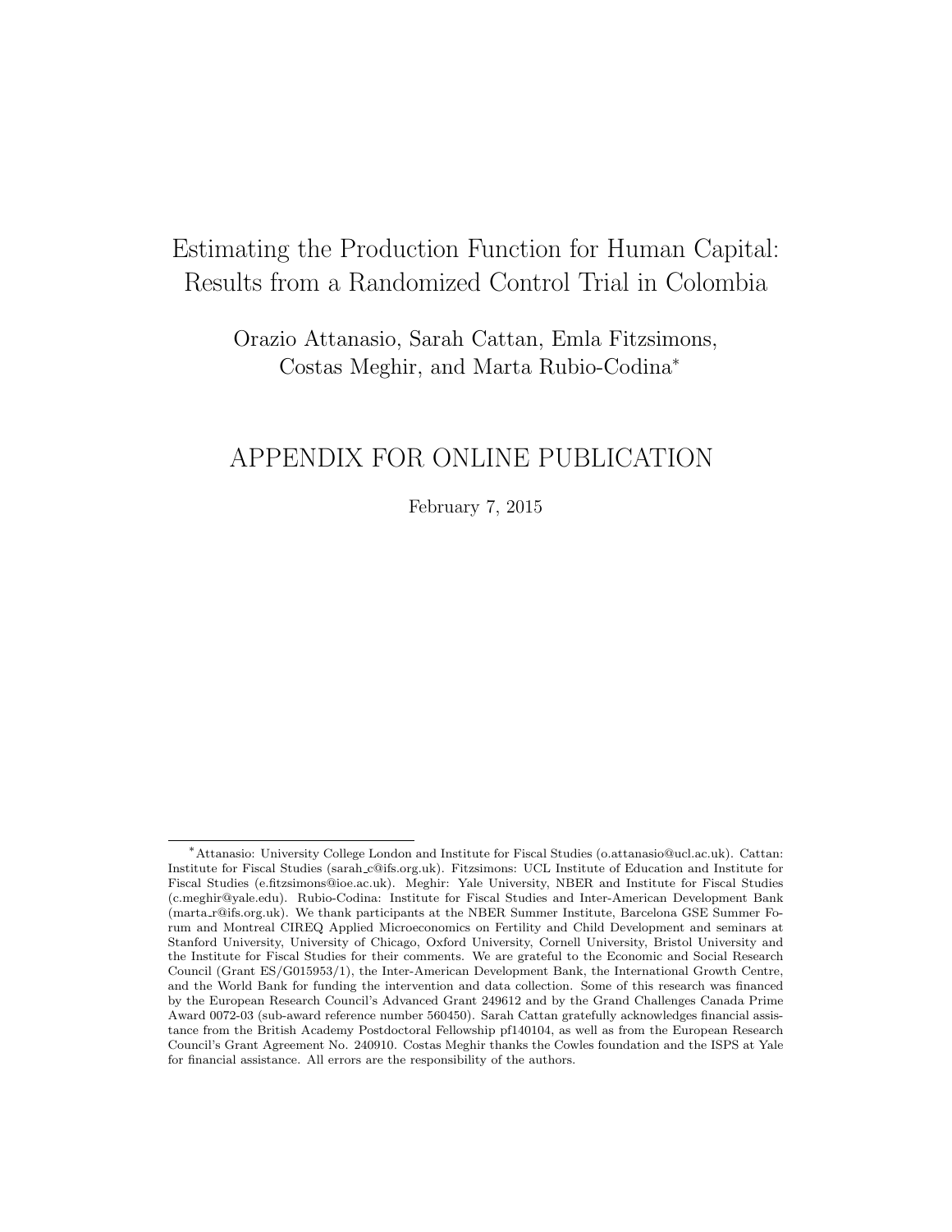# Estimating the Production Function for Human Capital: Results from a Randomized Control Trial in Colombia

Orazio Attanasio, Sarah Cattan, Emla Fitzsimons, Costas Meghir, and Marta Rubio-Codina*

## APPENDIX FOR ONLINE PUBLICATION

February 7, 2015

---

*Attanasio: University College London and Institute for Fiscal Studies (o.attanasio@ucl.ac.uk). Cattan: Institute for Fiscal Studies (sarah_c@ifs.org.uk). Fitzsimons: UCL Institute of Education and Institute for Fiscal Studies (e.fitzsimons@ioe.ac.uk). Meghir: Yale University, NBER and Institute for Fiscal Studies (c.meghir@yale.edu). Rubio-Codina: Institute for Fiscal Studies and Inter-American Development Bank (marta_r@ifs.org.uk). We thank participants at the NBER Summer Institute, Barcelona GSE Summer Forum and Montreal CIREQ Applied Microeconomics on Fertility and Child Development and seminars at Stanford University, University of Chicago, Oxford University, Cornell University, Bristol University and the Institute for Fiscal Studies for their comments. We are grateful to the Economic and Social Research Council (Grant ES/G015953/1), the Inter-American Development Bank, the International Growth Centre, and the World Bank for funding the intervention and data collection. Some of this research was financed by the European Research Council's Advanced Grant 249612 and by the Grand Challenges Canada Prime Award 0072-03 (sub-award reference number 560450). Sarah Cattan gratefully acknowledges financial assistance from the British Academy Postdoctoral Fellowship pf140104, as well as from the European Research Council's Grant Agreement No. 240910. Costas Meghir thanks the Cowles foundation and the ISPS at Yale for financial assistance. All errors are the responsibility of the authors.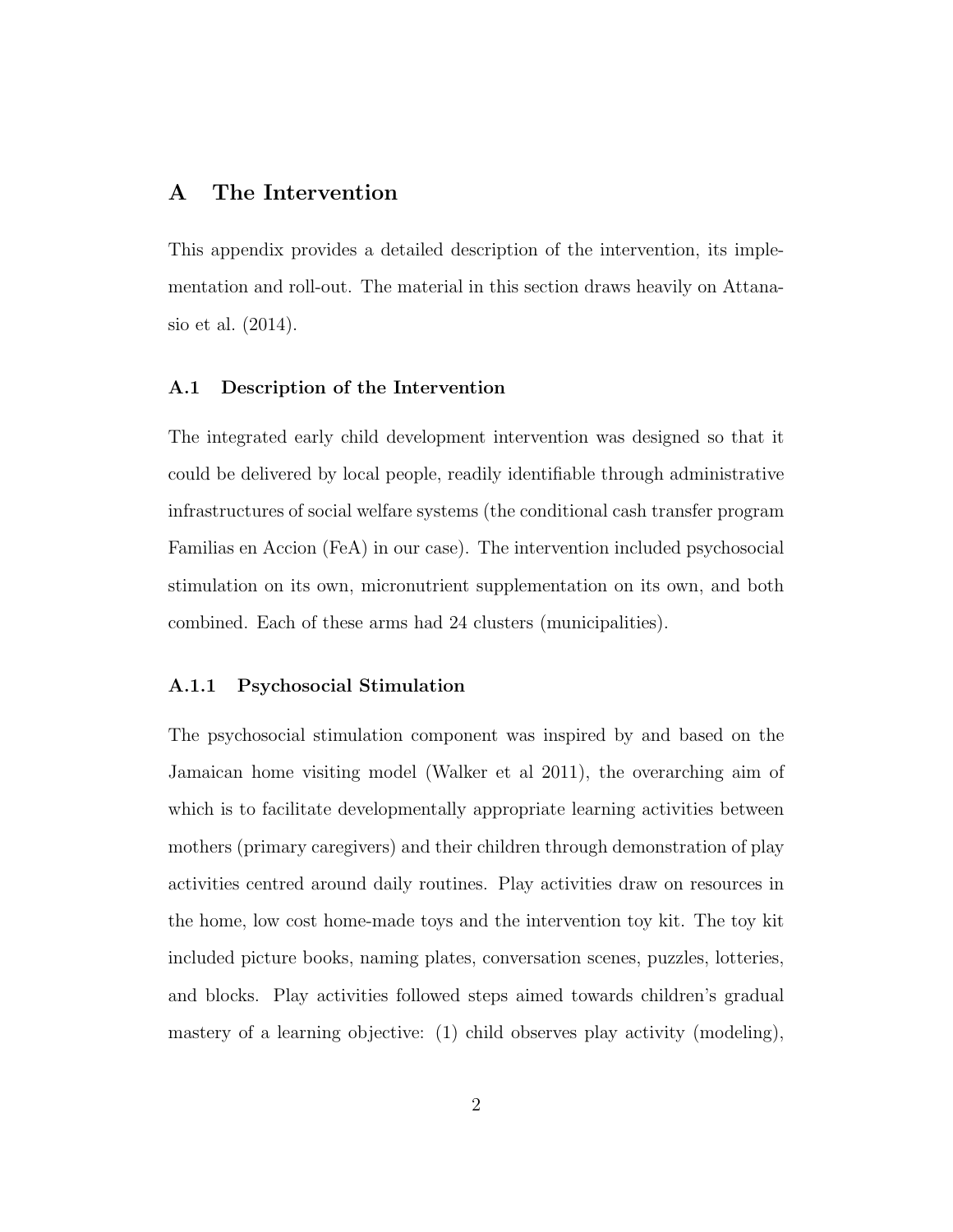# A The Intervention

This appendix provides a detailed description of the intervention, its implementation and roll-out. The material in this section draws heavily on Attanasio et al. (2014).

## A.1 Description of the Intervention

The integrated early child development intervention was designed so that it could be delivered by local people, readily identifiable through administrative infrastructures of social welfare systems (the conditional cash transfer program Familias en Accion (FeA) in our case). The intervention included psychosocial stimulation on its own, micronutrient supplementation on its own, and both combined. Each of these arms had 24 clusters (municipalities).

### A.1.1 Psychosocial Stimulation

The psychosocial stimulation component was inspired by and based on the Jamaican home visiting model (Walker et al 2011), the overarching aim of which is to facilitate developmentally appropriate learning activities between mothers (primary caregivers) and their children through demonstration of play activities centred around daily routines. Play activities draw on resources in the home, low cost home-made toys and the intervention toy kit. The toy kit included picture books, naming plates, conversation scenes, puzzles, lotteries, and blocks. Play activities followed steps aimed towards children's gradual mastery of a learning objective: (1) child observes play activity (modeling),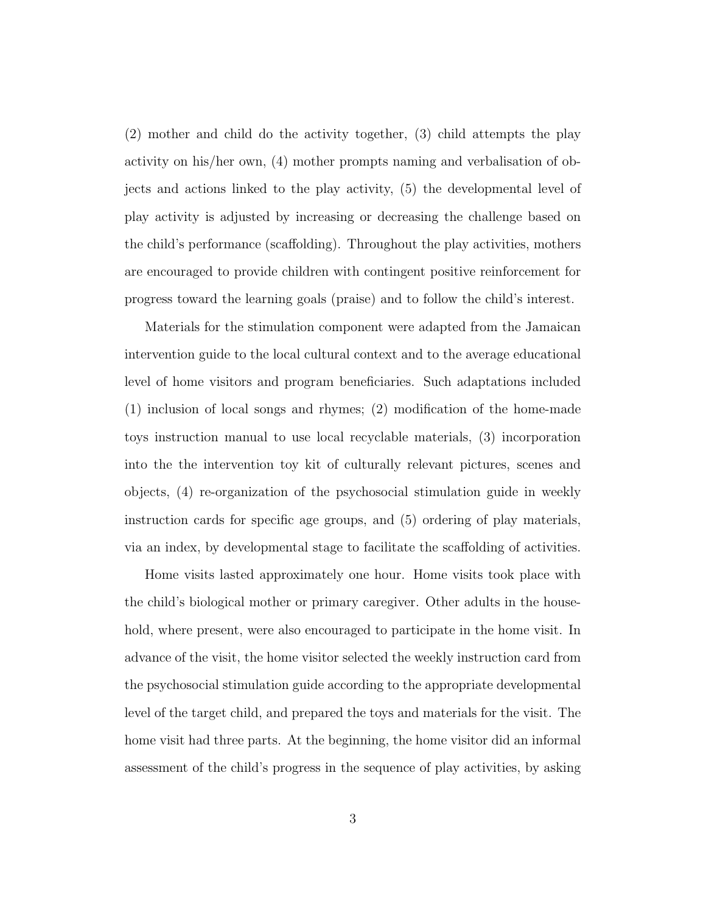(2) mother and child do the activity together, (3) child attempts the play activity on his/her own, (4) mother prompts naming and verbalisation of objects and actions linked to the play activity, (5) the developmental level of play activity is adjusted by increasing or decreasing the challenge based on the child's performance (scaffolding). Throughout the play activities, mothers are encouraged to provide children with contingent positive reinforcement for progress toward the learning goals (praise) and to follow the child's interest.

Materials for the stimulation component were adapted from the Jamaican intervention guide to the local cultural context and to the average educational level of home visitors and program beneficiaries. Such adaptations included (1) inclusion of local songs and rhymes; (2) modification of the home-made toys instruction manual to use local recyclable materials, (3) incorporation into the the intervention toy kit of culturally relevant pictures, scenes and objects, (4) re-organization of the psychosocial stimulation guide in weekly instruction cards for specific age groups, and (5) ordering of play materials, via an index, by developmental stage to facilitate the scaffolding of activities.

Home visits lasted approximately one hour. Home visits took place with the child's biological mother or primary caregiver. Other adults in the household, where present, were also encouraged to participate in the home visit. In advance of the visit, the home visitor selected the weekly instruction card from the psychosocial stimulation guide according to the appropriate developmental level of the target child, and prepared the toys and materials for the visit. The home visit had three parts. At the beginning, the home visitor did an informal assessment of the child's progress in the sequence of play activities, by asking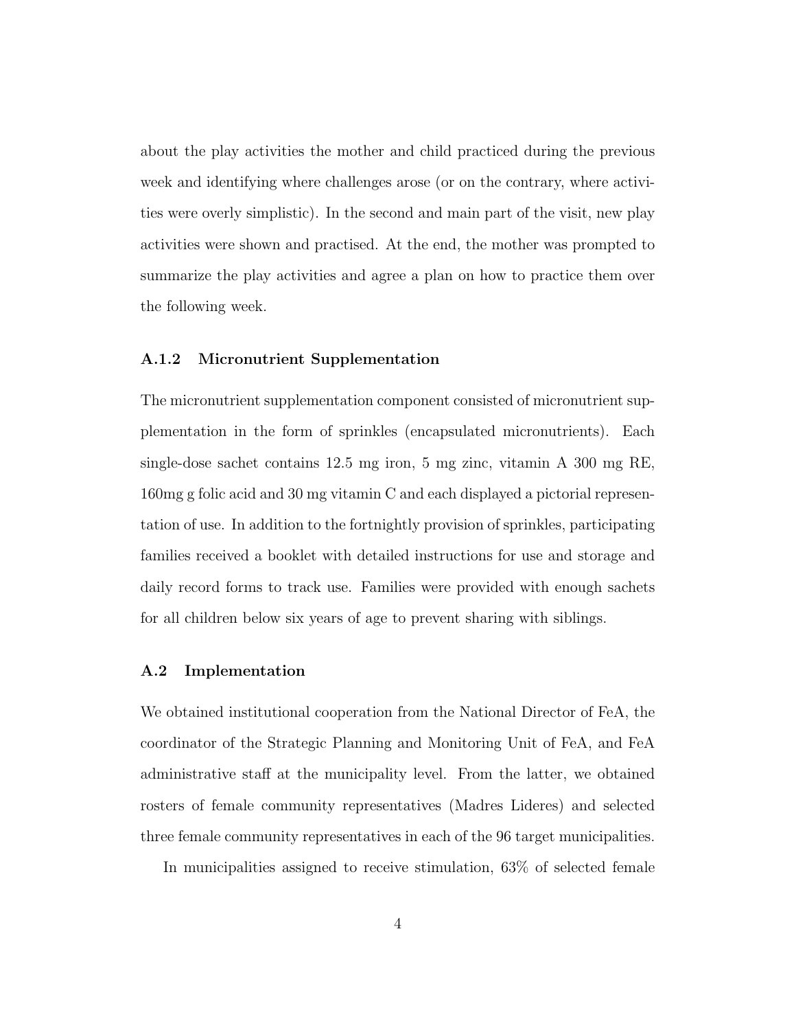about the play activities the mother and child practiced during the previous week and identifying where challenges arose (or on the contrary, where activities were overly simplistic). In the second and main part of the visit, new play activities were shown and practised. At the end, the mother was prompted to summarize the play activities and agree a plan on how to practice them over the following week.

### A.1.2 Micronutrient Supplementation

The micronutrient supplementation component consisted of micronutrient supplementation in the form of sprinkles (encapsulated micronutrients). Each single-dose sachet contains 12.5 mg iron, 5 mg zinc, vitamin A 300 mg RE, 160mg g folic acid and 30 mg vitamin C and each displayed a pictorial representation of use. In addition to the fortnightly provision of sprinkles, participating families received a booklet with detailed instructions for use and storage and daily record forms to track use. Families were provided with enough sachets for all children below six years of age to prevent sharing with siblings.

## A.2 Implementation

We obtained institutional cooperation from the National Director of FeA, the coordinator of the Strategic Planning and Monitoring Unit of FeA, and FeA administrative staff at the municipality level. From the latter, we obtained rosters of female community representatives (Madres Lideres) and selected three female community representatives in each of the 96 target municipalities.

In municipalities assigned to receive stimulation, 63% of selected female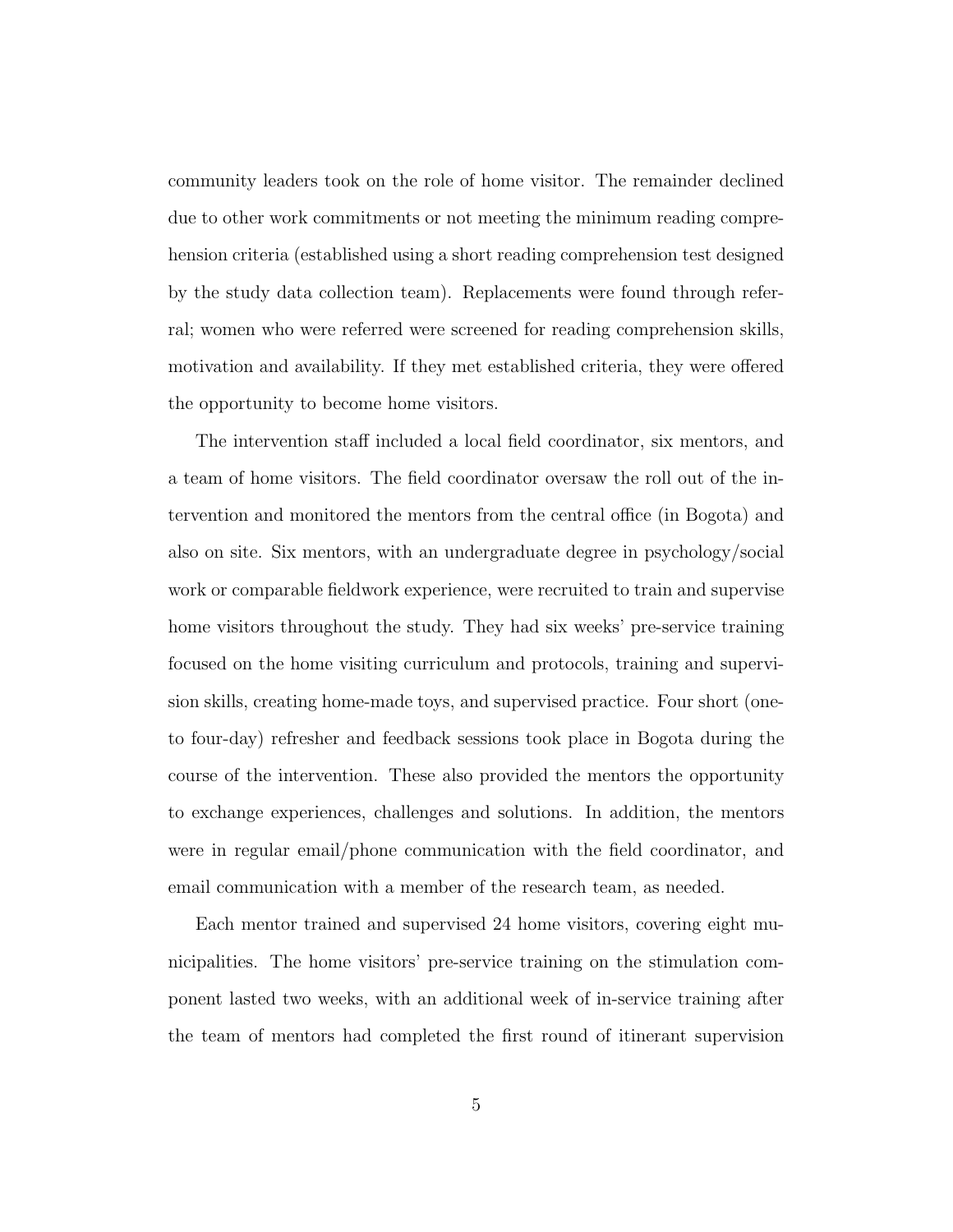community leaders took on the role of home visitor. The remainder declined due to other work commitments or not meeting the minimum reading comprehension criteria (established using a short reading comprehension test designed by the study data collection team). Replacements were found through referral; women who were referred were screened for reading comprehension skills, motivation and availability. If they met established criteria, they were offered the opportunity to become home visitors.

The intervention staff included a local field coordinator, six mentors, and a team of home visitors. The field coordinator oversaw the roll out of the intervention and monitored the mentors from the central office (in Bogota) and also on site. Six mentors, with an undergraduate degree in psychology/social work or comparable fieldwork experience, were recruited to train and supervise home visitors throughout the study. They had six weeks' pre-service training focused on the home visiting curriculum and protocols, training and supervision skills, creating home-made toys, and supervised practice. Four short (one- to four-day) refresher and feedback sessions took place in Bogota during the course of the intervention. These also provided the mentors the opportunity to exchange experiences, challenges and solutions. In addition, the mentors were in regular email/phone communication with the field coordinator, and email communication with a member of the research team, as needed.

Each mentor trained and supervised 24 home visitors, covering eight municipalities. The home visitors' pre-service training on the stimulation component lasted two weeks, with an additional week of in-service training after the team of mentors had completed the first round of itinerant supervision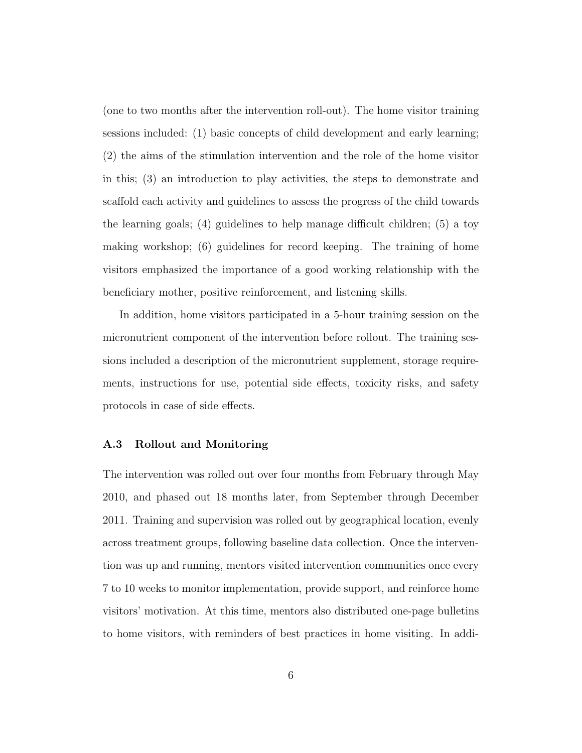(one to two months after the intervention roll-out). The home visitor training sessions included: (1) basic concepts of child development and early learning; (2) the aims of the stimulation intervention and the role of the home visitor in this; (3) an introduction to play activities, the steps to demonstrate and scaffold each activity and guidelines to assess the progress of the child towards the learning goals; (4) guidelines to help manage difficult children; (5) a toy making workshop; (6) guidelines for record keeping. The training of home visitors emphasized the importance of a good working relationship with the beneficiary mother, positive reinforcement, and listening skills.

In addition, home visitors participated in a 5-hour training session on the micronutrient component of the intervention before rollout. The training sessions included a description of the micronutrient supplement, storage requirements, instructions for use, potential side effects, toxicity risks, and safety protocols in case of side effects.

### A.3 Rollout and Monitoring

The intervention was rolled out over four months from February through May 2010, and phased out 18 months later, from September through December 2011. Training and supervision was rolled out by geographical location, evenly across treatment groups, following baseline data collection. Once the intervention was up and running, mentors visited intervention communities once every 7 to 10 weeks to monitor implementation, provide support, and reinforce home visitors' motivation. At this time, mentors also distributed one-page bulletins to home visitors, with reminders of best practices in home visiting. In addi-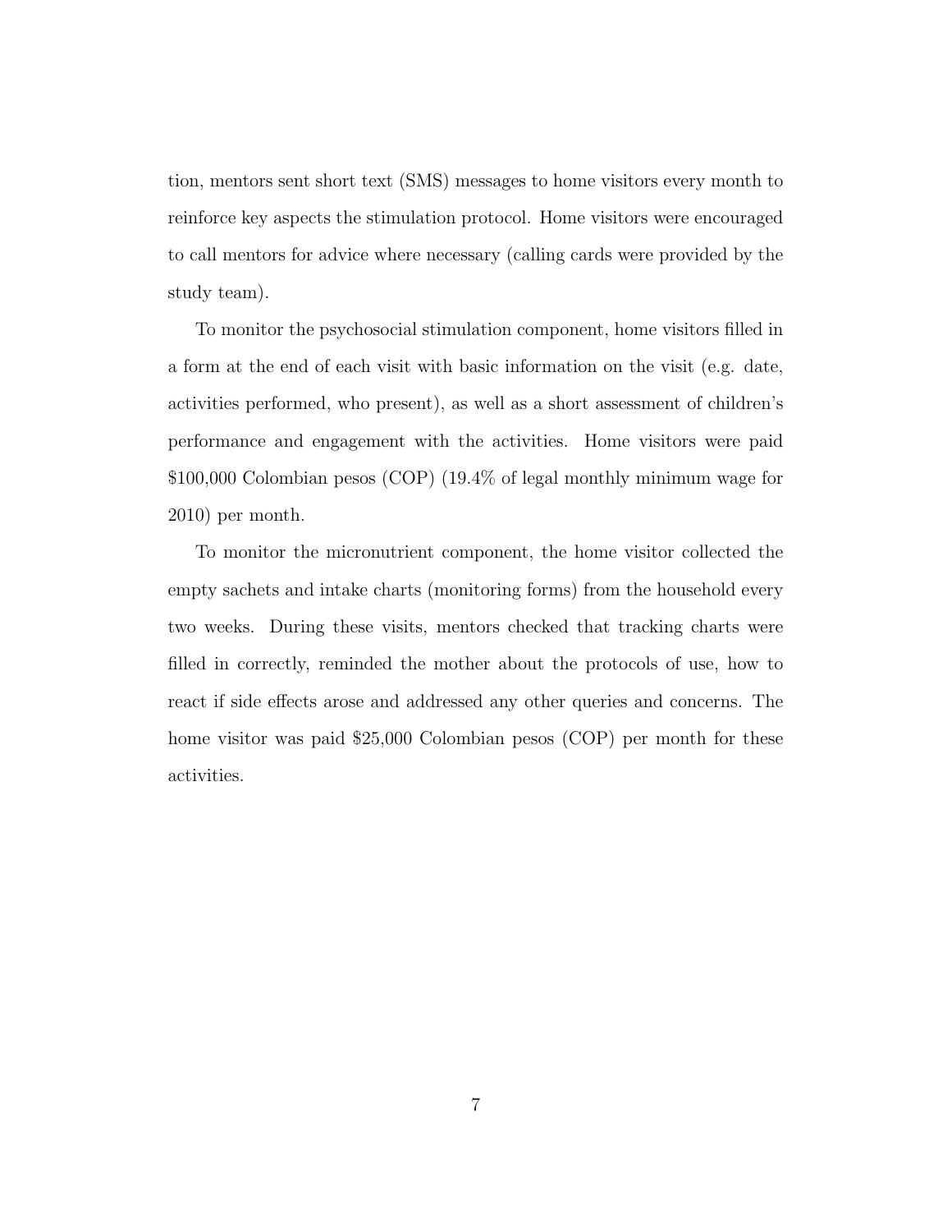tion, mentors sent short text (SMS) messages to home visitors every month to reinforce key aspects the stimulation protocol. Home visitors were encouraged to call mentors for advice where necessary (calling cards were provided by the study team).

To monitor the psychosocial stimulation component, home visitors filled in a form at the end of each visit with basic information on the visit (e.g. date, activities performed, who present), as well as a short assessment of children's performance and engagement with the activities. Home visitors were paid $100,000 Colombian pesos (COP) (19.4% of legal monthly minimum wage for 2010) per month.

To monitor the micronutrient component, the home visitor collected the empty sachets and intake charts (monitoring forms) from the household every two weeks. During these visits, mentors checked that tracking charts were filled in correctly, reminded the mother about the protocols of use, how to react if side effects arose and addressed any other queries and concerns. The home visitor was paid $25,000 Colombian pesos (COP) per month for these activities.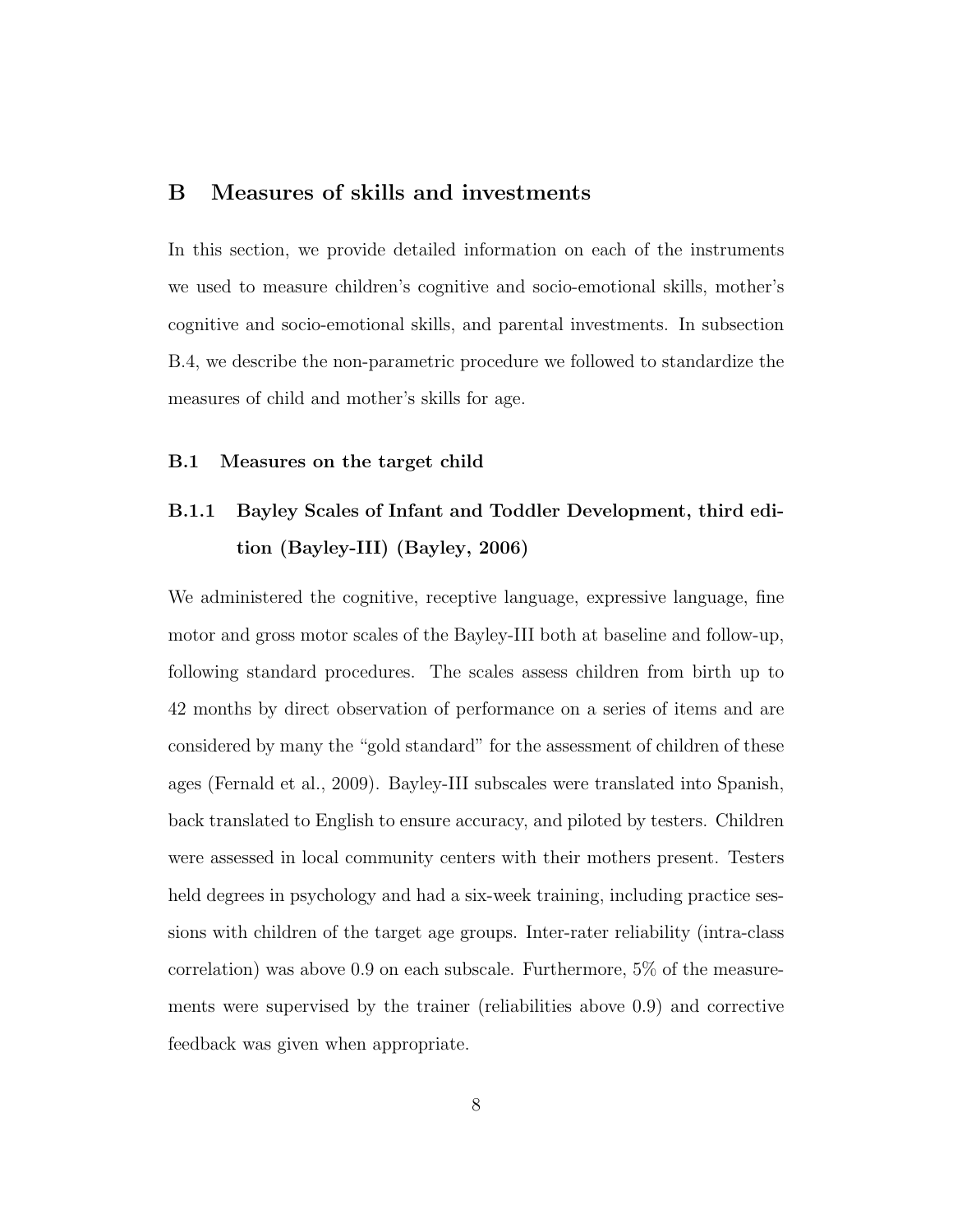## B Measures of skills and investments

In this section, we provide detailed information on each of the instruments we used to measure children's cognitive and socio-emotional skills, mother's cognitive and socio-emotional skills, and parental investments. In subsection B.4, we describe the non-parametric procedure we followed to standardize the measures of child and mother's skills for age.

### B.1 Measures on the target child

#### B.1.1 Bayley Scales of Infant and Toddler Development, third edition (Bayley-III) (Bayley, 2006)

We administered the cognitive, receptive language, expressive language, fine motor and gross motor scales of the Bayley-III both at baseline and follow-up, following standard procedures. The scales assess children from birth up to 42 months by direct observation of performance on a series of items and are considered by many the "gold standard" for the assessment of children of these ages (Fernald et al., 2009). Bayley-III subscales were translated into Spanish, back translated to English to ensure accuracy, and piloted by testers. Children were assessed in local community centers with their mothers present. Testers held degrees in psychology and had a six-week training, including practice sessions with children of the target age groups. Inter-rater reliability (intra-class correlation) was above 0.9 on each subscale. Furthermore, 5% of the measurements were supervised by the trainer (reliabilities above 0.9) and corrective feedback was given when appropriate.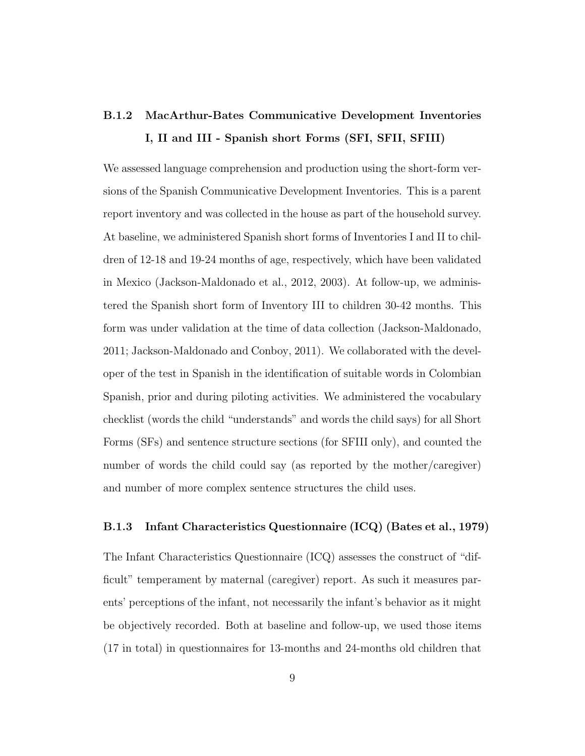### B.1.2 MacArthur-Bates Communicative Development Inventories I, II and III - Spanish short Forms (SFI, SFII, SFIII)

We assessed language comprehension and production using the short-form versions of the Spanish Communicative Development Inventories. This is a parent report inventory and was collected in the house as part of the household survey. At baseline, we administered Spanish short forms of Inventories I and II to children of 12-18 and 19-24 months of age, respectively, which have been validated in Mexico (Jackson-Maldonado et al., 2012, 2003). At follow-up, we administered the Spanish short form of Inventory III to children 30-42 months. This form was under validation at the time of data collection (Jackson-Maldonado, 2011; Jackson-Maldonado and Conboy, 2011). We collaborated with the developer of the test in Spanish in the identification of suitable words in Colombian Spanish, prior and during piloting activities. We administered the vocabulary checklist (words the child "understands" and words the child says) for all Short Forms (SFs) and sentence structure sections (for SFIII only), and counted the number of words the child could say (as reported by the mother/caregiver) and number of more complex sentence structures the child uses.

### B.1.3 Infant Characteristics Questionnaire (ICQ) (Bates et al., 1979)

The Infant Characteristics Questionnaire (ICQ) assesses the construct of "difficult" temperament by maternal (caregiver) report. As such it measures parents' perceptions of the infant, not necessarily the infant's behavior as it might be objectively recorded. Both at baseline and follow-up, we used those items (17 in total) in questionnaires for 13-months and 24-months old children that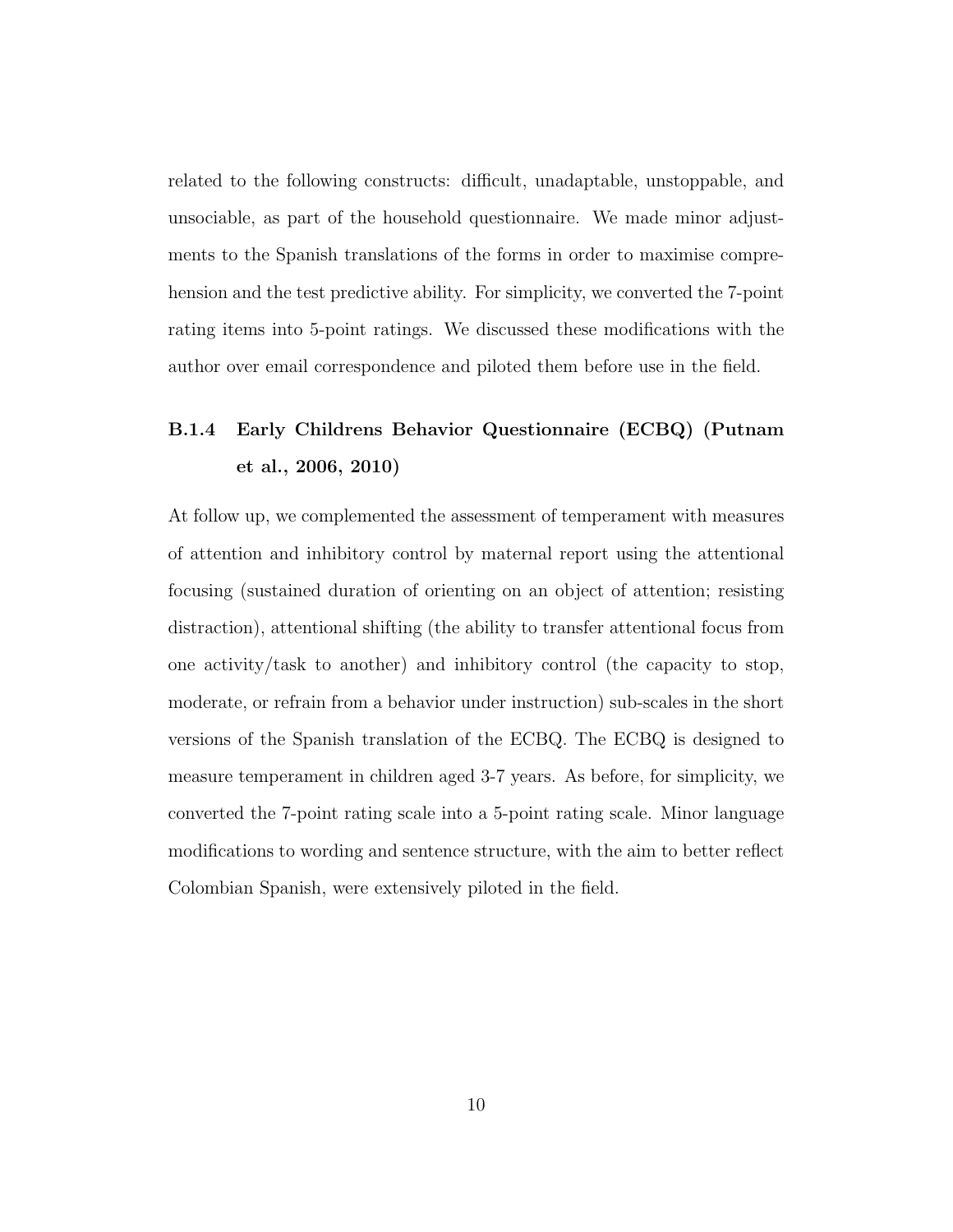related to the following constructs: difficult, unadaptable, unstoppable, and unsociable, as part of the household questionnaire. We made minor adjustments to the Spanish translations of the forms in order to maximise comprehension and the test predictive ability. For simplicity, we converted the 7-point rating items into 5-point ratings. We discussed these modifications with the author over email correspondence and piloted them before use in the field.

#### B.1.4 Early Childrens Behavior Questionnaire (ECBQ) (Putnam et al., 2006, 2010)

At follow up, we complemented the assessment of temperament with measures of attention and inhibitory control by maternal report using the attentional focusing (sustained duration of orienting on an object of attention; resisting distraction), attentional shifting (the ability to transfer attentional focus from one activity/task to another) and inhibitory control (the capacity to stop, moderate, or refrain from a behavior under instruction) sub-scales in the short versions of the Spanish translation of the ECBQ. The ECBQ is designed to measure temperament in children aged 3-7 years. As before, for simplicity, we converted the 7-point rating scale into a 5-point rating scale. Minor language modifications to wording and sentence structure, with the aim to better reflect Colombian Spanish, were extensively piloted in the field.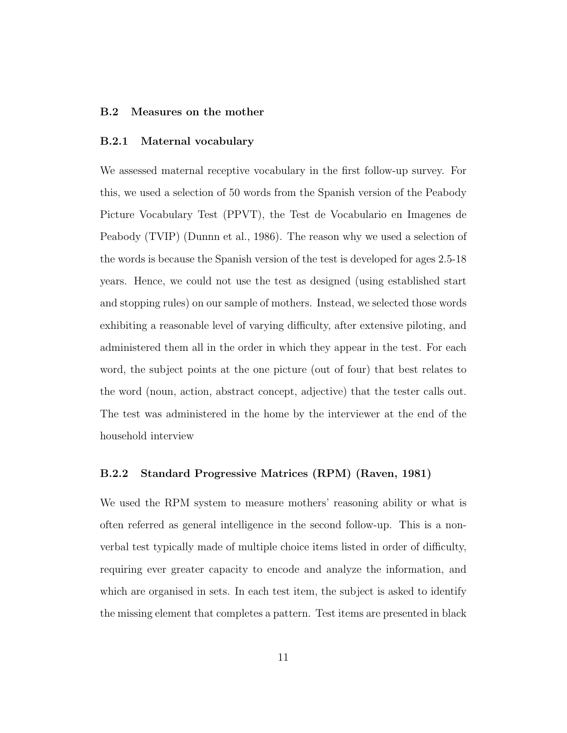## B.2 Measures on the mother

### B.2.1 Maternal vocabulary

We assessed maternal receptive vocabulary in the first follow-up survey. For this, we used a selection of 50 words from the Spanish version of the Peabody Picture Vocabulary Test (PPVT), the Test de Vocabulario en Imagenes de Peabody (TVIP) (Dunnn et al., 1986). The reason why we used a selection of the words is because the Spanish version of the test is developed for ages 2.5-18 years. Hence, we could not use the test as designed (using established start and stopping rules) on our sample of mothers. Instead, we selected those words exhibiting a reasonable level of varying difficulty, after extensive piloting, and administered them all in the order in which they appear in the test. For each word, the subject points at the one picture (out of four) that best relates to the word (noun, action, abstract concept, adjective) that the tester calls out. The test was administered in the home by the interviewer at the end of the household interview

### B.2.2 Standard Progressive Matrices (RPM) (Raven, 1981)

We used the RPM system to measure mothers' reasoning ability or what is often referred as general intelligence in the second follow-up. This is a non-verbal test typically made of multiple choice items listed in order of difficulty, requiring ever greater capacity to encode and analyze the information, and which are organised in sets. In each test item, the subject is asked to identify the missing element that completes a pattern. Test items are presented in black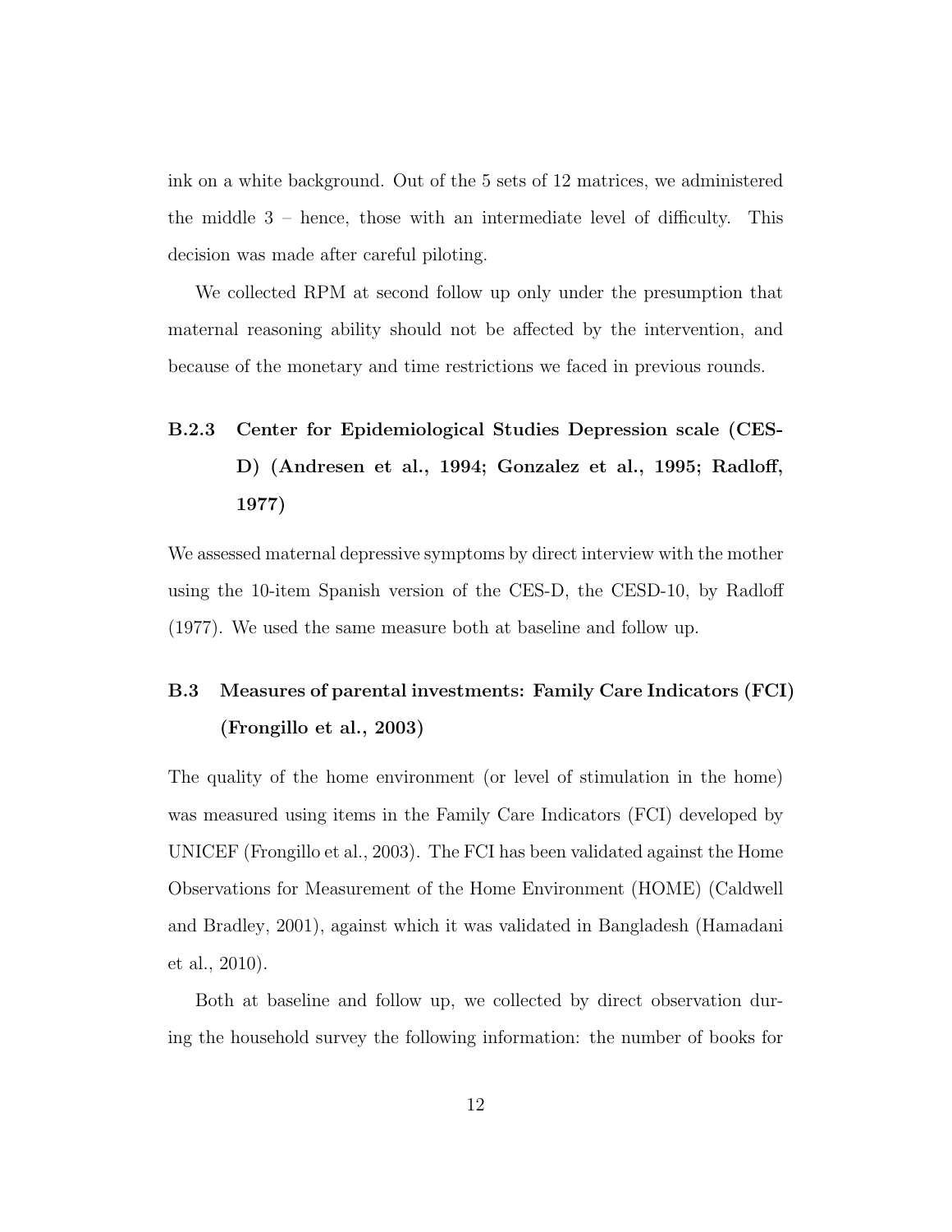ink on a white background. Out of the 5 sets of 12 matrices, we administered the middle 3 – hence, those with an intermediate level of difficulty. This decision was made after careful piloting.

We collected RPM at second follow up only under the presumption that maternal reasoning ability should not be affected by the intervention, and because of the monetary and time restrictions we faced in previous rounds.

#### B.2.3 Center for Epidemiological Studies Depression scale (CES-D) (Andresen et al., 1994; Gonzalez et al., 1995; Radloff, 1977)

We assessed maternal depressive symptoms by direct interview with the mother using the 10-item Spanish version of the CES-D, the CESD-10, by Radloff (1977). We used the same measure both at baseline and follow up.

### B.3 Measures of parental investments: Family Care Indicators (FCI) (Frongillo et al., 2003)

The quality of the home environment (or level of stimulation in the home) was measured using items in the Family Care Indicators (FCI) developed by UNICEF (Frongillo et al., 2003). The FCI has been validated against the Home Observations for Measurement of the Home Environment (HOME) (Caldwell and Bradley, 2001), against which it was validated in Bangladesh (Hamadani et al., 2010).

Both at baseline and follow up, we collected by direct observation during the household survey the following information: the number of books for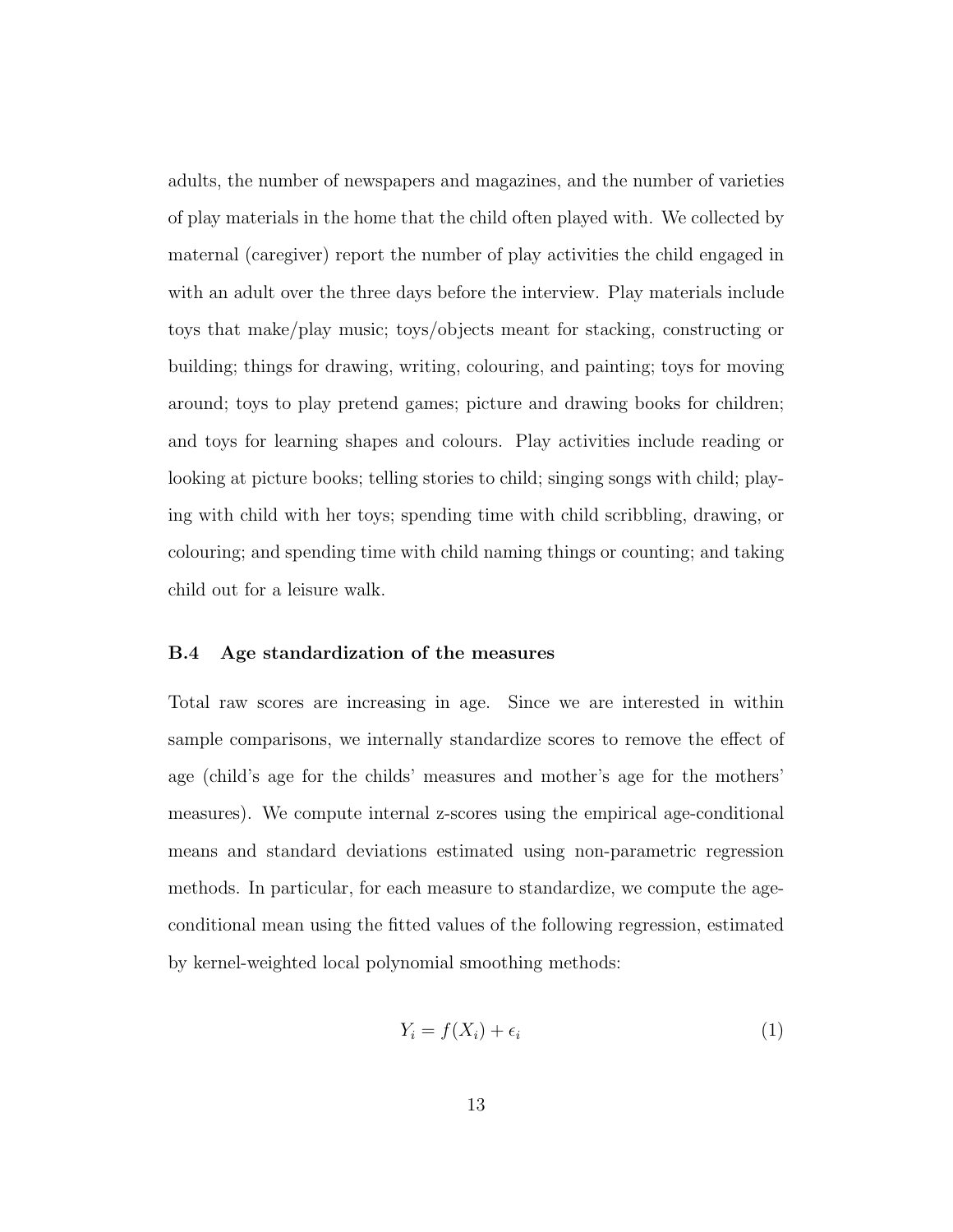adults, the number of newspapers and magazines, and the number of varieties of play materials in the home that the child often played with. We collected by maternal (caregiver) report the number of play activities the child engaged in with an adult over the three days before the interview. Play materials include toys that make/play music; toys/objects meant for stacking, constructing or building; things for drawing, writing, colouring, and painting; toys for moving around; toys to play pretend games; picture and drawing books for children; and toys for learning shapes and colours. Play activities include reading or looking at picture books; telling stories to child; singing songs with child; playing with child with her toys; spending time with child scribbling, drawing, or colouring; and spending time with child naming things or counting; and taking child out for a leisure walk.

### B.4 Age standardization of the measures

Total raw scores are increasing in age. Since we are interested in within sample comparisons, we internally standardize scores to remove the effect of age (child's age for the childs' measures and mother's age for the mothers' measures). We compute internal z-scores using the empirical age-conditional means and standard deviations estimated using non-parametric regression methods. In particular, for each measure to standardize, we compute the age-conditional mean using the fitted values of the following regression, estimated by kernel-weighted local polynomial smoothing methods:

$$Y_i = f(X_i) + \epsilon_i \tag{1}$$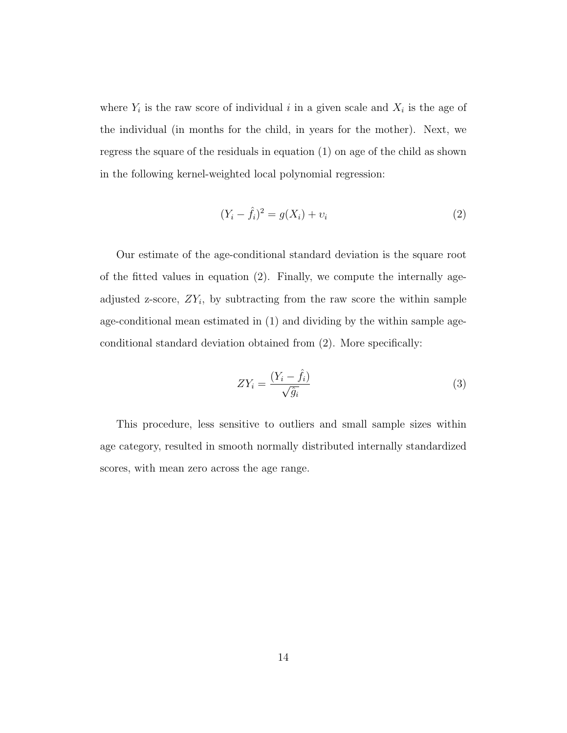where $Y_i$ is the raw score of individual $i$ in a given scale and $X_i$ is the age of the individual (in months for the child, in years for the mother). Next, we regress the square of the residuals in equation (1) on age of the child as shown in the following kernel-weighted local polynomial regression:

$$(Y_i - \hat{f}_i)^2 = g(X_i) + \upsilon_i \tag{2}$$

Our estimate of the age-conditional standard deviation is the square root of the fitted values in equation (2). Finally, we compute the internally age-adjusted z-score, $ZY_i$, by subtracting from the raw score the within sample age-conditional mean estimated in (1) and dividing by the within sample age-conditional standard deviation obtained from (2). More specifically:

$$ZY_i = \frac{(Y_i - \hat{f}_i)}{\sqrt{\hat{g}_i}} \tag{3}$$

This procedure, less sensitive to outliers and small sample sizes within age category, resulted in smooth normally distributed internally standardized scores, with mean zero across the age range.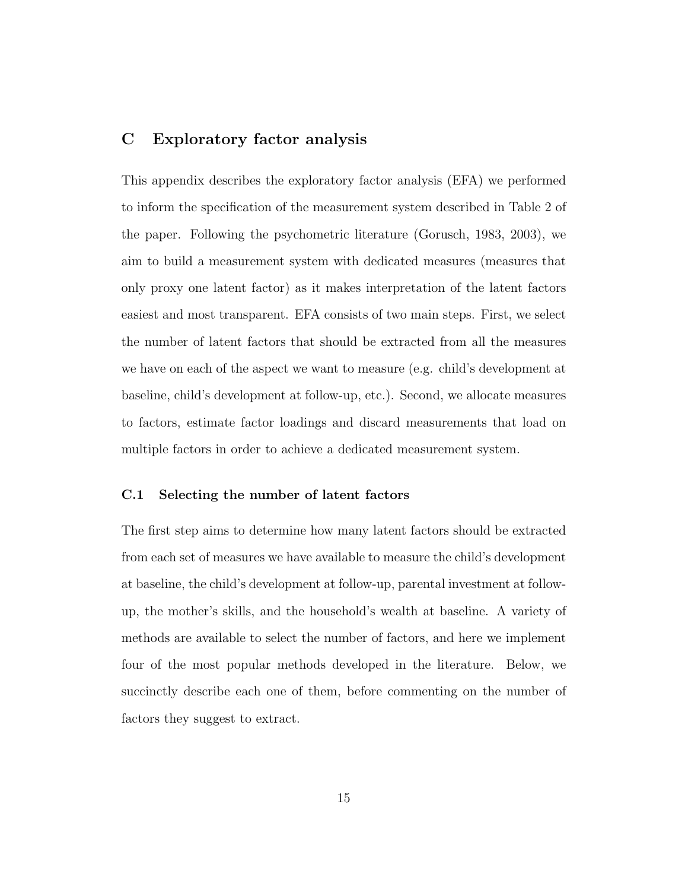## C Exploratory factor analysis

This appendix describes the exploratory factor analysis (EFA) we performed to inform the specification of the measurement system described in Table 2 of the paper. Following the psychometric literature (Gorusch, 1983, 2003), we aim to build a measurement system with dedicated measures (measures that only proxy one latent factor) as it makes interpretation of the latent factors easiest and most transparent. EFA consists of two main steps. First, we select the number of latent factors that should be extracted from all the measures we have on each of the aspect we want to measure (e.g. child's development at baseline, child's development at follow-up, etc.). Second, we allocate measures to factors, estimate factor loadings and discard measurements that load on multiple factors in order to achieve a dedicated measurement system.

### C.1 Selecting the number of latent factors

The first step aims to determine how many latent factors should be extracted from each set of measures we have available to measure the child's development at baseline, the child's development at follow-up, parental investment at follow-up, the mother's skills, and the household's wealth at baseline. A variety of methods are available to select the number of factors, and here we implement four of the most popular methods developed in the literature. Below, we succinctly describe each one of them, before commenting on the number of factors they suggest to extract.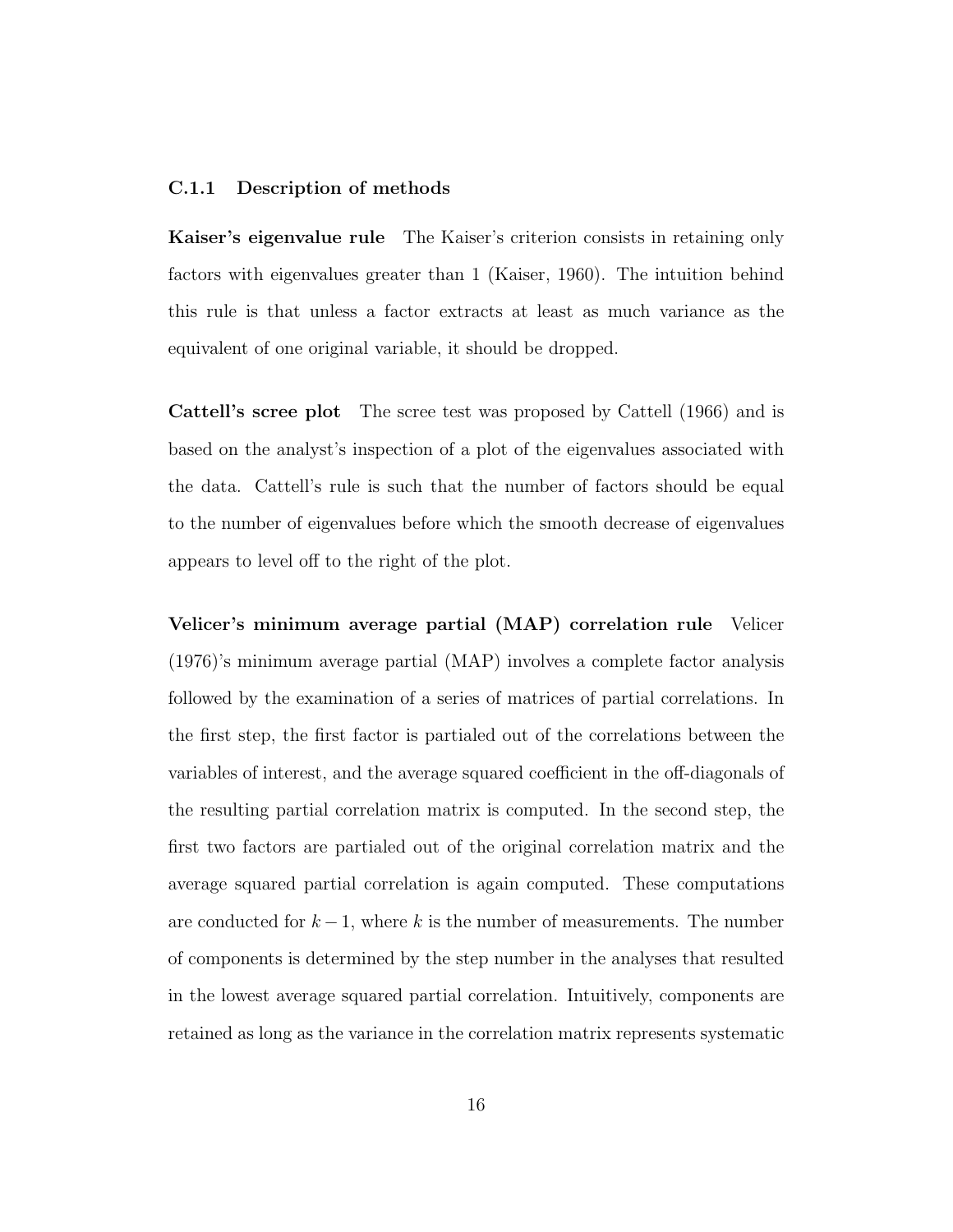### C.1.1 Description of methods

**Kaiser's eigenvalue rule** The Kaiser's criterion consists in retaining only factors with eigenvalues greater than 1 (Kaiser, 1960). The intuition behind this rule is that unless a factor extracts at least as much variance as the equivalent of one original variable, it should be dropped.

**Cattell's scree plot** The scree test was proposed by Cattell (1966) and is based on the analyst's inspection of a plot of the eigenvalues associated with the data. Cattell's rule is such that the number of factors should be equal to the number of eigenvalues before which the smooth decrease of eigenvalues appears to level off to the right of the plot.

**Velicer's minimum average partial (MAP) correlation rule** Velicer (1976)'s minimum average partial (MAP) involves a complete factor analysis followed by the examination of a series of matrices of partial correlations. In the first step, the first factor is partialed out of the correlations between the variables of interest, and the average squared coefficient in the off-diagonals of the resulting partial correlation matrix is computed. In the second step, the first two factors are partialed out of the original correlation matrix and the average squared partial correlation is again computed. These computations are conducted for $k-1$, where $k$ is the number of measurements. The number of components is determined by the step number in the analyses that resulted in the lowest average squared partial correlation. Intuitively, components are retained as long as the variance in the correlation matrix represents systematic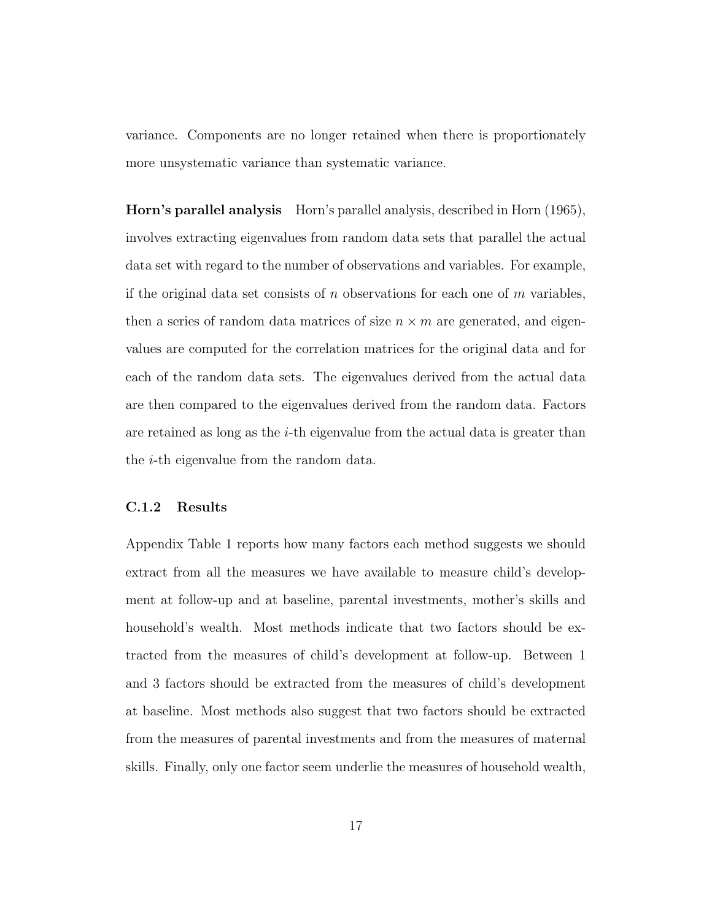variance. Components are no longer retained when there is proportionately more unsystematic variance than systematic variance.

**Horn's parallel analysis** Horn's parallel analysis, described in Horn (1965), involves extracting eigenvalues from random data sets that parallel the actual data set with regard to the number of observations and variables. For example, if the original data set consists of $n$ observations for each one of $m$ variables, then a series of random data matrices of size $n \times m$ are generated, and eigenvalues are computed for the correlation matrices for the original data and for each of the random data sets. The eigenvalues derived from the actual data are then compared to the eigenvalues derived from the random data. Factors are retained as long as the $i$-th eigenvalue from the actual data is greater than the $i$-th eigenvalue from the random data.

### C.1.2 Results

Appendix Table 1 reports how many factors each method suggests we should extract from all the measures we have available to measure child's development at follow-up and at baseline, parental investments, mother's skills and household's wealth. Most methods indicate that two factors should be extracted from the measures of child's development at follow-up. Between 1 and 3 factors should be extracted from the measures of child's development at baseline. Most methods also suggest that two factors should be extracted from the measures of parental investments and from the measures of maternal skills. Finally, only one factor seem underlie the measures of household wealth,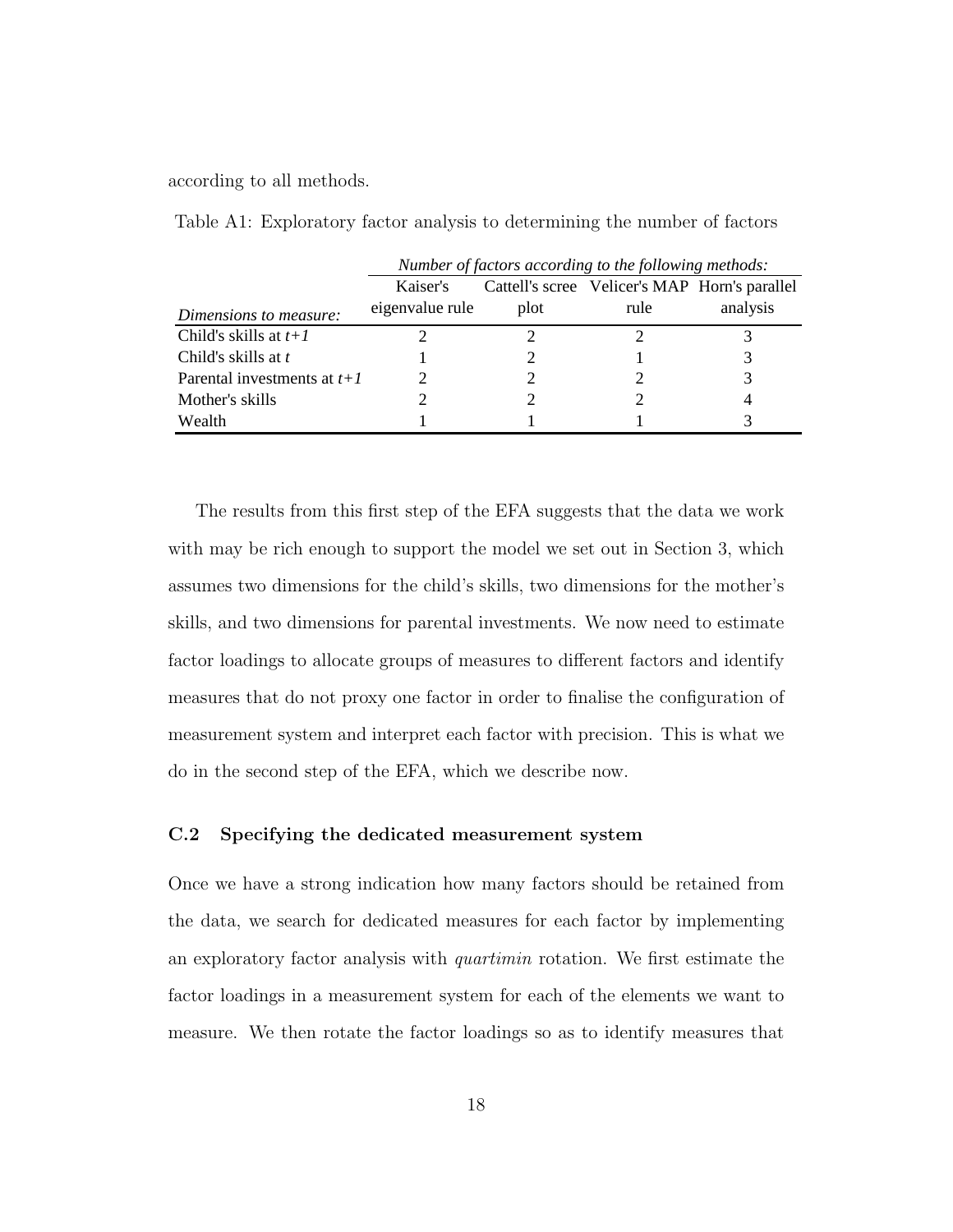according to all methods.

Table A1: Exploratory factor analysis to determining the number of factors

| | *Number of factors according to the following methods:* | | | |
|---|---|---|---|---|
| *Dimensions to measure:* | Kaiser's eigenvalue rule | Cattell's scree plot | Velicer's MAP rule | Horn's parallel analysis |
| Child's skills at *t+1* | 2 | 2 | 2 | 3 |
| Child's skills at *t* | 1 | 2 | 1 | 3 |
| Parental investments at *t+1* | 2 | 2 | 2 | 3 |
| Mother's skills | 2 | 2 | 2 | 4 |
| Wealth | 1 | 1 | 1 | 3 |

The results from this first step of the EFA suggests that the data we work with may be rich enough to support the model we set out in Section 3, which assumes two dimensions for the child's skills, two dimensions for the mother's skills, and two dimensions for parental investments. We now need to estimate factor loadings to allocate groups of measures to different factors and identify measures that do not proxy one factor in order to finalise the configuration of measurement system and interpret each factor with precision. This is what we do in the second step of the EFA, which we describe now.

### C.2 Specifying the dedicated measurement system

Once we have a strong indication how many factors should be retained from the data, we search for dedicated measures for each factor by implementing an exploratory factor analysis with *quartimin* rotation. We first estimate the factor loadings in a measurement system for each of the elements we want to measure. We then rotate the factor loadings so as to identify measures that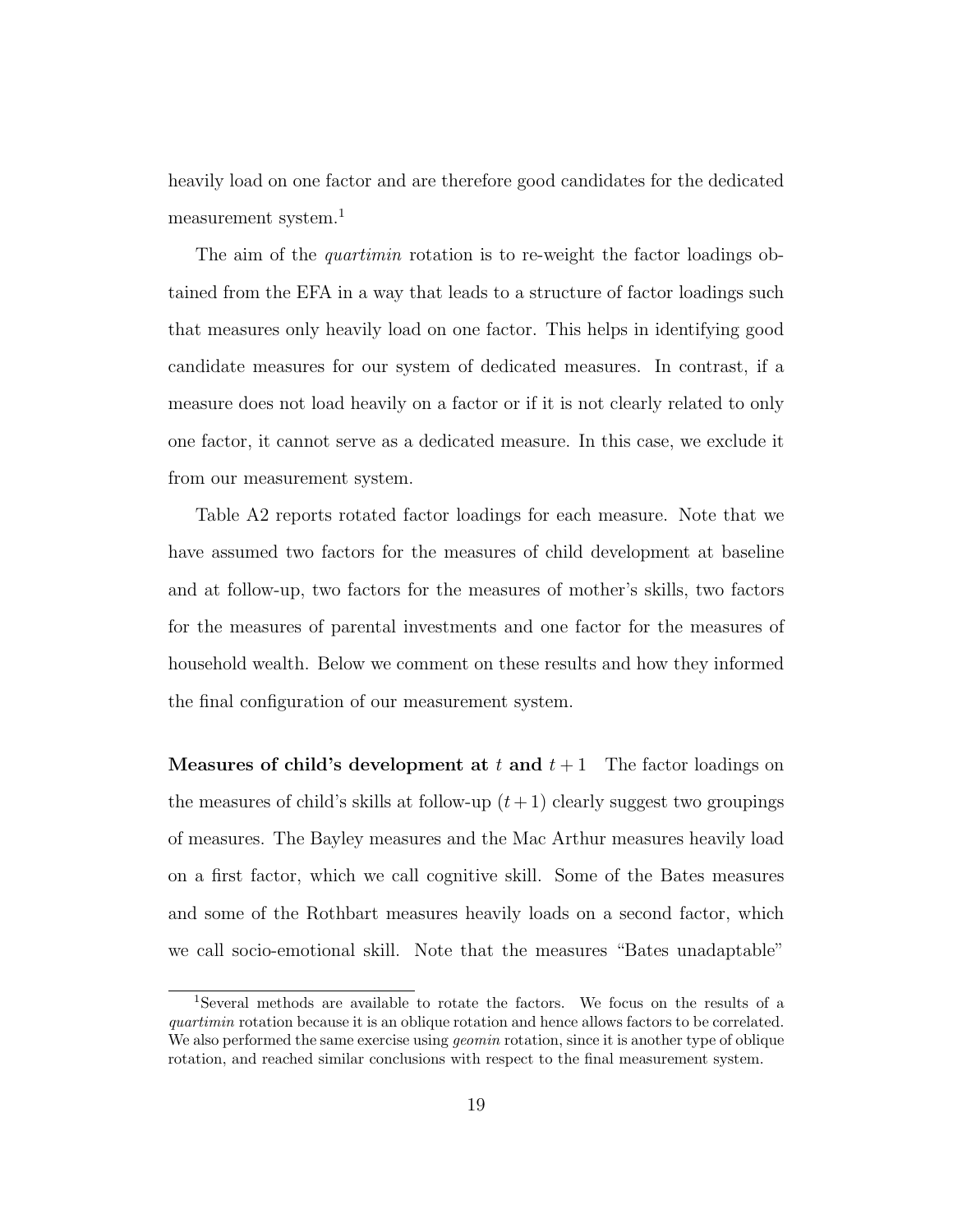heavily load on one factor and are therefore good candidates for the dedicated measurement system.[1]

The aim of the *quartimin* rotation is to re-weight the factor loadings obtained from the EFA in a way that leads to a structure of factor loadings such that measures only heavily load on one factor. This helps in identifying good candidate measures for our system of dedicated measures. In contrast, if a measure does not load heavily on a factor or if it is not clearly related to only one factor, it cannot serve as a dedicated measure. In this case, we exclude it from our measurement system.

Table A2 reports rotated factor loadings for each measure. Note that we have assumed two factors for the measures of child development at baseline and at follow-up, two factors for the measures of mother's skills, two factors for the measures of parental investments and one factor for the measures of household wealth. Below we comment on these results and how they informed the final configuration of our measurement system.

**Measures of child's development at $t$ and $t+1$** The factor loadings on the measures of child's skills at follow-up $(t+1)$ clearly suggest two groupings of measures. The Bayley measures and the Mac Arthur measures heavily load on a first factor, which we call cognitive skill. Some of the Bates measures and some of the Rothbart measures heavily loads on a second factor, which we call socio-emotional skill. Note that the measures "Bates unadaptable"

[1] Several methods are available to rotate the factors. We focus on the results of a *quartimin* rotation because it is an oblique rotation and hence allows factors to be correlated. We also performed the same exercise using *geomin* rotation, since it is another type of oblique rotation, and reached similar conclusions with respect to the final measurement system.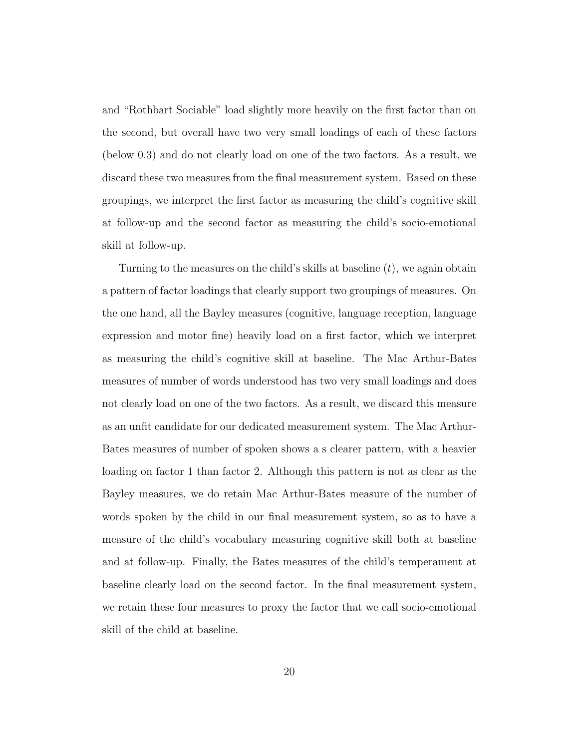and “Rothbart Sociable” load slightly more heavily on the first factor than on the second, but overall have two very small loadings of each of these factors (below 0.3) and do not clearly load on one of the two factors. As a result, we discard these two measures from the final measurement system. Based on these groupings, we interpret the first factor as measuring the child's cognitive skill at follow-up and the second factor as measuring the child's socio-emotional skill at follow-up.

Turning to the measures on the child's skills at baseline ($t$), we again obtain a pattern of factor loadings that clearly support two groupings of measures. On the one hand, all the Bayley measures (cognitive, language reception, language expression and motor fine) heavily load on a first factor, which we interpret as measuring the child's cognitive skill at baseline. The Mac Arthur-Bates measures of number of words understood has two very small loadings and does not clearly load on one of the two factors. As a result, we discard this measure as an unfit candidate for our dedicated measurement system. The Mac Arthur-Bates measures of number of spoken shows a s clearer pattern, with a heavier loading on factor 1 than factor 2. Although this pattern is not as clear as the Bayley measures, we do retain Mac Arthur-Bates measure of the number of words spoken by the child in our final measurement system, so as to have a measure of the child's vocabulary measuring cognitive skill both at baseline and at follow-up. Finally, the Bates measures of the child's temperament at baseline clearly load on the second factor. In the final measurement system, we retain these four measures to proxy the factor that we call socio-emotional skill of the child at baseline.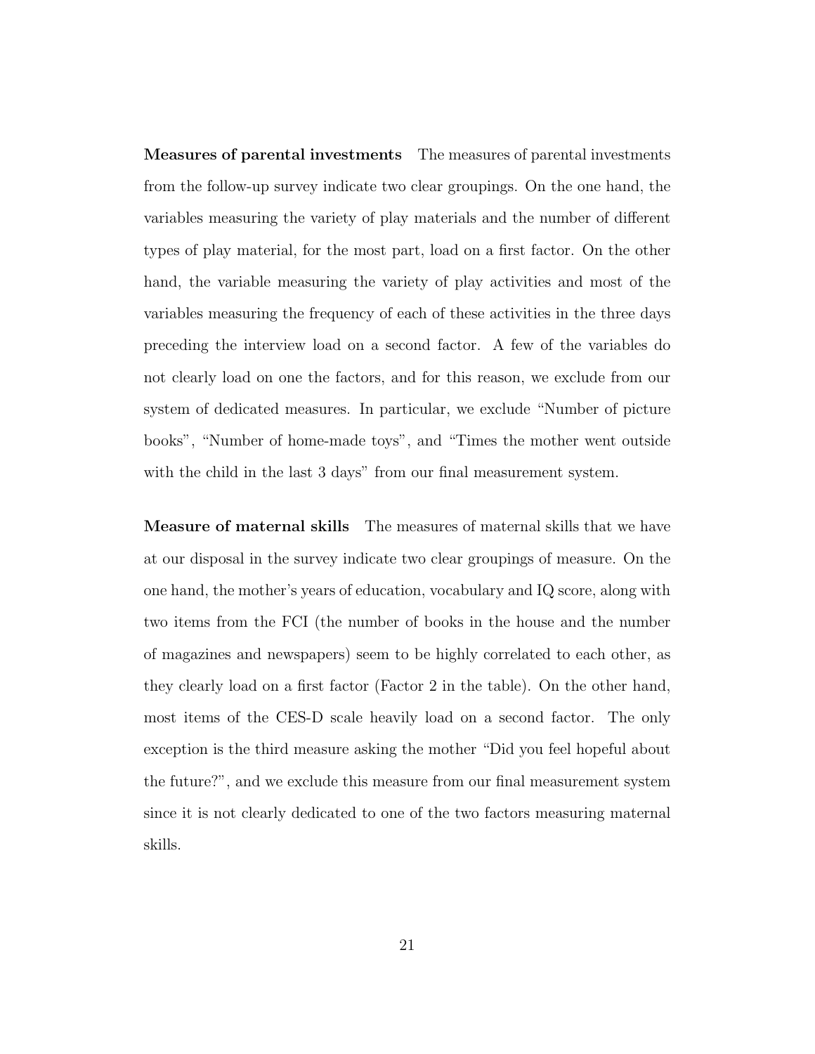**Measures of parental investments** The measures of parental investments from the follow-up survey indicate two clear groupings. On the one hand, the variables measuring the variety of play materials and the number of different types of play material, for the most part, load on a first factor. On the other hand, the variable measuring the variety of play activities and most of the variables measuring the frequency of each of these activities in the three days preceding the interview load on a second factor. A few of the variables do not clearly load on one the factors, and for this reason, we exclude from our system of dedicated measures. In particular, we exclude "Number of picture books", "Number of home-made toys", and "Times the mother went outside with the child in the last 3 days" from our final measurement system.

**Measure of maternal skills** The measures of maternal skills that we have at our disposal in the survey indicate two clear groupings of measure. On the one hand, the mother's years of education, vocabulary and IQ score, along with two items from the FCI (the number of books in the house and the number of magazines and newspapers) seem to be highly correlated to each other, as they clearly load on a first factor (Factor 2 in the table). On the other hand, most items of the CES-D scale heavily load on a second factor. The only exception is the third measure asking the mother "Did you feel hopeful about the future?", and we exclude this measure from our final measurement system since it is not clearly dedicated to one of the two factors measuring maternal skills.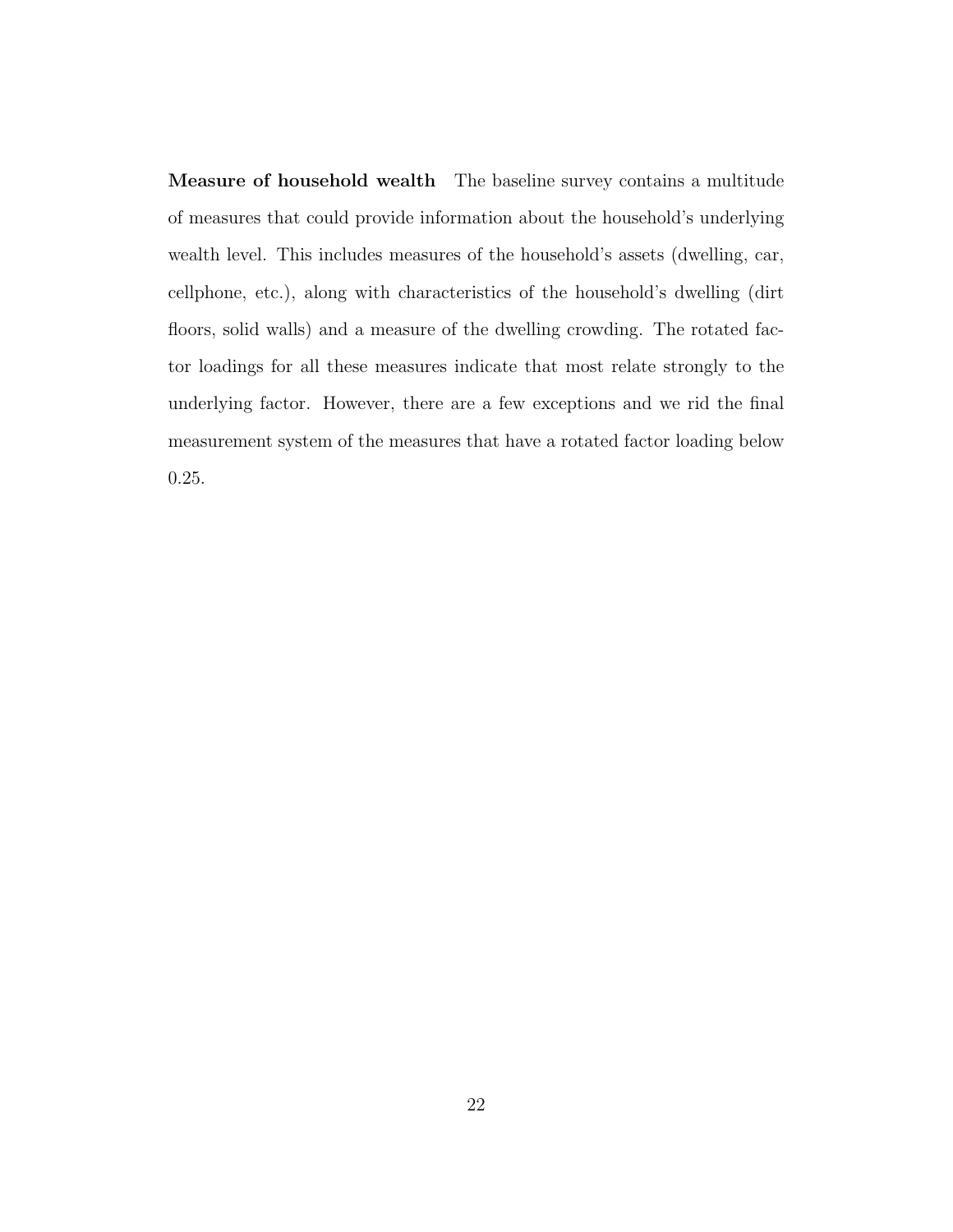**Measure of household wealth** The baseline survey contains a multitude of measures that could provide information about the household's underlying wealth level. This includes measures of the household's assets (dwelling, car, cellphone, etc.), along with characteristics of the household's dwelling (dirt floors, solid walls) and a measure of the dwelling crowding. The rotated factor loadings for all these measures indicate that most relate strongly to the underlying factor. However, there are a few exceptions and we rid the final measurement system of the measures that have a rotated factor loading below 0.25.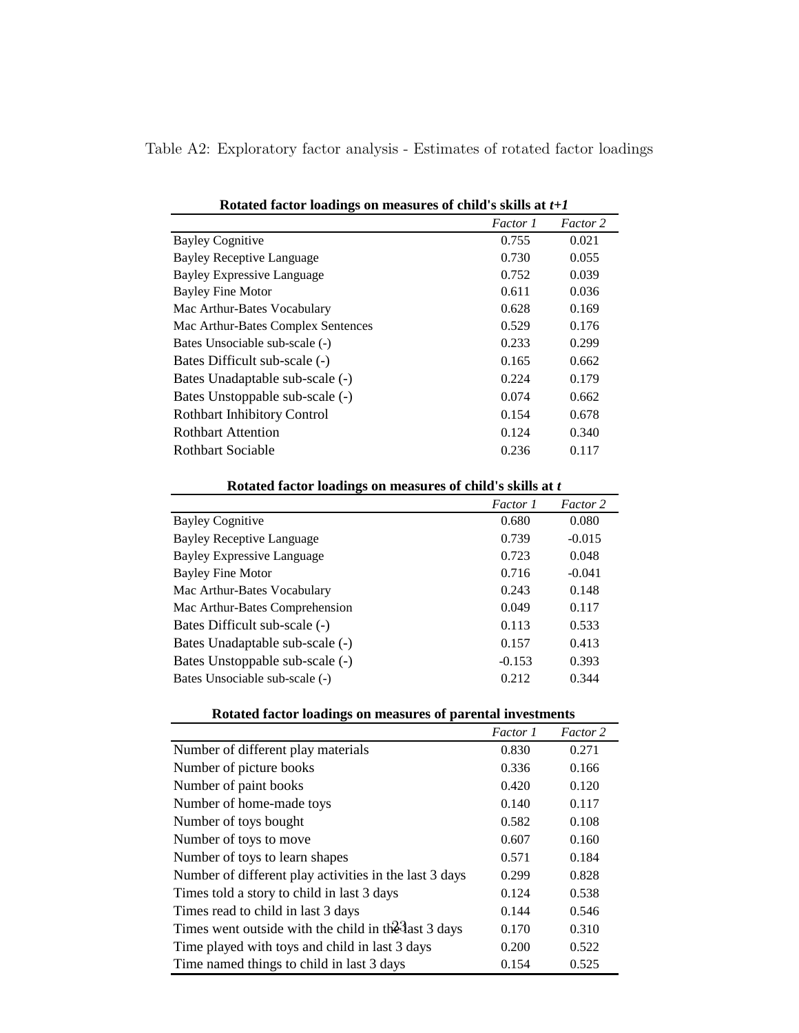Table A2: Exploratory factor analysis - Estimates of rotated factor loadings

**Rotated factor loadings on measures of child's skills at *t+1***

| | *Factor 1* | *Factor 2* |
|---|---|---|
| Bayley Cognitive | 0.755 | 0.021 |
| Bayley Receptive Language | 0.730 | 0.055 |
| Bayley Expressive Language | 0.752 | 0.039 |
| Bayley Fine Motor | 0.611 | 0.036 |
| Mac Arthur-Bates Vocabulary | 0.628 | 0.169 |
| Mac Arthur-Bates Complex Sentences | 0.529 | 0.176 |
| Bates Unsociable sub-scale (-) | 0.233 | 0.299 |
| Bates Difficult sub-scale (-) | 0.165 | 0.662 |
| Bates Unadaptable sub-scale (-) | 0.224 | 0.179 |
| Bates Unstoppable sub-scale (-) | 0.074 | 0.662 |
| Rothbart Inhibitory Control | 0.154 | 0.678 |
| Rothbart Attention | 0.124 | 0.340 |
| Rothbart Sociable | 0.236 | 0.117 |

**Rotated factor loadings on measures of child's skills at *t***

| | *Factor 1* | *Factor 2* |
|---|---|---|
| Bayley Cognitive | 0.680 | 0.080 |
| Bayley Receptive Language | 0.739 | -0.015 |
| Bayley Expressive Language | 0.723 | 0.048 |
| Bayley Fine Motor | 0.716 | -0.041 |
| Mac Arthur-Bates Vocabulary | 0.243 | 0.148 |
| Mac Arthur-Bates Comprehension | 0.049 | 0.117 |
| Bates Difficult sub-scale (-) | 0.113 | 0.533 |
| Bates Unadaptable sub-scale (-) | 0.157 | 0.413 |
| Bates Unstoppable sub-scale (-) | -0.153 | 0.393 |
| Bates Unsociable sub-scale (-) | 0.212 | 0.344 |

**Rotated factor loadings on measures of parental investments**

| | *Factor 1* | *Factor 2* |
|---|---|---|
| Number of different play materials | 0.830 | 0.271 |
| Number of picture books | 0.336 | 0.166 |
| Number of paint books | 0.420 | 0.120 |
| Number of home-made toys | 0.140 | 0.117 |
| Number of toys bought | 0.582 | 0.108 |
| Number of toys to move | 0.607 | 0.160 |
| Number of toys to learn shapes | 0.571 | 0.184 |
| Number of different play activities in the last 3 days | 0.299 | 0.828 |
| Times told a story to child in last 3 days | 0.124 | 0.538 |
| Times read to child in last 3 days | 0.144 | 0.546 |
| Times went outside with the child in the last 3 days | 0.170 | 0.310 |
| Time played with toys and child in last 3 days | 0.200 | 0.522 |
| Time named things to child in last 3 days | 0.154 | 0.525 |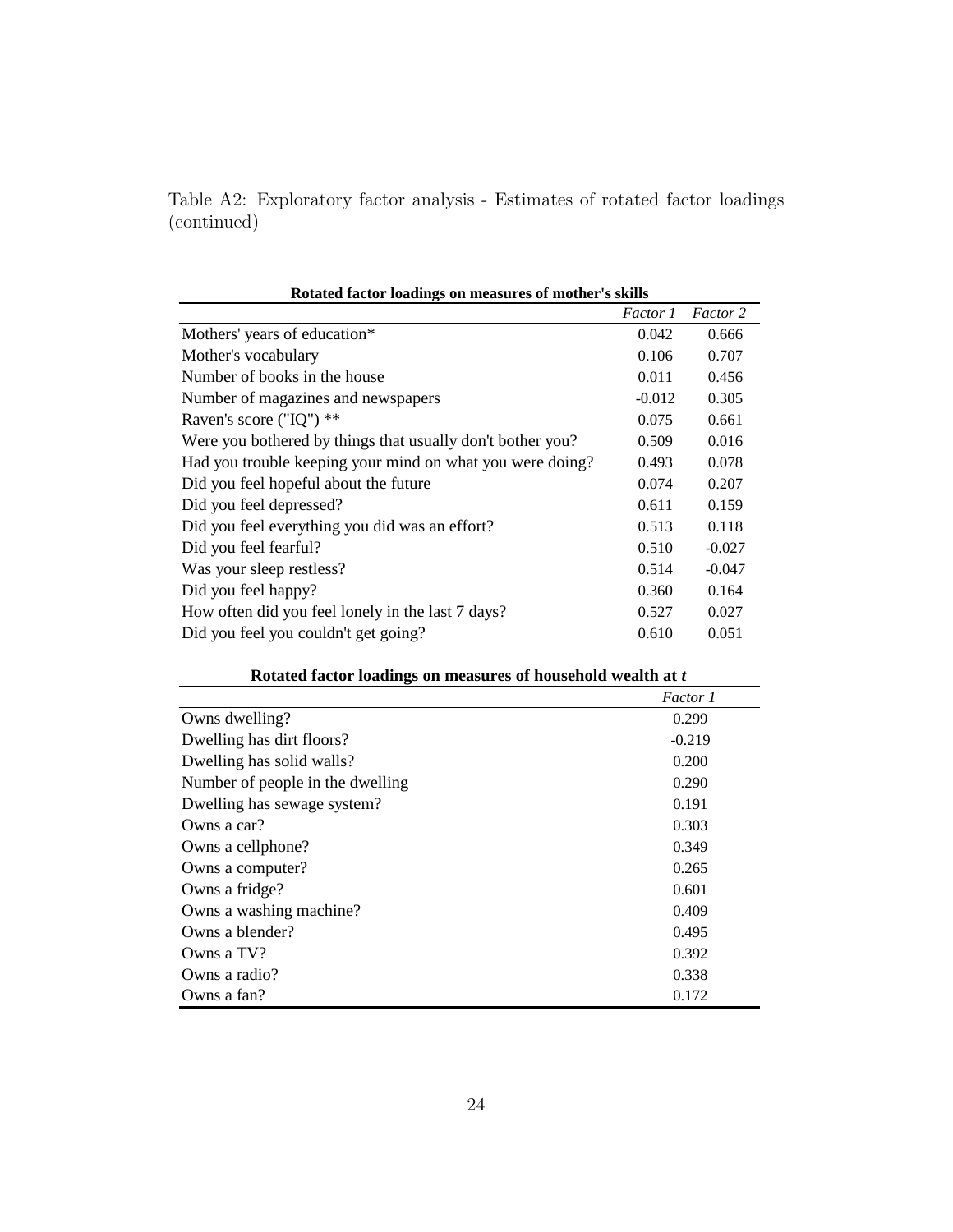Table A2: Exploratory factor analysis - Estimates of rotated factor loadings (continued)

**Rotated factor loadings on measures of mother's skills**

| | *Factor 1* | *Factor 2* |
|---|---|---|
| Mothers' years of education* | 0.042 | 0.666 |
| Mother's vocabulary | 0.106 | 0.707 |
| Number of books in the house | 0.011 | 0.456 |
| Number of magazines and newspapers | -0.012 | 0.305 |
| Raven's score ("IQ") ** | 0.075 | 0.661 |
| Were you bothered by things that usually don't bother you? | 0.509 | 0.016 |
| Had you trouble keeping your mind on what you were doing? | 0.493 | 0.078 |
| Did you feel hopeful about the future | 0.074 | 0.207 |
| Did you feel depressed? | 0.611 | 0.159 |
| Did you feel everything you did was an effort? | 0.513 | 0.118 |
| Did you feel fearful? | 0.510 | -0.027 |
| Was your sleep restless? | 0.514 | -0.047 |
| Did you feel happy? | 0.360 | 0.164 |
| How often did you feel lonely in the last 7 days? | 0.527 | 0.027 |
| Did you feel you couldn't get going? | 0.610 | 0.051 |

**Rotated factor loadings on measures of household wealth at *t***

| | *Factor 1* |
|---|---|
| Owns dwelling? | 0.299 |
| Dwelling has dirt floors? | -0.219 |
| Dwelling has solid walls? | 0.200 |
| Number of people in the dwelling | 0.290 |
| Dwelling has sewage system? | 0.191 |
| Owns a car? | 0.303 |
| Owns a cellphone? | 0.349 |
| Owns a computer? | 0.265 |
| Owns a fridge? | 0.601 |
| Owns a washing machine? | 0.409 |
| Owns a blender? | 0.495 |
| Owns a TV? | 0.392 |
| Owns a radio? | 0.338 |
| Owns a fan? | 0.172 |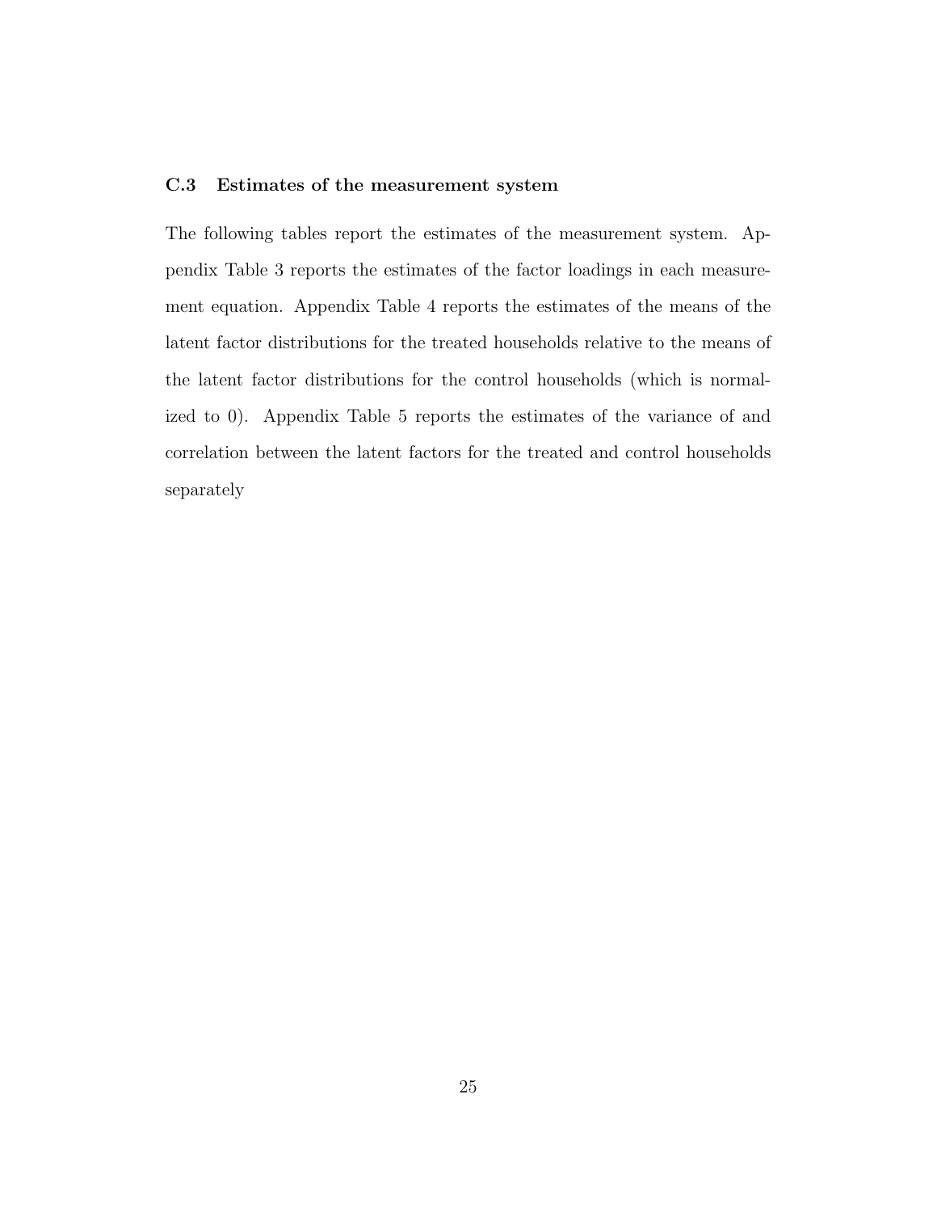### C.3 Estimates of the measurement system

The following tables report the estimates of the measurement system. Appendix Table 3 reports the estimates of the factor loadings in each measurement equation. Appendix Table 4 reports the estimates of the means of the latent factor distributions for the treated households relative to the means of the latent factor distributions for the control households (which is normalized to 0). Appendix Table 5 reports the estimates of the variance of and correlation between the latent factors for the treated and control households separately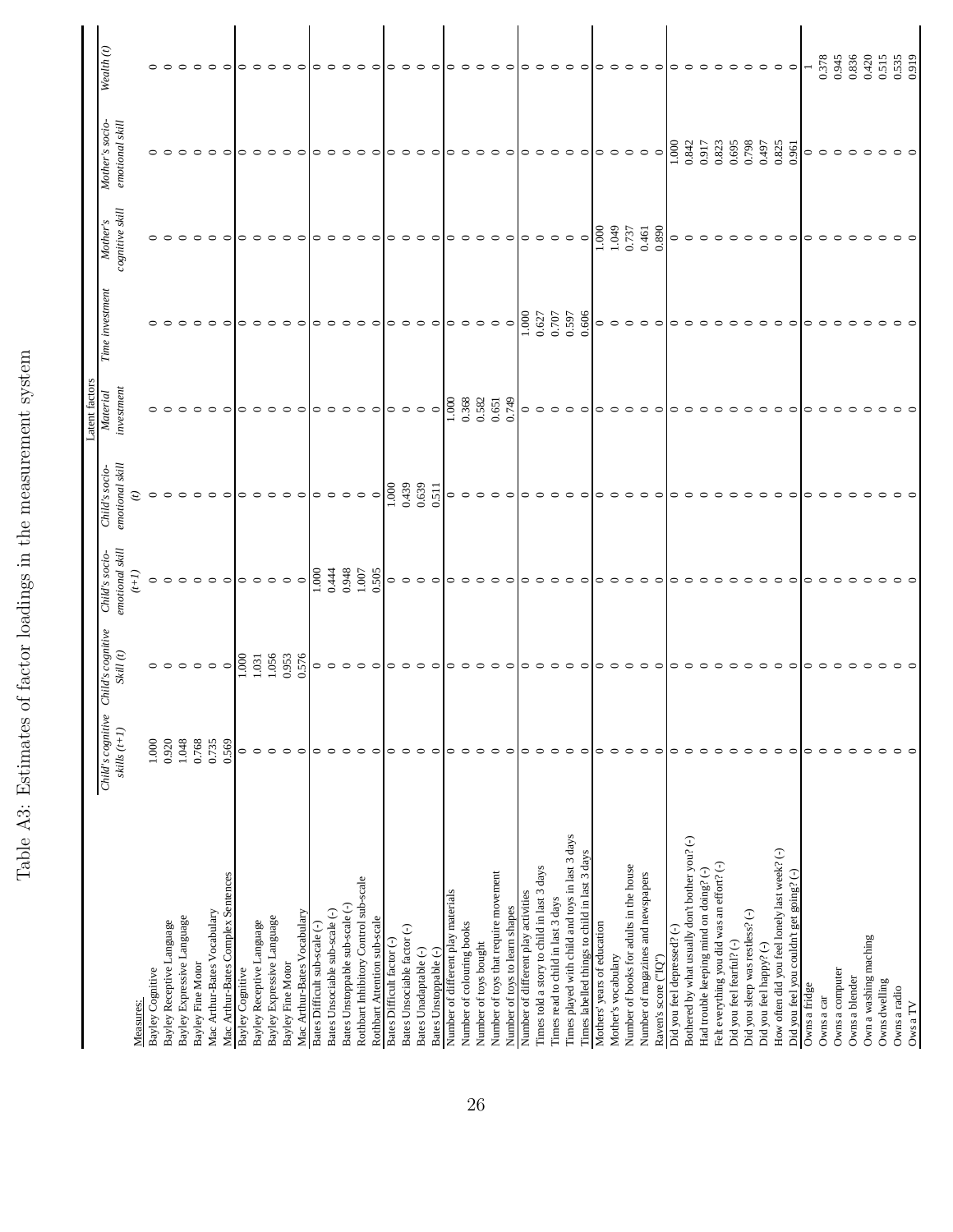# Table A3: Estimates of factor loadings in the measurement system

| | Latent factors | | | | | | | | |
|---|---|---|---|---|---|---|---|---|---|
| Measures: | Child's cognitive skills (t+1) | Child's cognitive Skill (t) | Child's socio-emotional skill (t+1) | Child's socio-emotional skill (t) | Material investment | Time investment | Mother's cognitive skill | Mother's socio-emotional skill | Wealth (t) |
| Bayley Cognitive | 1.000 | 0 | 0 | 0 | 0 | 0 | 0 | 0 | 0 |
| Bayley Receptive Language | 0.920 | 0 | 0 | 0 | 0 | 0 | 0 | 0 | 0 |
| Bayley Expressive Language | 1.048 | 0 | 0 | 0 | 0 | 0 | 0 | 0 | 0 |
| Bayley Fine Motor | 0.768 | 0 | 0 | 0 | 0 | 0 | 0 | 0 | 0 |
| Mac Arthur-Bates Vocabulary | 0.735 | 0 | 0 | 0 | 0 | 0 | 0 | 0 | 0 |
| Mac Arthur-Bates Complex Sentences | 0.569 | 0 | 0 | 0 | 0 | 0 | 0 | 0 | 0 |
| Bayley Cognitive | 0 | 1.000 | 0 | 0 | 0 | 0 | 0 | 0 | 0 |
| Bayley Receptive Language | 0 | 1.031 | 0 | 0 | 0 | 0 | 0 | 0 | 0 |
| Bayley Expressive Language | 0 | 1.056 | 0 | 0 | 0 | 0 | 0 | 0 | 0 |
| Bayley Fine Motor | 0 | 0.953 | 0 | 0 | 0 | 0 | 0 | 0 | 0 |
| Mac Arthur-Bates Vocabulary | 0 | 0.576 | 0 | 0 | 0 | 0 | 0 | 0 | 0 |
| Bates Difficult sub-scale (-) | 0 | 0 | 1.000 | 0 | 0 | 0 | 0 | 0 | 0 |
| Bates Unsociable sub-scale (-) | 0 | 0 | 0.444 | 0 | 0 | 0 | 0 | 0 | 0 |
| Bates Unstoppable sub-scale (-) | 0 | 0 | 0.948 | 0 | 0 | 0 | 0 | 0 | 0 |
| Rothbart Inhibitory Control sub-scale | 0 | 0 | 1.007 | 0 | 0 | 0 | 0 | 0 | 0 |
| Rothbart Attention sub-scale | 0 | 0 | 0.505 | 0 | 0 | 0 | 0 | 0 | 0 |
| Bates Difficult factor (-) | 0 | 0 | 0 | 1.000 | 0 | 0 | 0 | 0 | 0 |
| Bates Unsociable factor (-) | 0 | 0 | 0 | 0.439 | 0 | 0 | 0 | 0 | 0 |
| Bates Unadaptable (-) | 0 | 0 | 0 | 0.639 | 0 | 0 | 0 | 0 | 0 |
| Bates Unstoppable (-) | 0 | 0 | 0 | 0.511 | 0 | 0 | 0 | 0 | 0 |
| Number of different play materials | 0 | 0 | 0 | 0 | 1.000 | 0 | 0 | 0 | 0 |
| Number of colouring books | 0 | 0 | 0 | 0 | 0.368 | 0 | 0 | 0 | 0 |
| Number of toys bought | 0 | 0 | 0 | 0 | 0.582 | 0 | 0 | 0 | 0 |
| Number of toys that require movement | 0 | 0 | 0 | 0 | 0.651 | 0 | 0 | 0 | 0 |
| Number of toys to learn shapes | 0 | 0 | 0 | 0 | 0.749 | 0 | 0 | 0 | 0 |
| Number of different play activities | 0 | 0 | 0 | 0 | 0 | 1.000 | 0 | 0 | 0 |
| Times told a story to child in last 3 days | 0 | 0 | 0 | 0 | 0 | 0.627 | 0 | 0 | 0 |
| Times read to child in last 3 days | 0 | 0 | 0 | 0 | 0 | 0.707 | 0 | 0 | 0 |
| Times played with child and toys in last 3 days | 0 | 0 | 0 | 0 | 0 | 0.597 | 0 | 0 | 0 |
| Times labelled things to child in last 3 days | 0 | 0 | 0 | 0 | 0 | 0.606 | 0 | 0 | 0 |
| Mothers' years of education | 0 | 0 | 0 | 0 | 0 | 0 | 1.000 | 0 | 0 |
| Mother's vocabulary | 0 | 0 | 0 | 0 | 0 | 0 | 1.049 | 0 | 0 |
| Number of books for adults in the house | 0 | 0 | 0 | 0 | 0 | 0 | 0.737 | 0 | 0 |
| Number of magazines and newspapers | 0 | 0 | 0 | 0 | 0 | 0 | 0.461 | 0 | 0 |
| Raven's score ("IQ") | 0 | 0 | 0 | 0 | 0 | 0 | 0.890 | 0 | 0 |
| Did you feel depressed? (-) | 0 | 0 | 0 | 0 | 0 | 0 | 0 | 1.000 | 0 |
| Bothered by what usually don't bother you? (-) | 0 | 0 | 0 | 0 | 0 | 0 | 0 | 0.842 | 0 |
| Had trouble keeping mind on doing? (-) | 0 | 0 | 0 | 0 | 0 | 0 | 0 | 0.917 | 0 |
| Felt everything you did was an effort? (-) | 0 | 0 | 0 | 0 | 0 | 0 | 0 | 0.823 | 0 |
| Did you feel fearful? (-) | 0 | 0 | 0 | 0 | 0 | 0 | 0 | 0.695 | 0 |
| Did you sleep was restless? (-) | 0 | 0 | 0 | 0 | 0 | 0 | 0 | 0.798 | 0 |
| Did you feel happy? (-) | 0 | 0 | 0 | 0 | 0 | 0 | 0 | 0.497 | 0 |
| How often did you feel lonely last week? (-) | 0 | 0 | 0 | 0 | 0 | 0 | 0 | 0.825 | 0 |
| Did you feel you couldn't get going? (-) | 0 | 0 | 0 | 0 | 0 | 0 | 0 | 0.961 | 0 |
| Owns a fridge | 0 | 0 | 0 | 0 | 0 | 0 | 0 | 0 | 1 |
| Owns a car | 0 | 0 | 0 | 0 | 0 | 0 | 0 | 0 | 0.378 |
| Owns a computer | 0 | 0 | 0 | 0 | 0 | 0 | 0 | 0 | 0.945 |
| Owns a blender | 0 | 0 | 0 | 0 | 0 | 0 | 0 | 0 | 0.836 |
| Own a washing maching | 0 | 0 | 0 | 0 | 0 | 0 | 0 | 0 | 0.420 |
| Owns dwelling | 0 | 0 | 0 | 0 | 0 | 0 | 0 | 0 | 0.515 |
| Owns a radio | 0 | 0 | 0 | 0 | 0 | 0 | 0 | 0 | 0.535 |
| Ows a TV | 0 | 0 | 0 | 0 | 0 | 0 | 0 | 0 | 0.919 |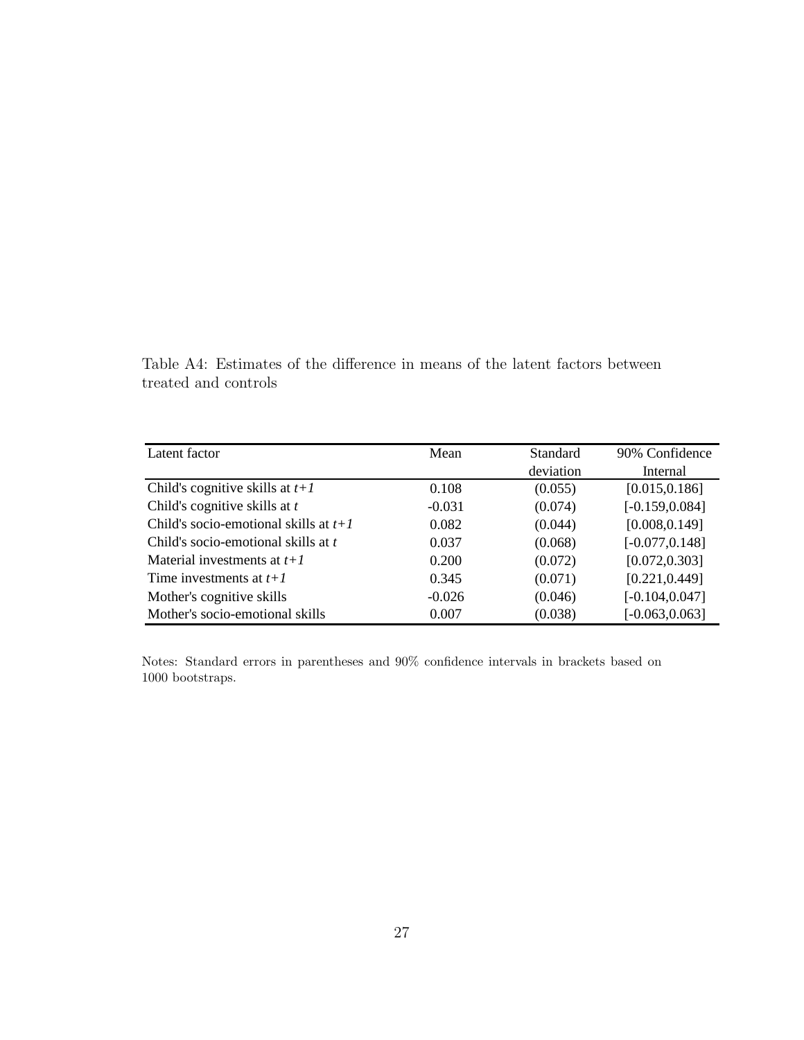Table A4: Estimates of the difference in means of the latent factors between treated and controls

| Latent factor | Mean | Standard deviation | 90% Confidence Internal |
|---|---|---|---|
| Child's cognitive skills at $t+1$ | 0.108 | (0.055) | [0.015,0.186] |
| Child's cognitive skills at $t$ | -0.031 | (0.074) | [-0.159,0.084] |
| Child's socio-emotional skills at $t+1$ | 0.082 | (0.044) | [0.008,0.149] |
| Child's socio-emotional skills at $t$ | 0.037 | (0.068) | [-0.077,0.148] |
| Material investments at $t+1$ | 0.200 | (0.072) | [0.072,0.303] |
| Time investments at $t+1$ | 0.345 | (0.071) | [0.221,0.449] |
| Mother's cognitive skills | -0.026 | (0.046) | [-0.104,0.047] |
| Mother's socio-emotional skills | 0.007 | (0.038) | [-0.063,0.063] |

Notes: Standard errors in parentheses and 90% confidence intervals in brackets based on 1000 bootstraps.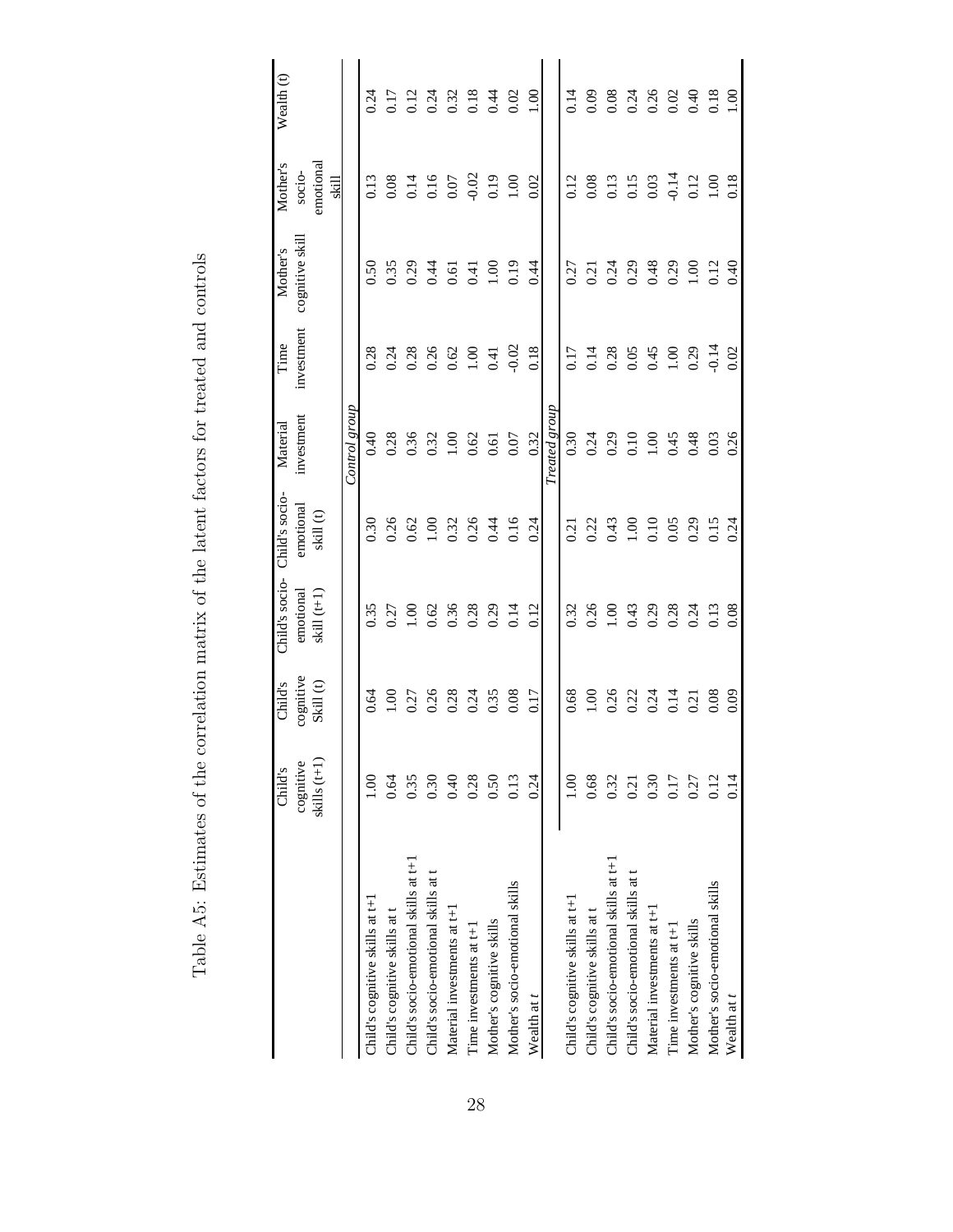# Table A5: Estimates of the correlation matrix of the latent factors for treated and controls

| | Child's cognitive skills (t+1) | Child's cognitive Skill (t) | Child's socio-emotional skill (t+1) | Child's socio-emotional skill (t) | Material investment | Time investment | Mother's cognitive skill | Mother's socio-emotional skill | Wealth (t) |
|---|---|---|---|---|---|---|---|---|---|
| | | | | | *Control group* | | | | |
| Child's cognitive skills at t+1 | 1.00 | 0.64 | 0.35 | 0.30 | 0.40 | 0.28 | 0.50 | 0.13 | 0.24 |
| Child's cognitive skills at t | 0.64 | 1.00 | 0.27 | 0.26 | 0.28 | 0.24 | 0.35 | 0.08 | 0.17 |
| Child's socio-emotional skills at t+1 | 0.35 | 0.27 | 1.00 | 0.62 | 0.36 | 0.28 | 0.29 | 0.14 | 0.12 |
| Child's socio-emotional skills at t | 0.30 | 0.26 | 0.62 | 1.00 | 0.32 | 0.26 | 0.44 | 0.16 | 0.24 |
| Material investments at t+1 | 0.40 | 0.28 | 0.36 | 0.32 | 1.00 | 0.62 | 0.61 | 0.07 | 0.32 |
| Time investments at t+1 | 0.28 | 0.24 | 0.28 | 0.26 | 0.62 | 1.00 | 0.41 | -0.02 | 0.18 |
| Mother's cognitive skills | 0.50 | 0.35 | 0.29 | 0.44 | 0.61 | 0.41 | 1.00 | 0.19 | 0.44 |
| Mother's socio-emotional skills | 0.13 | 0.08 | 0.14 | 0.16 | 0.07 | -0.02 | 0.19 | 1.00 | 0.02 |
| Wealth at *t* | 0.24 | 0.17 | 0.12 | 0.24 | 0.32 | 0.18 | 0.44 | 0.02 | 1.00 |
| | | | | | *Treated group* | | | | |
| Child's cognitive skills at t+1 | 1.00 | 0.68 | 0.32 | 0.21 | 0.30 | 0.17 | 0.27 | 0.12 | 0.14 |
| Child's cognitive skills at t | 0.68 | 1.00 | 0.26 | 0.22 | 0.24 | 0.14 | 0.21 | 0.08 | 0.09 |
| Child's socio-emotional skills at t+1 | 0.32 | 0.26 | 1.00 | 0.43 | 0.29 | 0.28 | 0.24 | 0.13 | 0.08 |
| Child's socio-emotional skills at t | 0.21 | 0.22 | 0.43 | 1.00 | 0.10 | 0.05 | 0.29 | 0.15 | 0.24 |
| Material investments at t+1 | 0.30 | 0.24 | 0.29 | 0.10 | 1.00 | 0.45 | 0.48 | 0.03 | 0.26 |
| Time investments at t+1 | 0.17 | 0.14 | 0.28 | 0.05 | 0.45 | 1.00 | 0.29 | -0.14 | 0.02 |
| Mother's cognitive skills | 0.27 | 0.21 | 0.24 | 0.29 | 0.48 | 0.29 | 1.00 | 0.12 | 0.40 |
| Mother's socio-emotional skills | 0.12 | 0.08 | 0.13 | 0.15 | 0.03 | -0.14 | 0.12 | 1.00 | 0.18 |
| Wealth at *t* | 0.14 | 0.09 | 0.08 | 0.24 | 0.26 | 0.02 | 0.40 | 0.18 | 1.00 |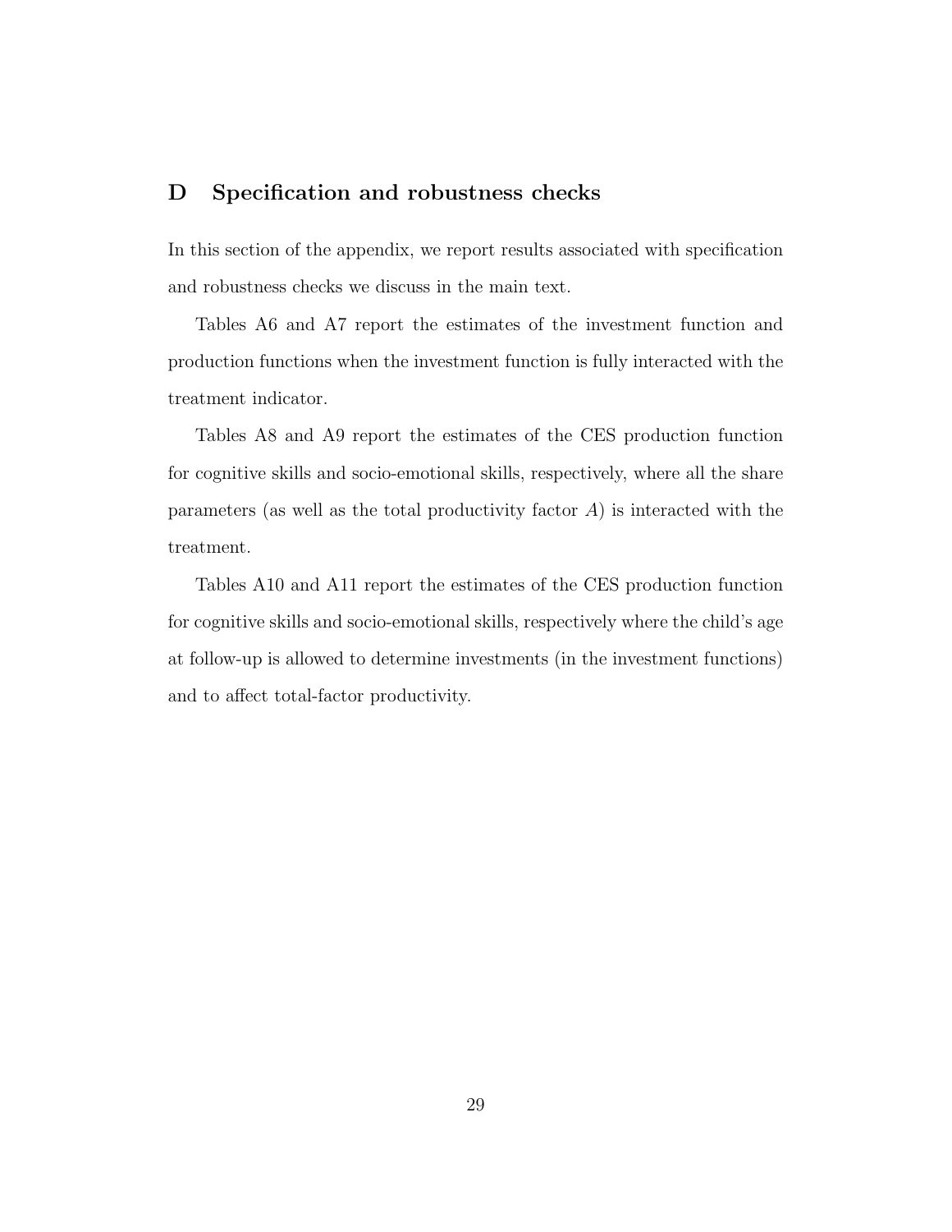# D Specification and robustness checks

In this section of the appendix, we report results associated with specification and robustness checks we discuss in the main text.

Tables A6 and A7 report the estimates of the investment function and production functions when the investment function is fully interacted with the treatment indicator.

Tables A8 and A9 report the estimates of the CES production function for cognitive skills and socio-emotional skills, respectively, where all the share parameters (as well as the total productivity factor $A$) is interacted with the treatment.

Tables A10 and A11 report the estimates of the CES production function for cognitive skills and socio-emotional skills, respectively where the child's age at follow-up is allowed to determine investments (in the investment functions) and to affect total-factor productivity.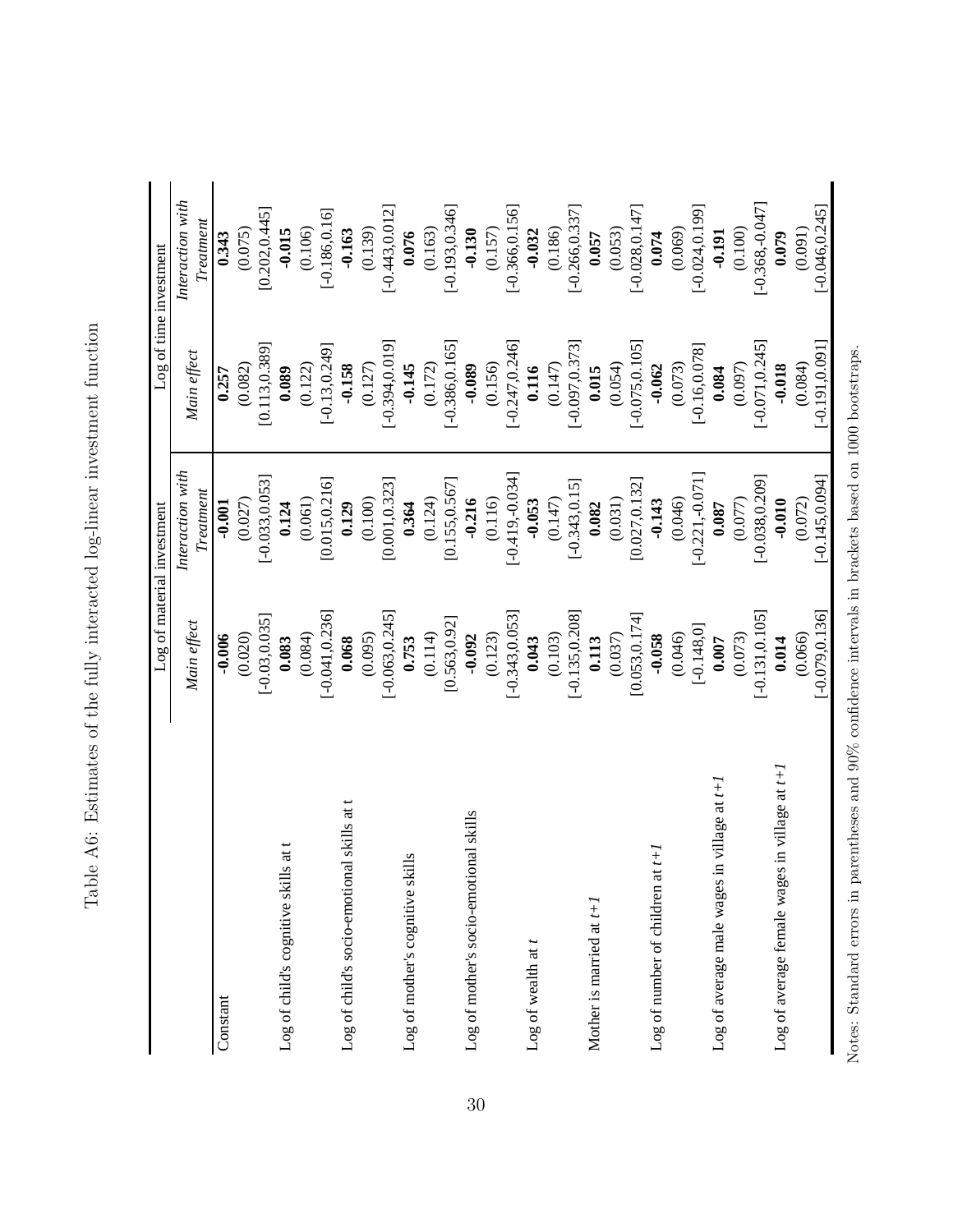Table A6: Estimates of the fully interacted log-linear investment function

| | Log of material investment | | Log of time investment | |
|---|---|---|---|---|
| | *Main effect* | *Interaction with Treatment* | *Main effect* | *Interaction with Treatment* |
| Constant | **-0.006** | **-0.001** | **0.257** | **0.343** |
| | (0.020) | (0.027) | (0.082) | (0.075) |
| | [-0.03,0.035] | [-0.033,0.053] | [0.113,0.389] | [0.202,0.445] |
| Log of child's cognitive skills at t | **0.083** | **0.124** | **0.089** | **-0.015** |
| | (0.084) | (0.061) | (0.122) | (0.106) |
| | [-0.041,0.236] | [0.015,0.216] | [-0.13,0.249] | [-0.186,0.16] |
| Log of child's socio-emotional skills at t | **0.068** | **0.129** | **-0.158** | **-0.163** |
| | (0.095) | (0.100) | (0.127) | (0.139) |
| | [-0.063,0.245] | [0.001,0.323] | [-0.394,0.019] | [-0.443,0.012] |
| Log of mother's cognitive skills | **0.753** | **0.364** | **-0.145** | **0.076** |
| | (0.114) | (0.124) | (0.172) | (0.163) |
| | [0.563,0.92] | [0.155,0.567] | [-0.386,0.165] | [-0.193,0.346] |
| Log of mother's socio-emotional skills | **-0.092** | **-0.216** | **-0.089** | **-0.130** |
| | (0.123) | (0.116) | (0.156) | (0.157) |
| | [-0.343,0.053] | [-0.419,-0.034] | [-0.247,0.246] | [-0.366,0.156] |
| Log of wealth at *t* | **0.043** | **-0.053** | **0.116** | **-0.032** |
| | (0.103) | (0.147) | (0.147) | (0.186) |
| | [-0.135,0.208] | [-0.343,0.15] | [-0.097,0.373] | [-0.266,0.337] |
| Mother is married at *t+1* | **0.113** | **0.082** | **0.015** | **0.057** |
| | (0.037) | (0.031) | (0.054) | (0.053) |
| | [0.053,0.174] | [0.027,0.132] | [-0.075,0.105] | [-0.028,0.147] |
| Log of number of children at *t+1* | **-0.058** | **-0.143** | **-0.062** | **0.074** |
| | (0.046) | (0.046) | (0.073) | (0.069) |
| | [-0.148,0] | [-0.221,-0.071] | [-0.16,0.078] | [-0.024,0.199] |
| Log of average male wages in village at *t+1* | **0.007** | **0.087** | **0.084** | **-0.191** |
| | (0.073) | (0.077) | (0.097) | (0.100) |
| | [-0.131,0.105] | [-0.038,0.209] | [-0.071,0.245] | [-0.368,-0.047] |
| Log of average female wages in village at *t+1* | **0.014** | **-0.010** | **-0.018** | **0.079** |
| | (0.066) | (0.072) | (0.084) | (0.091) |
| | [-0.079,0.136] | [-0.145,0.094] | [-0.191,0.091] | [-0.046,0.245] |

Notes: Standard errors in parentheses and 90% confidence intervals in brackets based on 1000 bootstraps.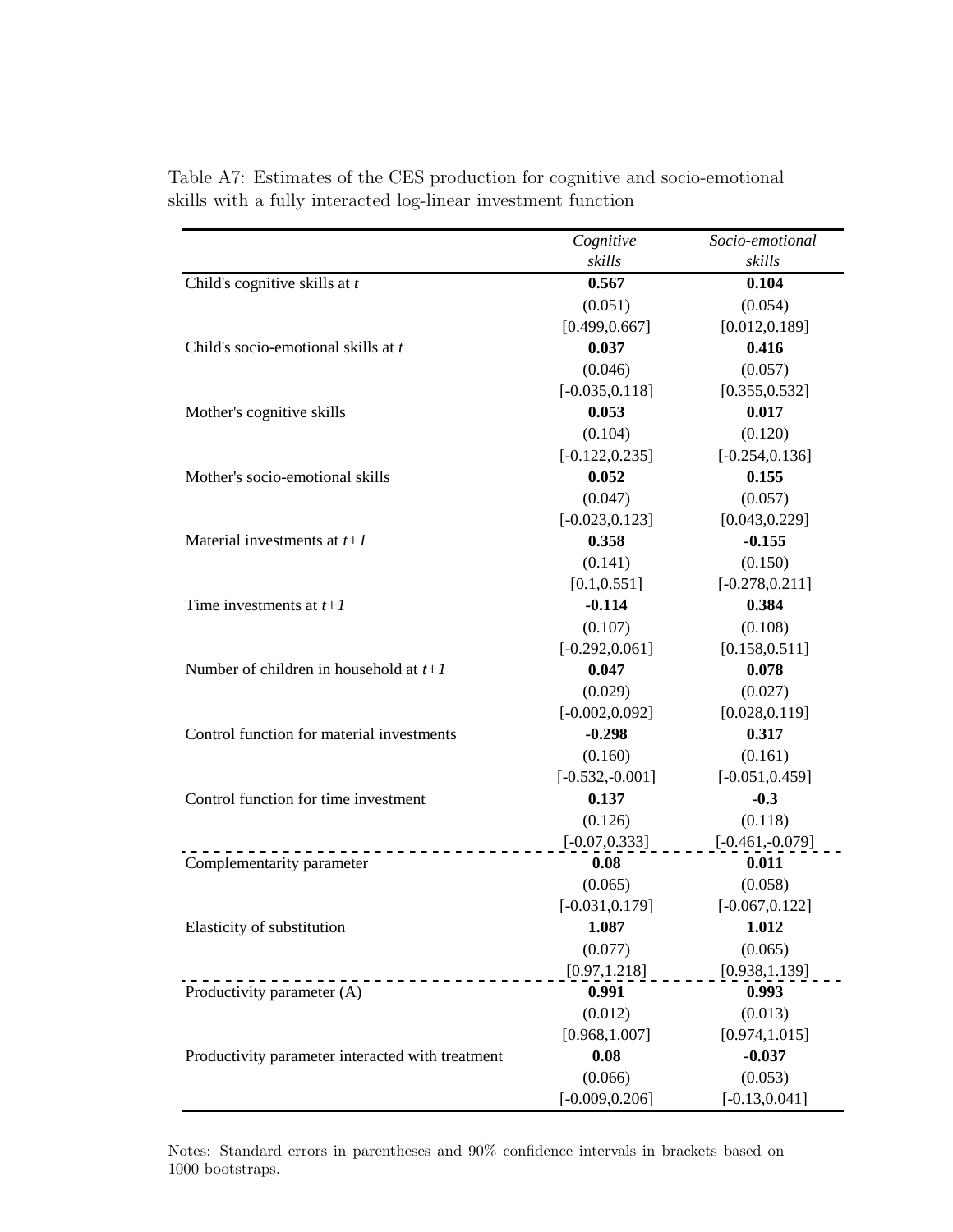Table A7: Estimates of the CES production for cognitive and socio-emotional skills with a fully interacted log-linear investment function

| | *Cognitive skills* | *Socio-emotional skills* |
|---|---|---|
| Child's cognitive skills at *t* | **0.567** | **0.104** |
| | (0.051) | (0.054) |
| | [0.499,0.667] | [0.012,0.189] |
| Child's socio-emotional skills at *t* | **0.037** | **0.416** |
| | (0.046) | (0.057) |
| | [-0.035,0.118] | [0.355,0.532] |
| Mother's cognitive skills | **0.053** | **0.017** |
| | (0.104) | (0.120) |
| | [-0.122,0.235] | [-0.254,0.136] |
| Mother's socio-emotional skills | **0.052** | **0.155** |
| | (0.047) | (0.057) |
| | [-0.023,0.123] | [0.043,0.229] |
| Material investments at *t+1* | **0.358** | **-0.155** |
| | (0.141) | (0.150) |
| | [0.1,0.551] | [-0.278,0.211] |
| Time investments at *t+1* | **-0.114** | **0.384** |
| | (0.107) | (0.108) |
| | [-0.292,0.061] | [0.158,0.511] |
| Number of children in household at *t+1* | **0.047** | **0.078** |
| | (0.029) | (0.027) |
| | [-0.002,0.092] | [0.028,0.119] |
| Control function for material investments | **-0.298** | **0.317** |
| | (0.160) | (0.161) |
| | [-0.532,-0.001] | [-0.051,0.459] |
| Control function for time investment | **0.137** | **-0.3** |
| | (0.126) | (0.118) |
| | [-0.07,0.333] | [-0.461,-0.079] |
| Complementarity parameter | **0.08** | **0.011** |
| | (0.065) | (0.058) |
| | [-0.031,0.179] | [-0.067,0.122] |
| Elasticity of substitution | **1.087** | **1.012** |
| | (0.077) | (0.065) |
| | [0.97,1.218] | [0.938,1.139] |
| Productivity parameter (A) | **0.991** | **0.993** |
| | (0.012) | (0.013) |
| | [0.968,1.007] | [0.974,1.015] |
| Productivity parameter interacted with treatment | **0.08** | **-0.037** |
| | (0.066) | (0.053) |
| | [-0.009,0.206] | [-0.13,0.041] |

Notes: Standard errors in parentheses and 90% confidence intervals in brackets based on 1000 bootstraps.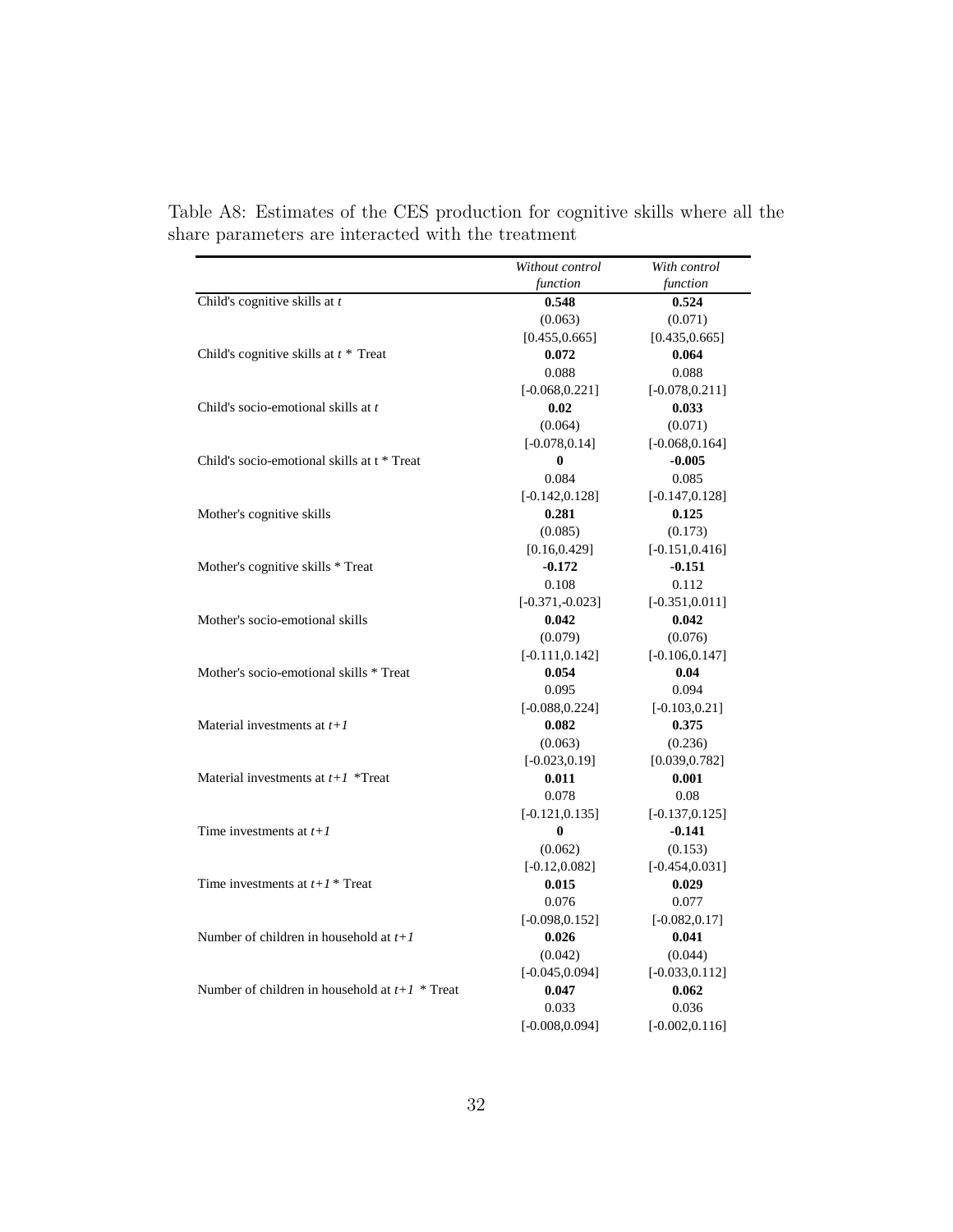Table A8: Estimates of the CES production for cognitive skills where all the share parameters are interacted with the treatment

| | *Without control function* | *With control function* |
|---|---|---|
| Child's cognitive skills at *t* | **0.548** | **0.524** |
| | (0.063) | (0.071) |
| | [0.455,0.665] | [0.435,0.665] |
| Child's cognitive skills at *t* * Treat | **0.072** | **0.064** |
| | 0.088 | 0.088 |
| | [-0.068,0.221] | [-0.078,0.211] |
| Child's socio-emotional skills at *t* | **0.02** | **0.033** |
| | (0.064) | (0.071) |
| | [-0.078,0.14] | [-0.068,0.164] |
| Child's socio-emotional skills at t * Treat | **0** | **-0.005** |
| | 0.084 | 0.085 |
| | [-0.142,0.128] | [-0.147,0.128] |
| Mother's cognitive skills | **0.281** | **0.125** |
| | (0.085) | (0.173) |
| | [0.16,0.429] | [-0.151,0.416] |
| Mother's cognitive skills * Treat | **-0.172** | **-0.151** |
| | 0.108 | 0.112 |
| | [-0.371,-0.023] | [-0.351,0.011] |
| Mother's socio-emotional skills | **0.042** | **0.042** |
| | (0.079) | (0.076) |
| | [-0.111,0.142] | [-0.106,0.147] |
| Mother's socio-emotional skills * Treat | **0.054** | **0.04** |
| | 0.095 | 0.094 |
| | [-0.088,0.224] | [-0.103,0.21] |
| Material investments at *t+1* | **0.082** | **0.375** |
| | (0.063) | (0.236) |
| | [-0.023,0.19] | [0.039,0.782] |
| Material investments at *t+1* *Treat | **0.011** | **0.001** |
| | 0.078 | 0.08 |
| | [-0.121,0.135] | [-0.137,0.125] |
| Time investments at *t+1* | **0** | **-0.141** |
| | (0.062) | (0.153) |
| | [-0.12,0.082] | [-0.454,0.031] |
| Time investments at *t+1* * Treat | **0.015** | **0.029** |
| | 0.076 | 0.077 |
| | [-0.098,0.152] | [-0.082,0.17] |
| Number of children in household at *t+1* | **0.026** | **0.041** |
| | (0.042) | (0.044) |
| | [-0.045,0.094] | [-0.033,0.112] |
| Number of children in household at *t+1* * Treat | **0.047** | **0.062** |
| | 0.033 | 0.036 |
| | [-0.008,0.094] | [-0.002,0.116] |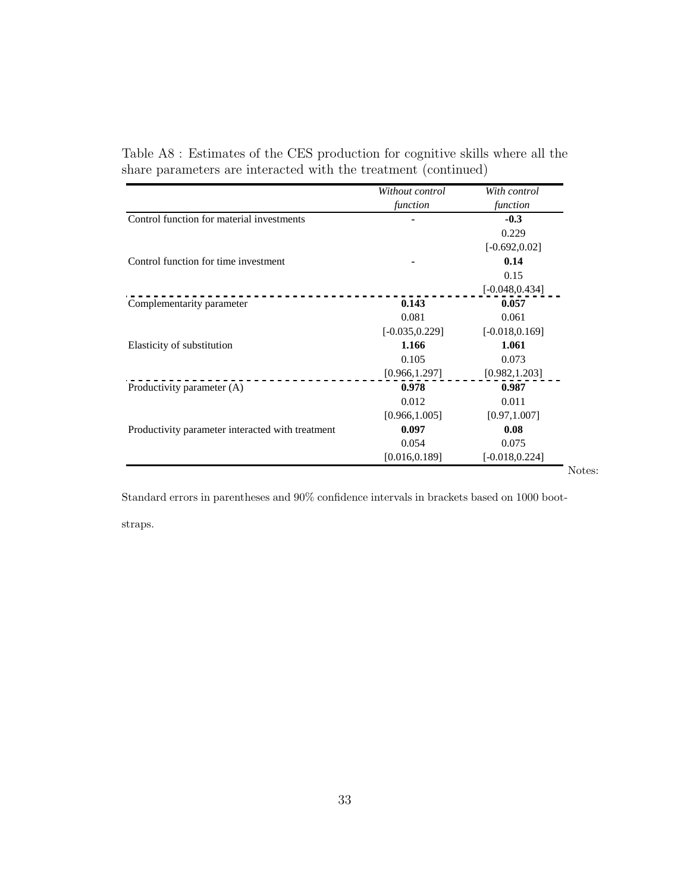Table A8 : Estimates of the CES production for cognitive skills where all the share parameters are interacted with the treatment (continued)

| | *Without control function* | *With control function* |
|---|---|---|
| Control function for material investments | - | **-0.3** |
| | | 0.229 |
| | | [-0.692,0.02] |
| Control function for time investment | - | **0.14** |
| | | 0.15 |
| | | [-0.048,0.434] |
| Complementarity parameter | **0.143** | **0.057** |
| | 0.081 | 0.061 |
| | [-0.035,0.229] | [-0.018,0.169] |
| Elasticity of substitution | **1.166** | **1.061** |
| | 0.105 | 0.073 |
| | [0.966,1.297] | [0.982,1.203] |
| Productivity parameter (A) | **0.978** | **0.987** |
| | 0.012 | 0.011 |
| | [0.966,1.005] | [0.97,1.007] |
| Productivity parameter interacted with treatment | **0.097** | **0.08** |
| | 0.054 | 0.075 |
| | [0.016,0.189] | [-0.018,0.224] |

Notes:

Standard errors in parentheses and 90% confidence intervals in brackets based on 1000 bootstraps.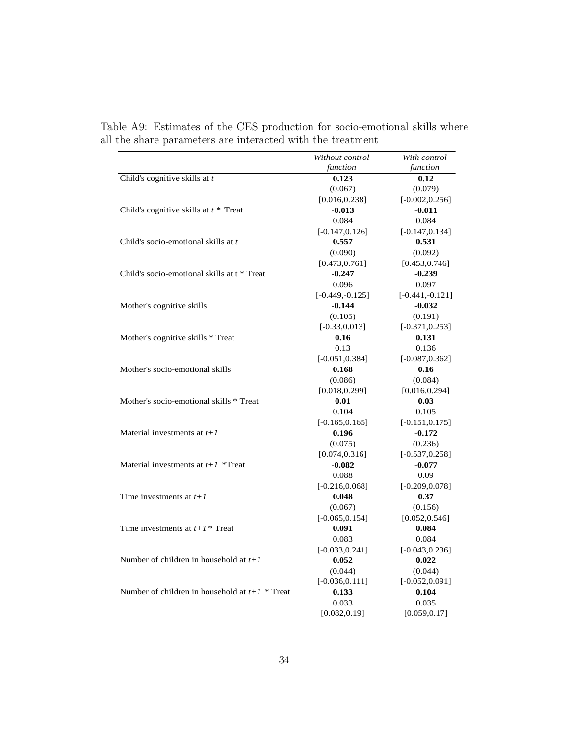Table A9: Estimates of the CES production for socio-emotional skills where all the share parameters are interacted with the treatment

| | *Without control function* | *With control function* |
|---|---|---|
| Child's cognitive skills at *t* | **0.123** | **0.12** |
| | (0.067) | (0.079) |
| | [0.016,0.238] | [-0.002,0.256] |
| Child's cognitive skills at *t* * Treat | **-0.013** | **-0.011** |
| | 0.084 | 0.084 |
| | [-0.147,0.126] | [-0.147,0.134] |
| Child's socio-emotional skills at *t* | **0.557** | **0.531** |
| | (0.090) | (0.092) |
| | [0.473,0.761] | [0.453,0.746] |
| Child's socio-emotional skills at t * Treat | **-0.247** | **-0.239** |
| | 0.096 | 0.097 |
| | [-0.449,-0.125] | [-0.441,-0.121] |
| Mother's cognitive skills | **-0.144** | **-0.032** |
| | (0.105) | (0.191) |
| | [-0.33,0.013] | [-0.371,0.253] |
| Mother's cognitive skills * Treat | **0.16** | **0.131** |
| | 0.13 | 0.136 |
| | [-0.051,0.384] | [-0.087,0.362] |
| Mother's socio-emotional skills | **0.168** | **0.16** |
| | (0.086) | (0.084) |
| | [0.018,0.299] | [0.016,0.294] |
| Mother's socio-emotional skills * Treat | **0.01** | **0.03** |
| | 0.104 | 0.105 |
| | [-0.165,0.165] | [-0.151,0.175] |
| Material investments at *t+1* | **0.196** | **-0.172** |
| | (0.075) | (0.236) |
| | [0.074,0.316] | [-0.537,0.258] |
| Material investments at *t+1* *Treat | **-0.082** | **-0.077** |
| | 0.088 | 0.09 |
| | [-0.216,0.068] | [-0.209,0.078] |
| Time investments at *t+1* | **0.048** | **0.37** |
| | (0.067) | (0.156) |
| | [-0.065,0.154] | [0.052,0.546] |
| Time investments at *t+1* * Treat | **0.091** | **0.084** |
| | 0.083 | 0.084 |
| | [-0.033,0.241] | [-0.043,0.236] |
| Number of children in household at *t+1* | **0.052** | **0.022** |
| | (0.044) | (0.044) |
| | [-0.036,0.111] | [-0.052,0.091] |
| Number of children in household at *t+1* * Treat | **0.133** | **0.104** |
| | 0.033 | 0.035 |
| | [0.082,0.19] | [0.059,0.17] |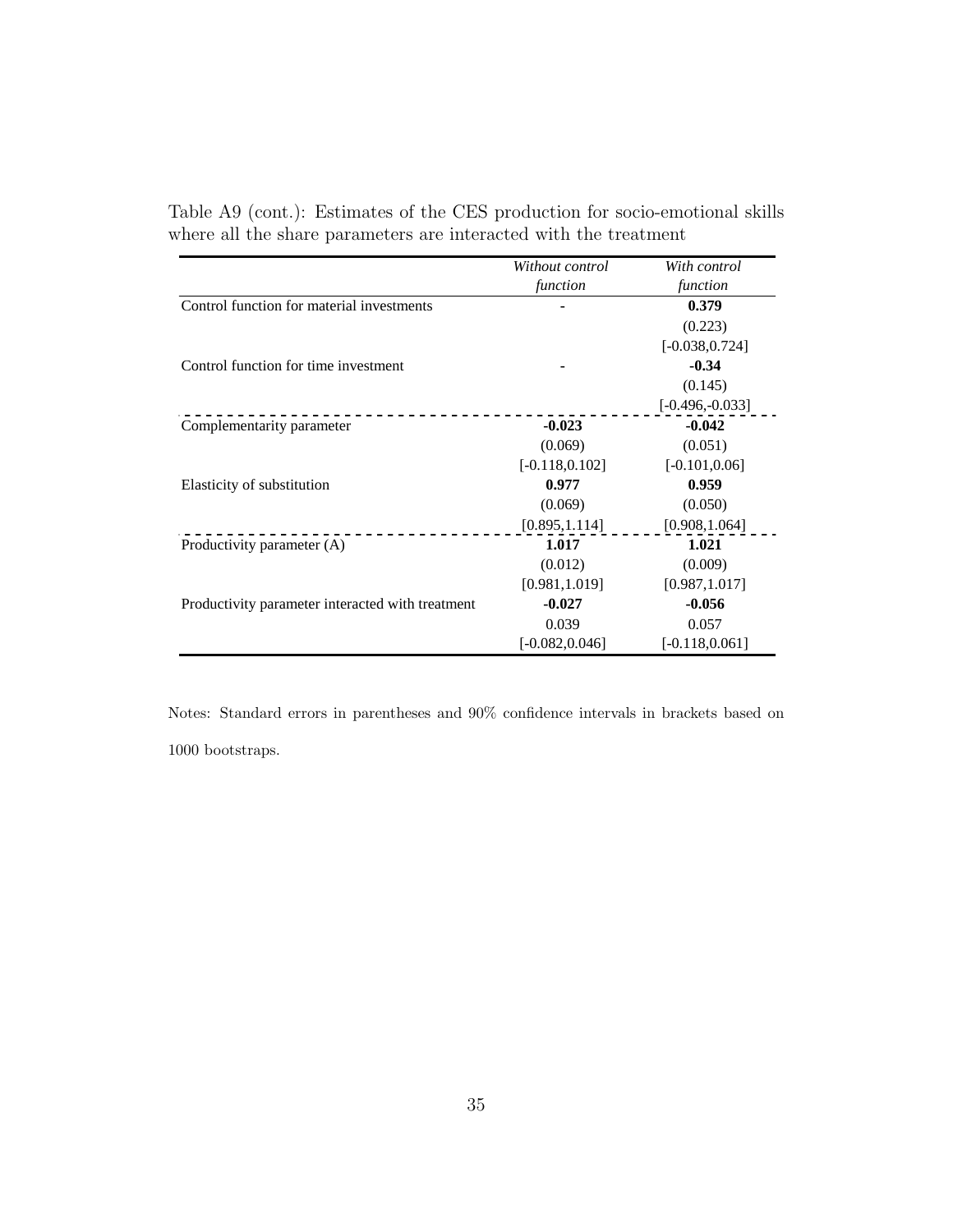Table A9 (cont.): Estimates of the CES production for socio-emotional skills where all the share parameters are interacted with the treatment

| | *Without control function* | *With control function* |
|---|---|---|
| Control function for material investments | - | **0.379** |
| | | (0.223) |
| | | [-0.038,0.724] |
| Control function for time investment | - | **-0.34** |
| | | (0.145) |
| | | [-0.496,-0.033] |
| Complementarity parameter | **-0.023** | **-0.042** |
| | (0.069) | (0.051) |
| | [-0.118,0.102] | [-0.101,0.06] |
| Elasticity of substitution | **0.977** | **0.959** |
| | (0.069) | (0.050) |
| | [0.895,1.114] | [0.908,1.064] |
| Productivity parameter (A) | **1.017** | **1.021** |
| | (0.012) | (0.009) |
| | [0.981,1.019] | [0.987,1.017] |
| Productivity parameter interacted with treatment | **-0.027** | **-0.056** |
| | 0.039 | 0.057 |
| | [-0.082,0.046] | [-0.118,0.061] |

Notes: Standard errors in parentheses and 90% confidence intervals in brackets based on 1000 bootstraps.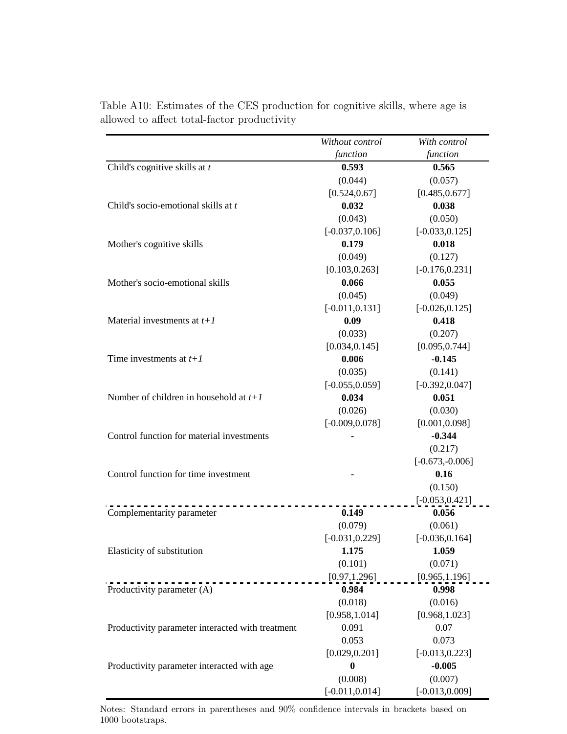Table A10: Estimates of the CES production for cognitive skills, where age is allowed to affect total-factor productivity

| | *Without control function* | *With control function* |
|---|---|---|
| Child's cognitive skills at *t* | **0.593** | **0.565** |
| | (0.044) | (0.057) |
| | [0.524,0.67] | [0.485,0.677] |
| Child's socio-emotional skills at *t* | **0.032** | **0.038** |
| | (0.043) | (0.050) |
| | [-0.037,0.106] | [-0.033,0.125] |
| Mother's cognitive skills | **0.179** | **0.018** |
| | (0.049) | (0.127) |
| | [0.103,0.263] | [-0.176,0.231] |
| Mother's socio-emotional skills | **0.066** | **0.055** |
| | (0.045) | (0.049) |
| | [-0.011,0.131] | [-0.026,0.125] |
| Material investments at *t+1* | **0.09** | **0.418** |
| | (0.033) | (0.207) |
| | [0.034,0.145] | [0.095,0.744] |
| Time investments at *t+1* | **0.006** | **-0.145** |
| | (0.035) | (0.141) |
| | [-0.055,0.059] | [-0.392,0.047] |
| Number of children in household at *t+1* | **0.034** | **0.051** |
| | (0.026) | (0.030) |
| | [-0.009,0.078] | [0.001,0.098] |
| Control function for material investments | **-** | **-0.344** |
| | | (0.217) |
| | | [-0.673,-0.006] |
| Control function for time investment | **-** | **0.16** |
| | | (0.150) |
| | | [-0.053,0.421] |
| Complementarity parameter | **0.149** | **0.056** |
| | (0.079) | (0.061) |
| | [-0.031,0.229] | [-0.036,0.164] |
| Elasticity of substitution | **1.175** | **1.059** |
| | (0.101) | (0.071) |
| | [0.97,1.296] | [0.965,1.196] |
| Productivity parameter (A) | **0.984** | **0.998** |
| | (0.018) | (0.016) |
| | [0.958,1.014] | [0.968,1.023] |
| Productivity parameter interacted with treatment | 0.091 | 0.07 |
| | 0.053 | 0.073 |
| | [0.029,0.201] | [-0.013,0.223] |
| Productivity parameter interacted with age | **0** | **-0.005** |
| | (0.008) | (0.007) |
| | [-0.011,0.014] | [-0.013,0.009] |

Notes: Standard errors in parentheses and 90% confidence intervals in brackets based on 1000 bootstraps.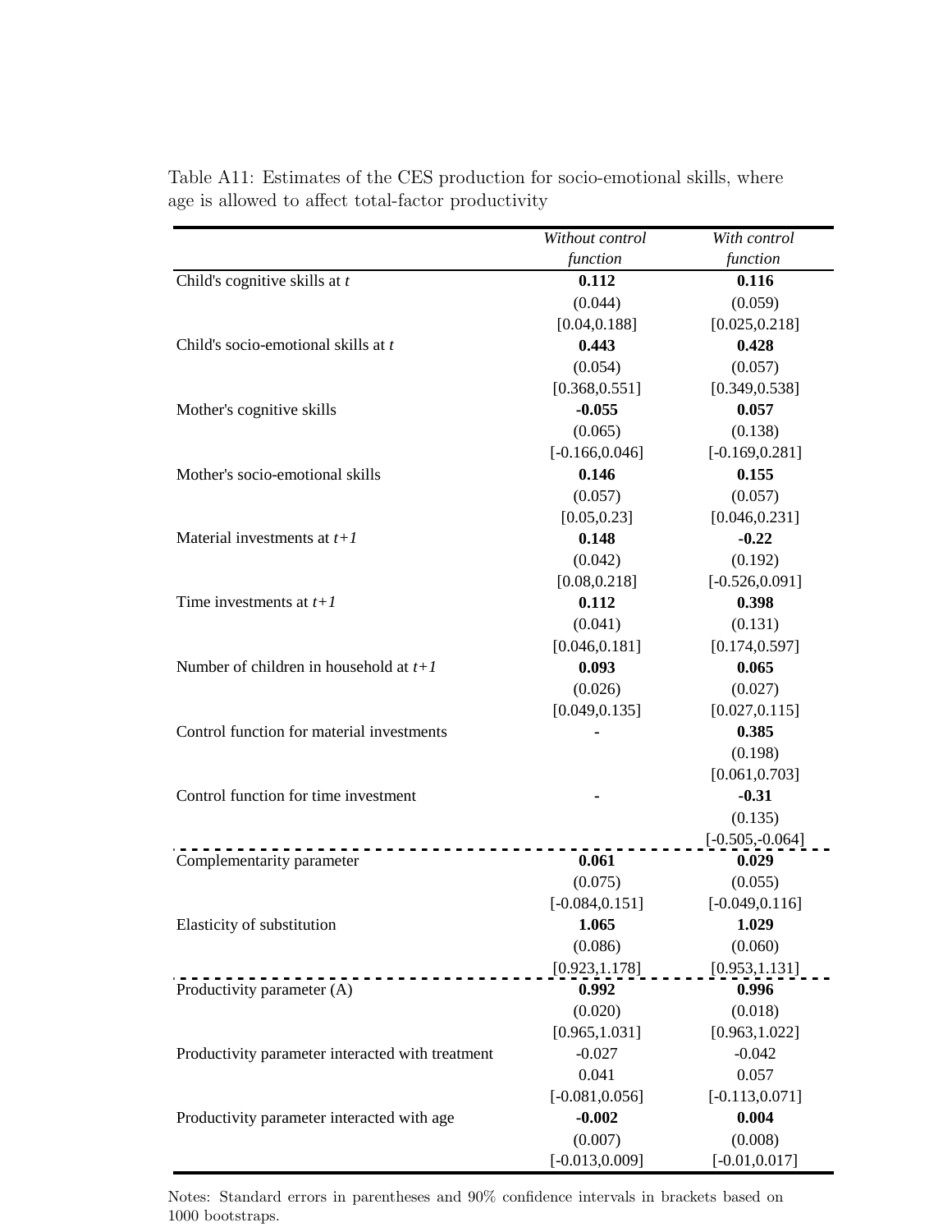Table A11: Estimates of the CES production for socio-emotional skills, where age is allowed to affect total-factor productivity

| | *Without control function* | *With control function* |
|---|---|---|
| Child's cognitive skills at *t* | **0.112** | **0.116** |
| | (0.044) | (0.059) |
| | [0.04,0.188] | [0.025,0.218] |
| Child's socio-emotional skills at *t* | **0.443** | **0.428** |
| | (0.054) | (0.057) |
| | [0.368,0.551] | [0.349,0.538] |
| Mother's cognitive skills | **-0.055** | **0.057** |
| | (0.065) | (0.138) |
| | [-0.166,0.046] | [-0.169,0.281] |
| Mother's socio-emotional skills | **0.146** | **0.155** |
| | (0.057) | (0.057) |
| | [0.05,0.23] | [0.046,0.231] |
| Material investments at *t+1* | **0.148** | **-0.22** |
| | (0.042) | (0.192) |
| | [0.08,0.218] | [-0.526,0.091] |
| Time investments at *t+1* | **0.112** | **0.398** |
| | (0.041) | (0.131) |
| | [0.046,0.181] | [0.174,0.597] |
| Number of children in household at *t+1* | **0.093** | **0.065** |
| | (0.026) | (0.027) |
| | [0.049,0.135] | [0.027,0.115] |
| Control function for material investments | - | **0.385** |
| | | (0.198) |
| | | [0.061,0.703] |
| Control function for time investment | - | **-0.31** |
| | | (0.135) |
| | | [-0.505,-0.064] |
| Complementarity parameter | **0.061** | **0.029** |
| | (0.075) | (0.055) |
| | [-0.084,0.151] | [-0.049,0.116] |
| Elasticity of substitution | **1.065** | **1.029** |
| | (0.086) | (0.060) |
| | [0.923,1.178] | [0.953,1.131] |
| Productivity parameter (A) | **0.992** | **0.996** |
| | (0.020) | (0.018) |
| | [0.965,1.031] | [0.963,1.022] |
| Productivity parameter interacted with treatment | -0.027 | -0.042 |
| | 0.041 | 0.057 |
| | [-0.081,0.056] | [-0.113,0.071] |
| Productivity parameter interacted with age | **-0.002** | **0.004** |
| | (0.007) | (0.008) |
| | [-0.013,0.009] | [-0.01,0.017] |

Notes: Standard errors in parentheses and 90% confidence intervals in brackets based on 1000 bootstraps.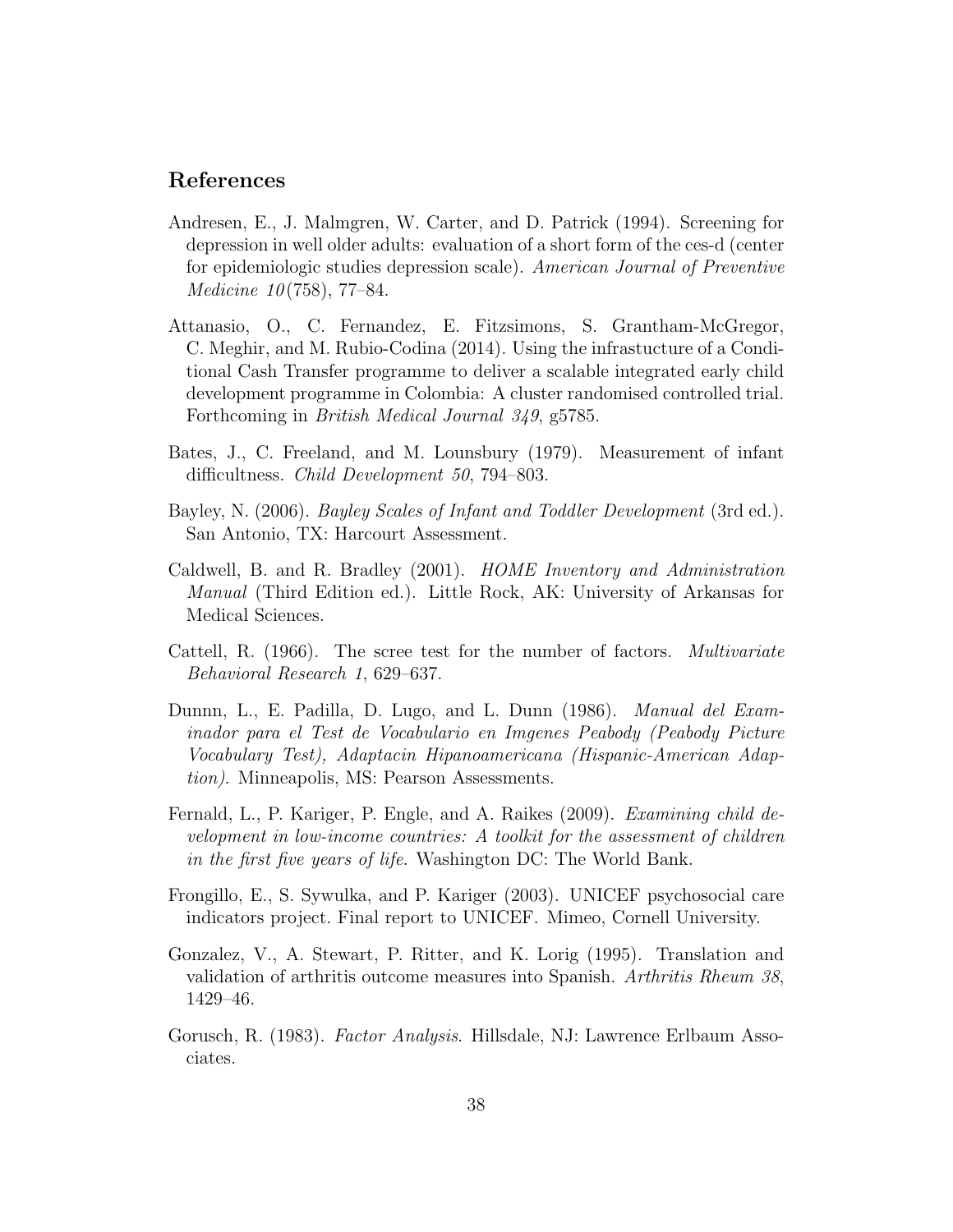## References

Andresen, E., J. Malmgren, W. Carter, and D. Patrick (1994). Screening for depression in well older adults: evaluation of a short form of the ces-d (center for epidemiologic studies depression scale). *American Journal of Preventive Medicine 10*(758), 77–84.

Attanasio, O., C. Fernandez, E. Fitzsimons, S. Grantham-McGregor, C. Meghir, and M. Rubio-Codina (2014). Using the infrastucture of a Conditional Cash Transfer programme to deliver a scalable integrated early child development programme in Colombia: A cluster randomised controlled trial. Forthcoming in *British Medical Journal 349*, g5785.

Bates, J., C. Freeland, and M. Lounsbury (1979). Measurement of infant difficultness. *Child Development 50*, 794–803.

Bayley, N. (2006). *Bayley Scales of Infant and Toddler Development* (3rd ed.). San Antonio, TX: Harcourt Assessment.

Caldwell, B. and R. Bradley (2001). *HOME Inventory and Administration Manual* (Third Edition ed.). Little Rock, AK: University of Arkansas for Medical Sciences.

Cattell, R. (1966). The scree test for the number of factors. *Multivariate Behavioral Research 1*, 629–637.

Dunnn, L., E. Padilla, D. Lugo, and L. Dunn (1986). *Manual del Examinador para el Test de Vocabulario en Imgenes Peabody (Peabody Picture Vocabulary Test), Adaptacin Hipanoamericana (Hispanic-American Adaption).* Minneapolis, MS: Pearson Assessments.

Fernald, L., P. Kariger, P. Engle, and A. Raikes (2009). *Examining child development in low-income countries: A toolkit for the assessment of children in the first five years of life.* Washington DC: The World Bank.

Frongillo, E., S. Sywulka, and P. Kariger (2003). UNICEF psychosocial care indicators project. Final report to UNICEF. Mimeo, Cornell University.

Gonzalez, V., A. Stewart, P. Ritter, and K. Lorig (1995). Translation and validation of arthritis outcome measures into Spanish. *Arthritis Rheum 38*, 1429–46.

Gorusch, R. (1983). *Factor Analysis.* Hillsdale, NJ: Lawrence Erlbaum Associates.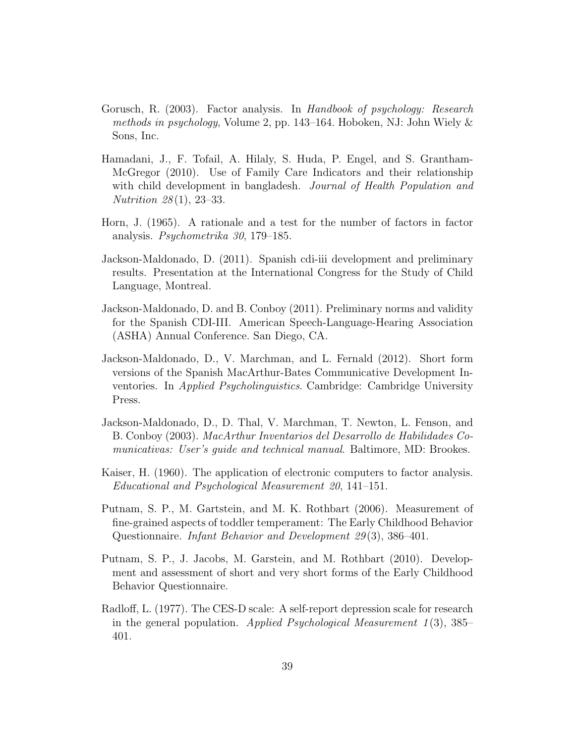Gorusch, R. (2003). Factor analysis. In *Handbook of psychology: Research methods in psychology*, Volume 2, pp. 143–164. Hoboken, NJ: John Wiely & Sons, Inc.

Hamadani, J., F. Tofail, A. Hilaly, S. Huda, P. Engel, and S. Grantham-McGregor (2010). Use of Family Care Indicators and their relationship with child development in bangladesh. *Journal of Health Population and Nutrition 28*(1), 23–33.

Horn, J. (1965). A rationale and a test for the number of factors in factor analysis. *Psychometrika 30*, 179–185.

Jackson-Maldonado, D. (2011). Spanish cdi-iii development and preliminary results. Presentation at the International Congress for the Study of Child Language, Montreal.

Jackson-Maldonado, D. and B. Conboy (2011). Preliminary norms and validity for the Spanish CDI-III. American Speech-Language-Hearing Association (ASHA) Annual Conference. San Diego, CA.

Jackson-Maldonado, D., V. Marchman, and L. Fernald (2012). Short form versions of the Spanish MacArthur-Bates Communicative Development Inventories. In *Applied Psycholinguistics*. Cambridge: Cambridge University Press.

Jackson-Maldonado, D., D. Thal, V. Marchman, T. Newton, L. Fenson, and B. Conboy (2003). *MacArthur Inventarios del Desarrollo de Habilidades Comunicativas: User's guide and technical manual*. Baltimore, MD: Brookes.

Kaiser, H. (1960). The application of electronic computers to factor analysis. *Educational and Psychological Measurement 20*, 141–151.

Putnam, S. P., M. Gartstein, and M. K. Rothbart (2006). Measurement of fine-grained aspects of toddler temperament: The Early Childhood Behavior Questionnaire. *Infant Behavior and Development 29*(3), 386–401.

Putnam, S. P., J. Jacobs, M. Garstein, and M. Rothbart (2010). Development and assessment of short and very short forms of the Early Childhood Behavior Questionnaire.

Radloff, L. (1977). The CES-D scale: A self-report depression scale for research in the general population. *Applied Psychological Measurement 1*(3), 385–401.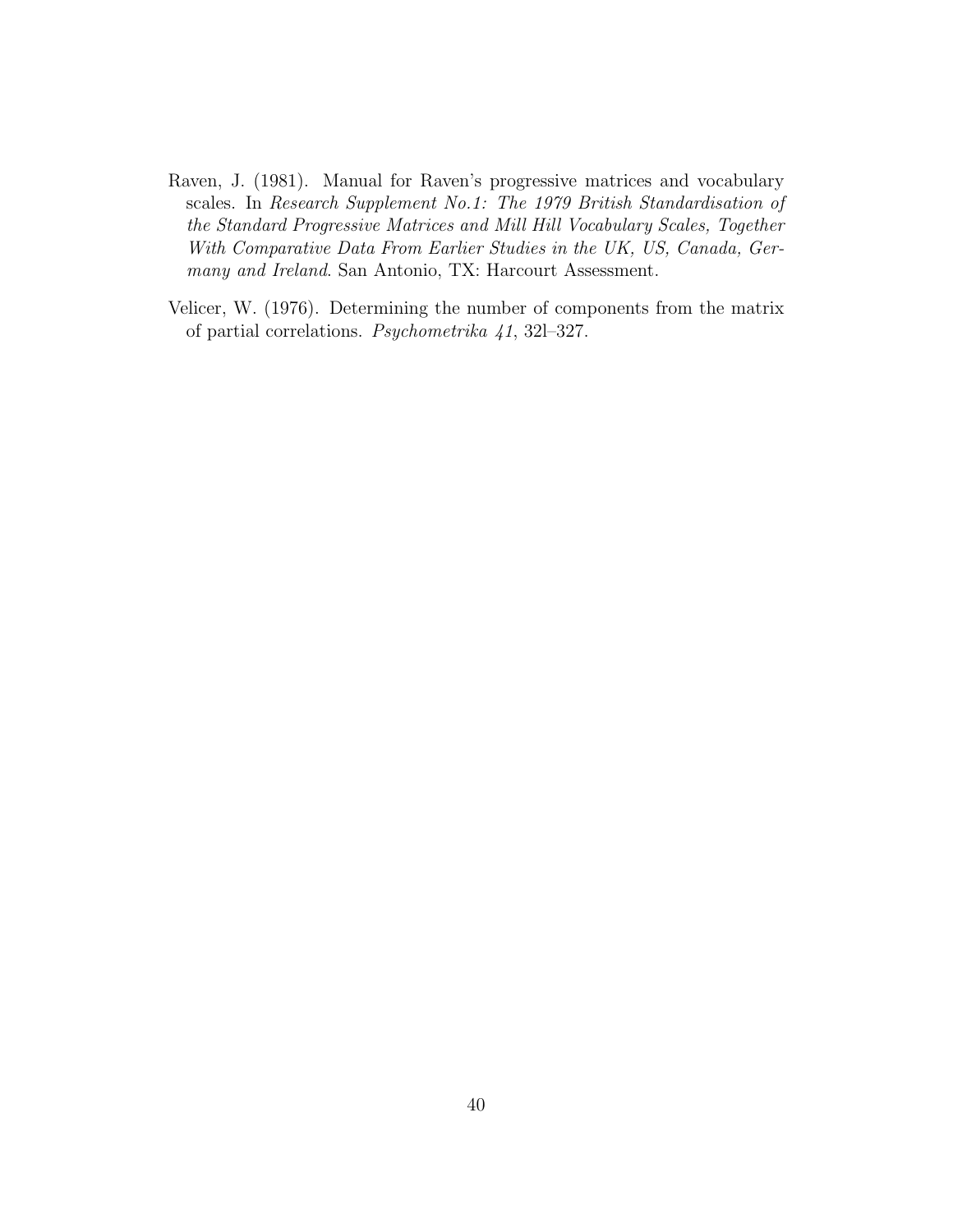Raven, J. (1981). Manual for Raven's progressive matrices and vocabulary scales. In *Research Supplement No.1: The 1979 British Standardisation of the Standard Progressive Matrices and Mill Hill Vocabulary Scales, Together With Comparative Data From Earlier Studies in the UK, US, Canada, Germany and Ireland*. San Antonio, TX: Harcourt Assessment.

Velicer, W. (1976). Determining the number of components from the matrix of partial correlations. *Psychometrika 41*, 32l–327.